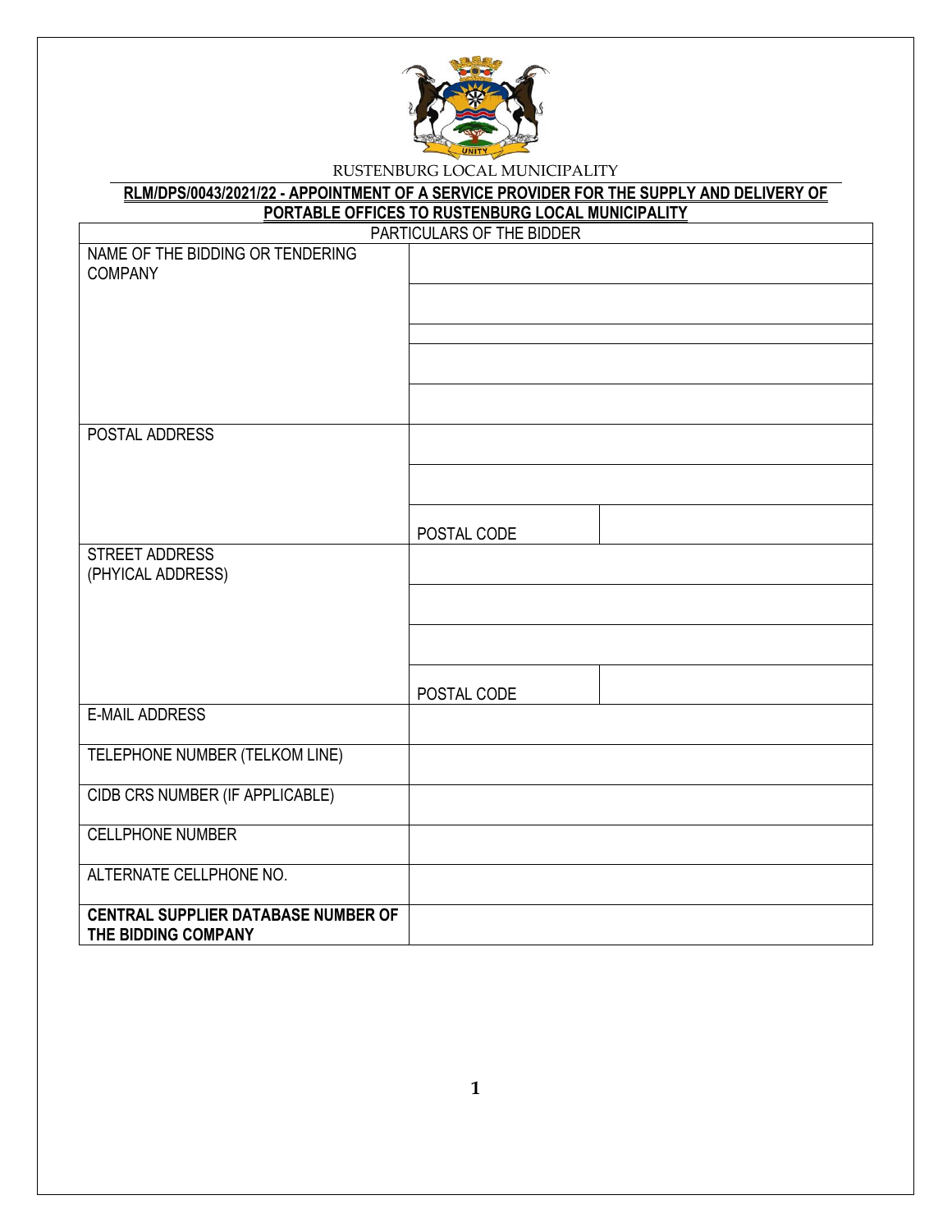RUSTENBURG LOCAL MUNICIPALITY

**RLM/DPS/0043/2021/22 - APPOINTMENT OF A SERVICE PROVIDER FOR THE SUPPLY AND DELIVERY OF PORTABLE OFFICES TO RUSTENBURG LOCAL MUNICIPALITY**

| PARTICULARS OF THE BIDDER | | |
|---|---|---|
| NAME OF THE BIDDING OR TENDERING COMPANY | | |
| | | |
| | | |
| | | |
| | | |
| POSTAL ADDRESS | | |
| | | |
| | POSTAL CODE | |
| STREET ADDRESS (PHYICAL ADDRESS) | | |
| | | |
| | | |
| | POSTAL CODE | |
| E-MAIL ADDRESS | | |
| TELEPHONE NUMBER (TELKOM LINE) | | |
| CIDB CRS NUMBER (IF APPLICABLE) | | |
| CELLPHONE NUMBER | | |
| ALTERNATE CELLPHONE NO. | | |
| **CENTRAL SUPPLIER DATABASE NUMBER OF THE BIDDING COMPANY** | | |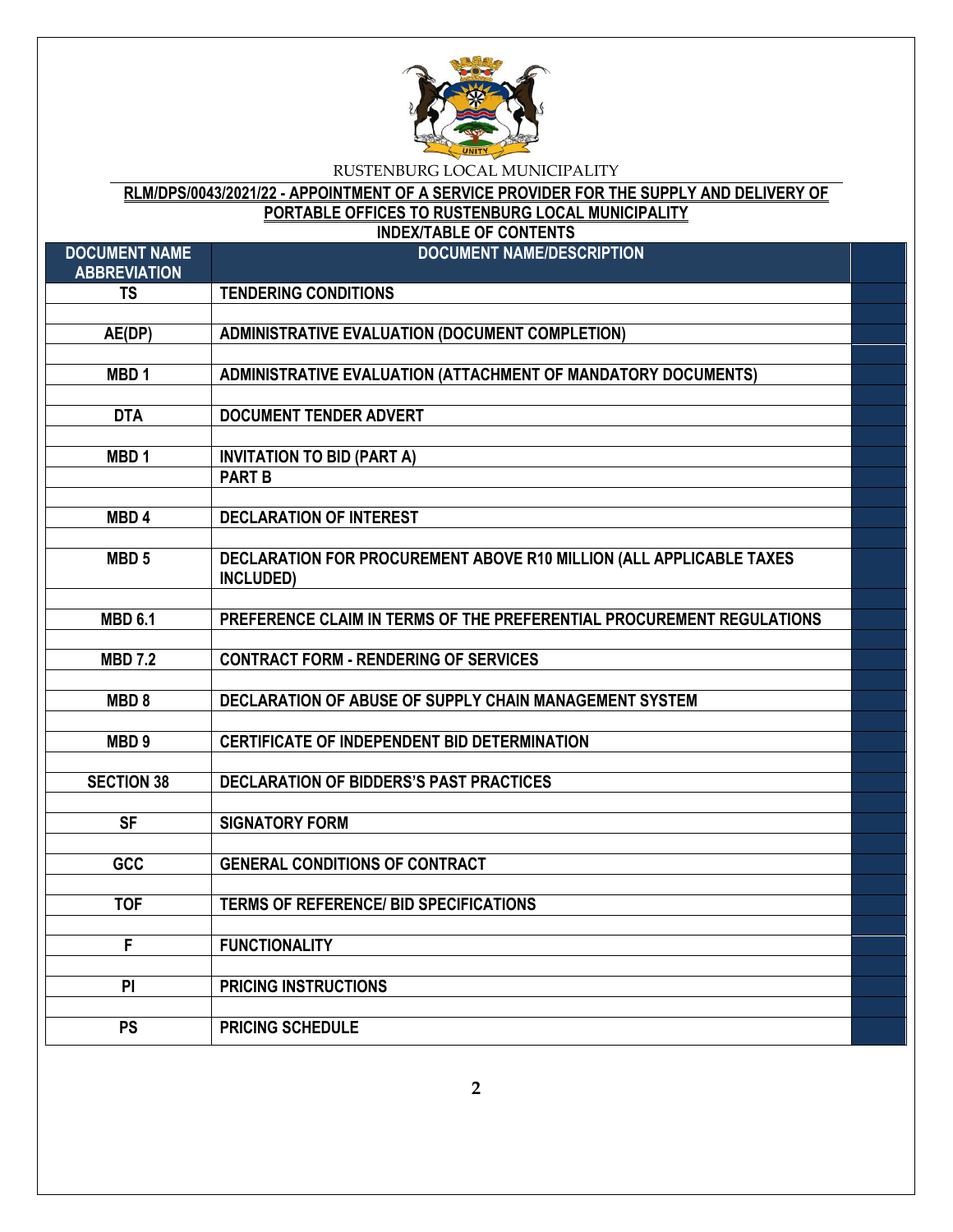RUSTENBURG LOCAL MUNICIPALITY

**RLM/DPS/0043/2021/22 - APPOINTMENT OF A SERVICE PROVIDER FOR THE SUPPLY AND DELIVERY OF PORTABLE OFFICES TO RUSTENBURG LOCAL MUNICIPALITY**

**INDEX/TABLE OF CONTENTS**

| DOCUMENT NAME ABBREVIATION | DOCUMENT NAME/DESCRIPTION | |
|---|---|---|
| TS | TENDERING CONDITIONS | |
| | | |
| AE(DP) | ADMINISTRATIVE EVALUATION (DOCUMENT COMPLETION) | |
| | | |
| MBD 1 | ADMINISTRATIVE EVALUATION (ATTACHMENT OF MANDATORY DOCUMENTS) | |
| | | |
| DTA | DOCUMENT TENDER ADVERT | |
| | | |
| MBD 1 | INVITATION TO BID (PART A) | |
| | PART B | |
| | | |
| MBD 4 | DECLARATION OF INTEREST | |
| | | |
| MBD 5 | DECLARATION FOR PROCUREMENT ABOVE R10 MILLION (ALL APPLICABLE TAXES INCLUDED) | |
| | | |
| MBD 6.1 | PREFERENCE CLAIM IN TERMS OF THE PREFERENTIAL PROCUREMENT REGULATIONS | |
| | | |
| MBD 7.2 | CONTRACT FORM - RENDERING OF SERVICES | |
| | | |
| MBD 8 | DECLARATION OF ABUSE OF SUPPLY CHAIN MANAGEMENT SYSTEM | |
| | | |
| MBD 9 | CERTIFICATE OF INDEPENDENT BID DETERMINATION | |
| | | |
| SECTION 38 | DECLARATION OF BIDDERS'S PAST PRACTICES | |
| | | |
| SF | SIGNATORY FORM | |
| | | |
| GCC | GENERAL CONDITIONS OF CONTRACT | |
| | | |
| TOF | TERMS OF REFERENCE/ BID SPECIFICATIONS | |
| | | |
| F | FUNCTIONALITY | |
| | | |
| PI | PRICING INSTRUCTIONS | |
| | | |
| PS | PRICING SCHEDULE | |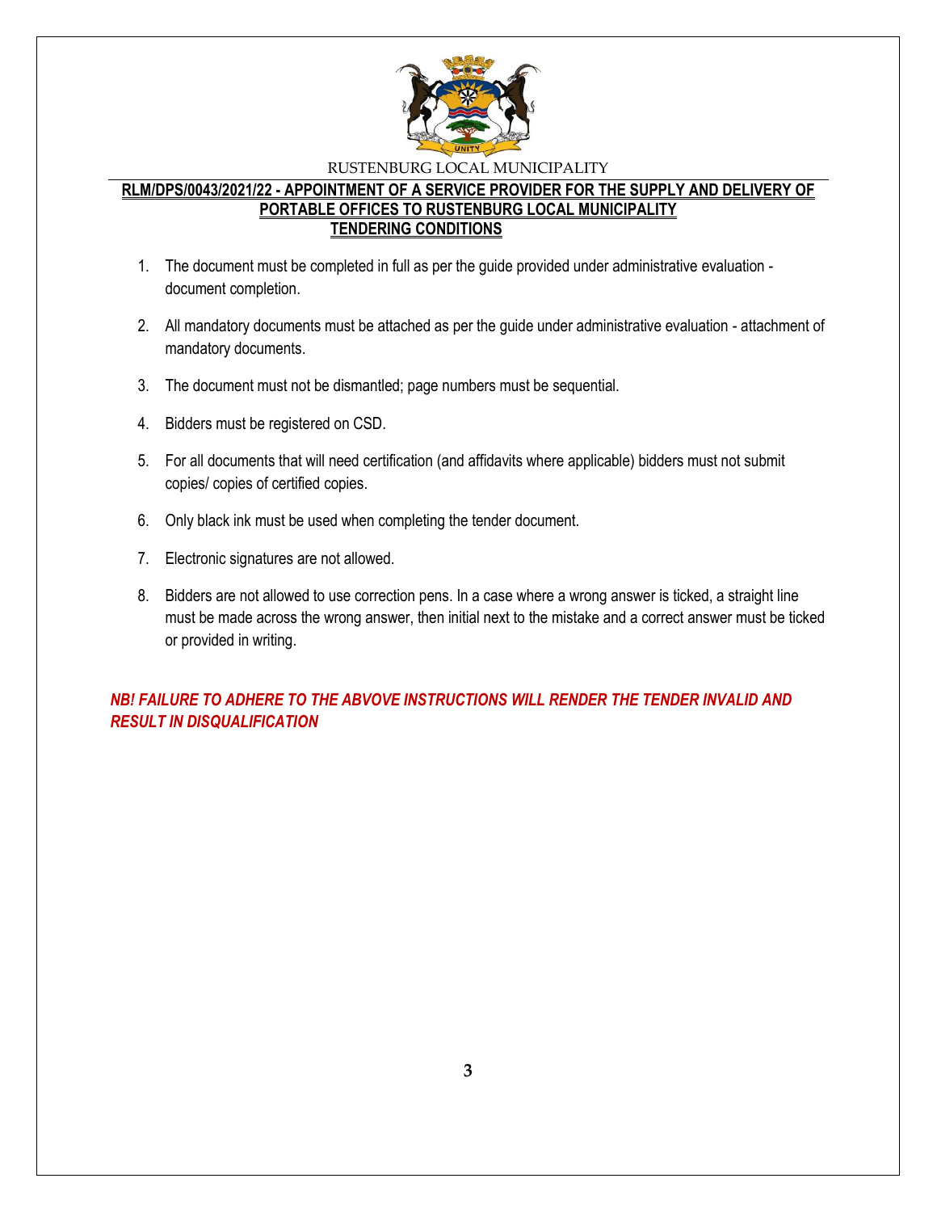RUSTENBURG LOCAL MUNICIPALITY

## RLM/DPS/0043/2021/22 - APPOINTMENT OF A SERVICE PROVIDER FOR THE SUPPLY AND DELIVERY OF PORTABLE OFFICES TO RUSTENBURG LOCAL MUNICIPALITY

### TENDERING CONDITIONS

1. The document must be completed in full as per the guide provided under administrative evaluation - document completion.
2. All mandatory documents must be attached as per the guide under administrative evaluation - attachment of mandatory documents.
3. The document must not be dismantled; page numbers must be sequential.
4. Bidders must be registered on CSD.
5. For all documents that will need certification (and affidavits where applicable) bidders must not submit copies/ copies of certified copies.
6. Only black ink must be used when completing the tender document.
7. Electronic signatures are not allowed.
8. Bidders are not allowed to use correction pens. In a case where a wrong answer is ticked, a straight line must be made across the wrong answer, then initial next to the mistake and a correct answer must be ticked or provided in writing.

***NB! FAILURE TO ADHERE TO THE ABVOVE INSTRUCTIONS WILL RENDER THE TENDER INVALID AND RESULT IN DISQUALIFICATION***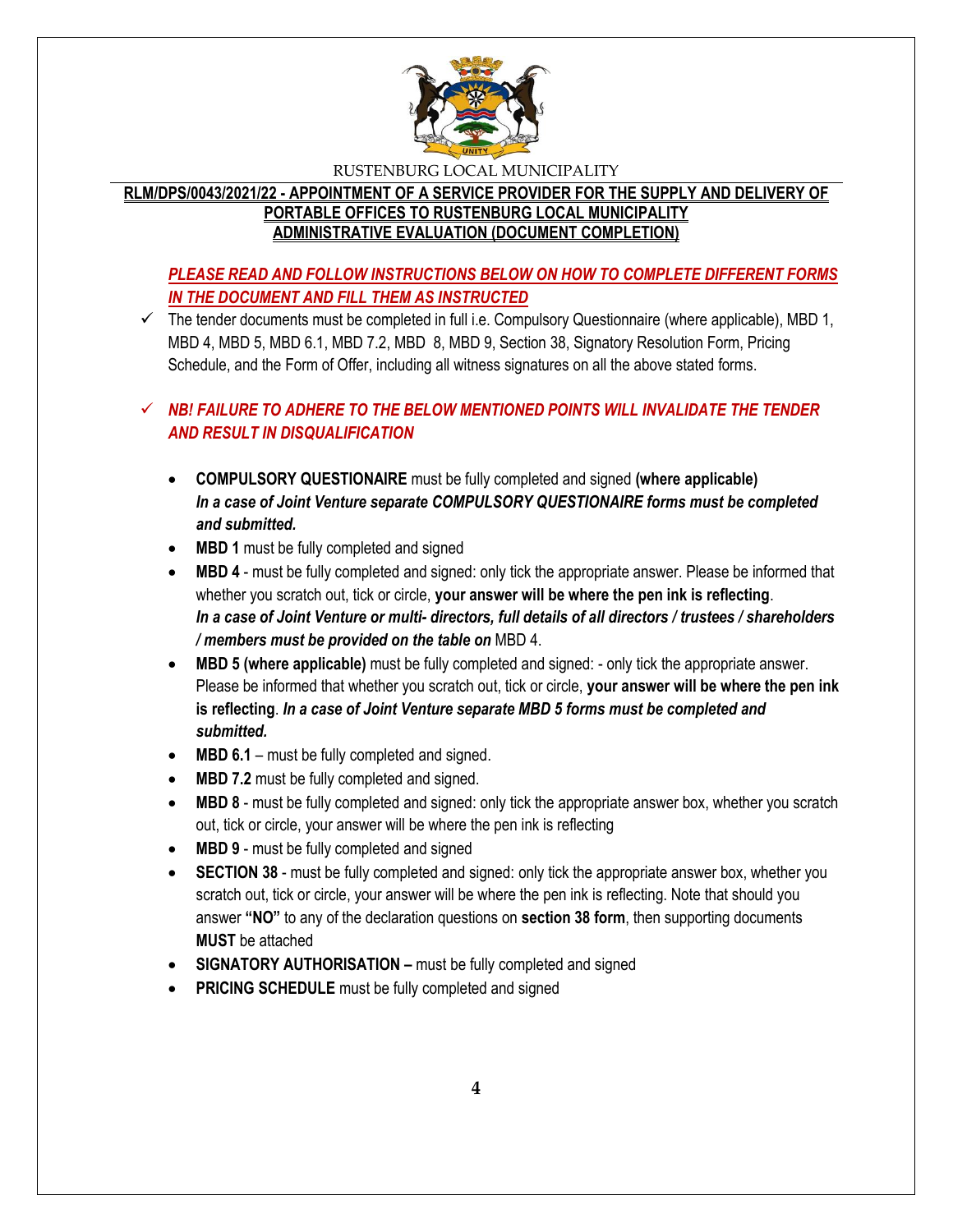RUSTENBURG LOCAL MUNICIPALITY

**RLM/DPS/0043/2021/22 - APPOINTMENT OF A SERVICE PROVIDER FOR THE SUPPLY AND DELIVERY OF PORTABLE OFFICES TO RUSTENBURG LOCAL MUNICIPALITY**

**ADMINISTRATIVE EVALUATION (DOCUMENT COMPLETION)**

***PLEASE READ AND FOLLOW INSTRUCTIONS BELOW ON HOW TO COMPLETE DIFFERENT FORMS IN THE DOCUMENT AND FILL THEM AS INSTRUCTED***

✓ The tender documents must be completed in full i.e. Compulsory Questionnaire (where applicable), MBD 1, MBD 4, MBD 5, MBD 6.1, MBD 7.2, MBD 8, MBD 9, Section 38, Signatory Resolution Form, Pricing Schedule, and the Form of Offer, including all witness signatures on all the above stated forms.

✓ ***NB! FAILURE TO ADHERE TO THE BELOW MENTIONED POINTS WILL INVALIDATE THE TENDER AND RESULT IN DISQUALIFICATION***

- **COMPULSORY QUESTIONAIRE** must be fully completed and signed **(where applicable)** ***In a case of Joint Venture separate COMPULSORY QUESTIONAIRE forms must be completed and submitted.***
- **MBD 1** must be fully completed and signed
- **MBD 4** - must be fully completed and signed: only tick the appropriate answer. Please be informed that whether you scratch out, tick or circle, **your answer will be where the pen ink is reflecting**. ***In a case of Joint Venture or multi- directors, full details of all directors / trustees / shareholders / members must be provided on the table on*** MBD 4.
- **MBD 5 (where applicable)** must be fully completed and signed: - only tick the appropriate answer. Please be informed that whether you scratch out, tick or circle, **your answer will be where the pen ink is reflecting**. ***In a case of Joint Venture separate MBD 5 forms must be completed and submitted.***
- **MBD 6.1** – must be fully completed and signed.
- **MBD 7.2** must be fully completed and signed.
- **MBD 8** - must be fully completed and signed: only tick the appropriate answer box, whether you scratch out, tick or circle, your answer will be where the pen ink is reflecting
- **MBD 9** - must be fully completed and signed
- **SECTION 38** - must be fully completed and signed: only tick the appropriate answer box, whether you scratch out, tick or circle, your answer will be where the pen ink is reflecting. Note that should you answer **"NO"** to any of the declaration questions on **section 38 form**, then supporting documents **MUST** be attached
- **SIGNATORY AUTHORISATION –** must be fully completed and signed
- **PRICING SCHEDULE** must be fully completed and signed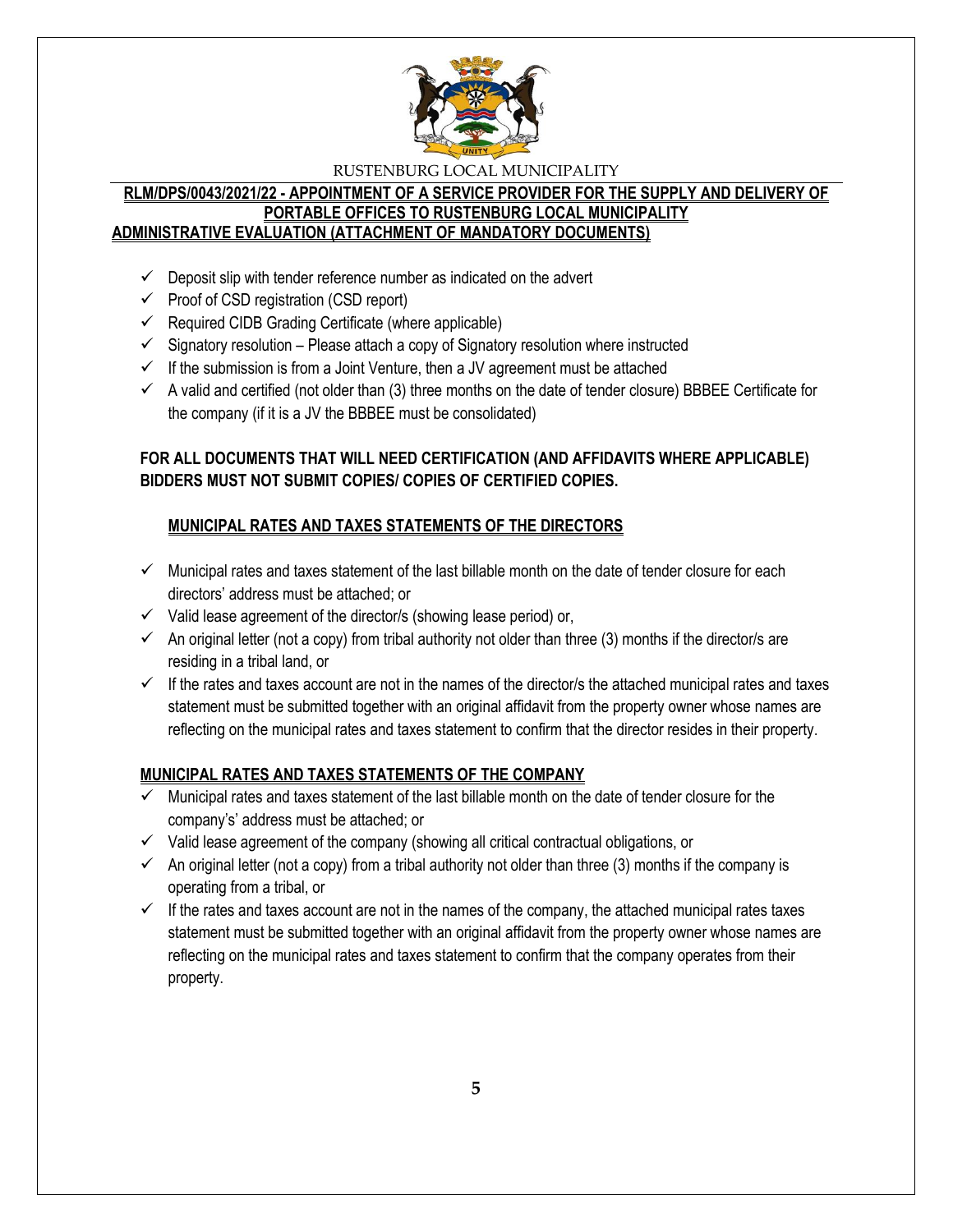RUSTENBURG LOCAL MUNICIPALITY

**RLM/DPS/0043/2021/22 - APPOINTMENT OF A SERVICE PROVIDER FOR THE SUPPLY AND DELIVERY OF PORTABLE OFFICES TO RUSTENBURG LOCAL MUNICIPALITY**

**ADMINISTRATIVE EVALUATION (ATTACHMENT OF MANDATORY DOCUMENTS)**

- ✓ Deposit slip with tender reference number as indicated on the advert
- ✓ Proof of CSD registration (CSD report)
- ✓ Required CIDB Grading Certificate (where applicable)
- ✓ Signatory resolution – Please attach a copy of Signatory resolution where instructed
- ✓ If the submission is from a Joint Venture, then a JV agreement must be attached
- ✓ A valid and certified (not older than (3) three months on the date of tender closure) BBBEE Certificate for the company (if it is a JV the BBBEE must be consolidated)

**FOR ALL DOCUMENTS THAT WILL NEED CERTIFICATION (AND AFFIDAVITS WHERE APPLICABLE) BIDDERS MUST NOT SUBMIT COPIES/ COPIES OF CERTIFIED COPIES.**

**MUNICIPAL RATES AND TAXES STATEMENTS OF THE DIRECTORS**

- ✓ Municipal rates and taxes statement of the last billable month on the date of tender closure for each directors' address must be attached; or
- ✓ Valid lease agreement of the director/s (showing lease period) or,
- ✓ An original letter (not a copy) from tribal authority not older than three (3) months if the director/s are residing in a tribal land, or
- ✓ If the rates and taxes account are not in the names of the director/s the attached municipal rates and taxes statement must be submitted together with an original affidavit from the property owner whose names are reflecting on the municipal rates and taxes statement to confirm that the director resides in their property.

**MUNICIPAL RATES AND TAXES STATEMENTS OF THE COMPANY**

- ✓ Municipal rates and taxes statement of the last billable month on the date of tender closure for the company's' address must be attached; or
- ✓ Valid lease agreement of the company (showing all critical contractual obligations, or
- ✓ An original letter (not a copy) from a tribal authority not older than three (3) months if the company is operating from a tribal, or
- ✓ If the rates and taxes account are not in the names of the company, the attached municipal rates taxes statement must be submitted together with an original affidavit from the property owner whose names are reflecting on the municipal rates and taxes statement to confirm that the company operates from their property.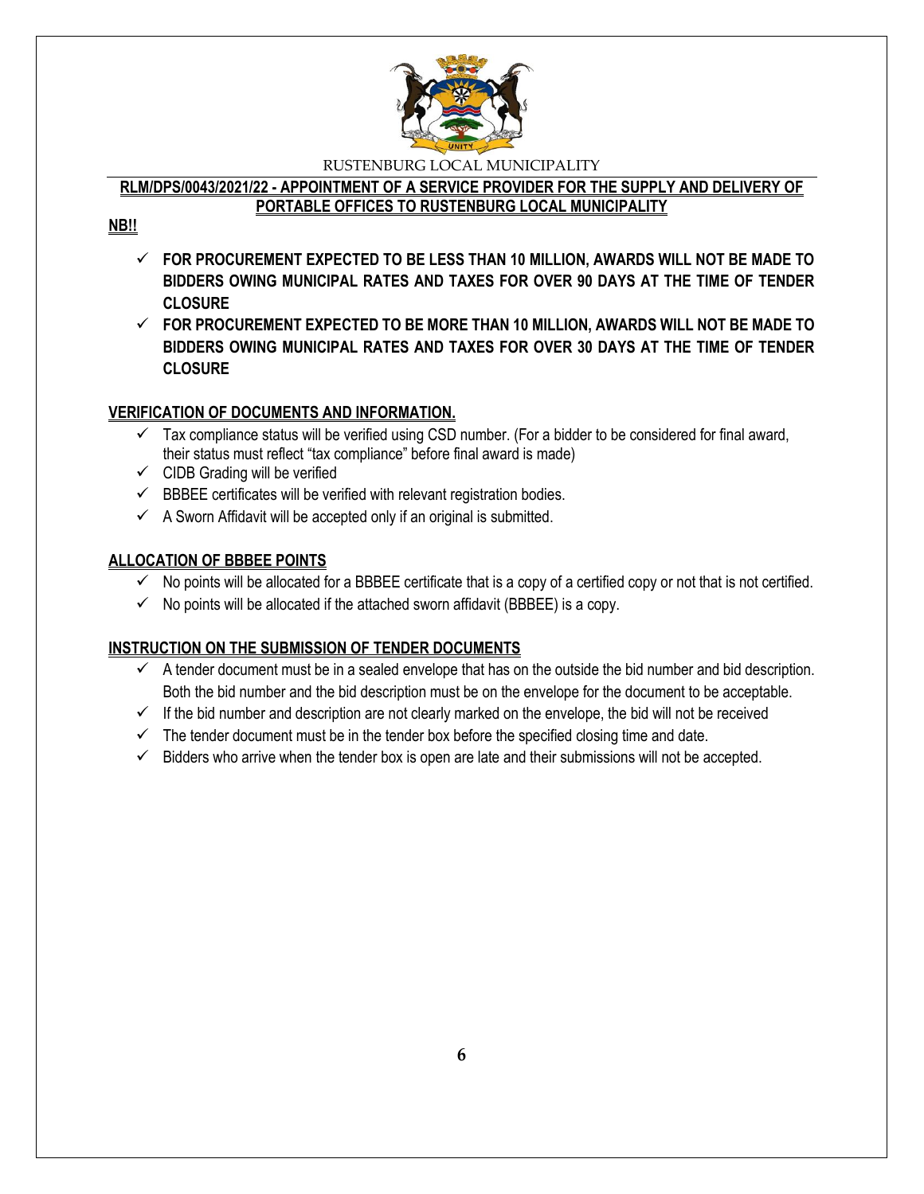RUSTENBURG LOCAL MUNICIPALITY

**RLM/DPS/0043/2021/22 - APPOINTMENT OF A SERVICE PROVIDER FOR THE SUPPLY AND DELIVERY OF PORTABLE OFFICES TO RUSTENBURG LOCAL MUNICIPALITY**

**NB!!**

- ✓ **FOR PROCUREMENT EXPECTED TO BE LESS THAN 10 MILLION, AWARDS WILL NOT BE MADE TO BIDDERS OWING MUNICIPAL RATES AND TAXES FOR OVER 90 DAYS AT THE TIME OF TENDER CLOSURE**
- ✓ **FOR PROCUREMENT EXPECTED TO BE MORE THAN 10 MILLION, AWARDS WILL NOT BE MADE TO BIDDERS OWING MUNICIPAL RATES AND TAXES FOR OVER 30 DAYS AT THE TIME OF TENDER CLOSURE**

**VERIFICATION OF DOCUMENTS AND INFORMATION.**

- ✓ Tax compliance status will be verified using CSD number. (For a bidder to be considered for final award, their status must reflect "tax compliance" before final award is made)
- ✓ CIDB Grading will be verified
- ✓ BBBEE certificates will be verified with relevant registration bodies.
- ✓ A Sworn Affidavit will be accepted only if an original is submitted.

**ALLOCATION OF BBBEE POINTS**

- ✓ No points will be allocated for a BBBEE certificate that is a copy of a certified copy or not that is not certified.
- ✓ No points will be allocated if the attached sworn affidavit (BBBEE) is a copy.

**INSTRUCTION ON THE SUBMISSION OF TENDER DOCUMENTS**

- ✓ A tender document must be in a sealed envelope that has on the outside the bid number and bid description. Both the bid number and the bid description must be on the envelope for the document to be acceptable.
- ✓ If the bid number and description are not clearly marked on the envelope, the bid will not be received
- ✓ The tender document must be in the tender box before the specified closing time and date.
- ✓ Bidders who arrive when the tender box is open are late and their submissions will not be accepted.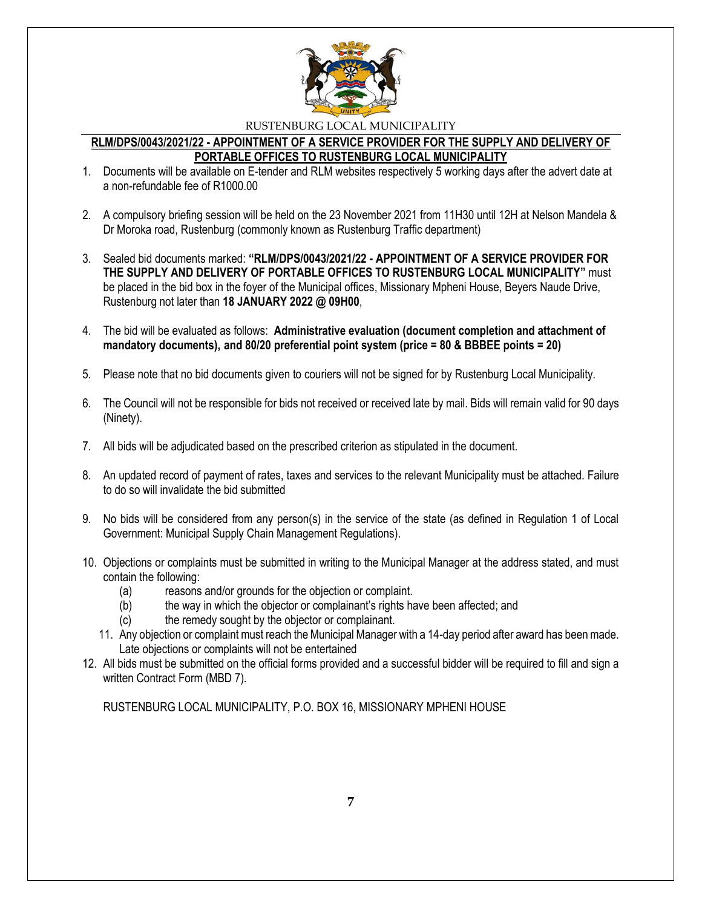RUSTENBURG LOCAL MUNICIPALITY

**RLM/DPS/0043/2021/22 - APPOINTMENT OF A SERVICE PROVIDER FOR THE SUPPLY AND DELIVERY OF PORTABLE OFFICES TO RUSTENBURG LOCAL MUNICIPALITY**

1. Documents will be available on E-tender and RLM websites respectively 5 working days after the advert date at a non-refundable fee of R1000.00

2. A compulsory briefing session will be held on the 23 November 2021 from 11H30 until 12H at Nelson Mandela & Dr Moroka road, Rustenburg (commonly known as Rustenburg Traffic department)

3. Sealed bid documents marked: **"RLM/DPS/0043/2021/22 - APPOINTMENT OF A SERVICE PROVIDER FOR THE SUPPLY AND DELIVERY OF PORTABLE OFFICES TO RUSTENBURG LOCAL MUNICIPALITY"** must be placed in the bid box in the foyer of the Municipal offices, Missionary Mpheni House, Beyers Naude Drive, Rustenburg not later than **18 JANUARY 2022 @ 09H00**,

4. The bid will be evaluated as follows: **Administrative evaluation (document completion and attachment of mandatory documents), and 80/20 preferential point system (price = 80 & BBBEE points = 20)**

5. Please note that no bid documents given to couriers will not be signed for by Rustenburg Local Municipality.

6. The Council will not be responsible for bids not received or received late by mail. Bids will remain valid for 90 days (Ninety).

7. All bids will be adjudicated based on the prescribed criterion as stipulated in the document.

8. An updated record of payment of rates, taxes and services to the relevant Municipality must be attached. Failure to do so will invalidate the bid submitted

9. No bids will be considered from any person(s) in the service of the state (as defined in Regulation 1 of Local Government: Municipal Supply Chain Management Regulations).

10. Objections or complaints must be submitted in writing to the Municipal Manager at the address stated, and must contain the following:
    (a) reasons and/or grounds for the objection or complaint.
    (b) the way in which the objector or complainant's rights have been affected; and
    (c) the remedy sought by the objector or complainant.

11. Any objection or complaint must reach the Municipal Manager with a 14-day period after award has been made. Late objections or complaints will not be entertained

12. All bids must be submitted on the official forms provided and a successful bidder will be required to fill and sign a written Contract Form (MBD 7).

RUSTENBURG LOCAL MUNICIPALITY, P.O. BOX 16, MISSIONARY MPHENI HOUSE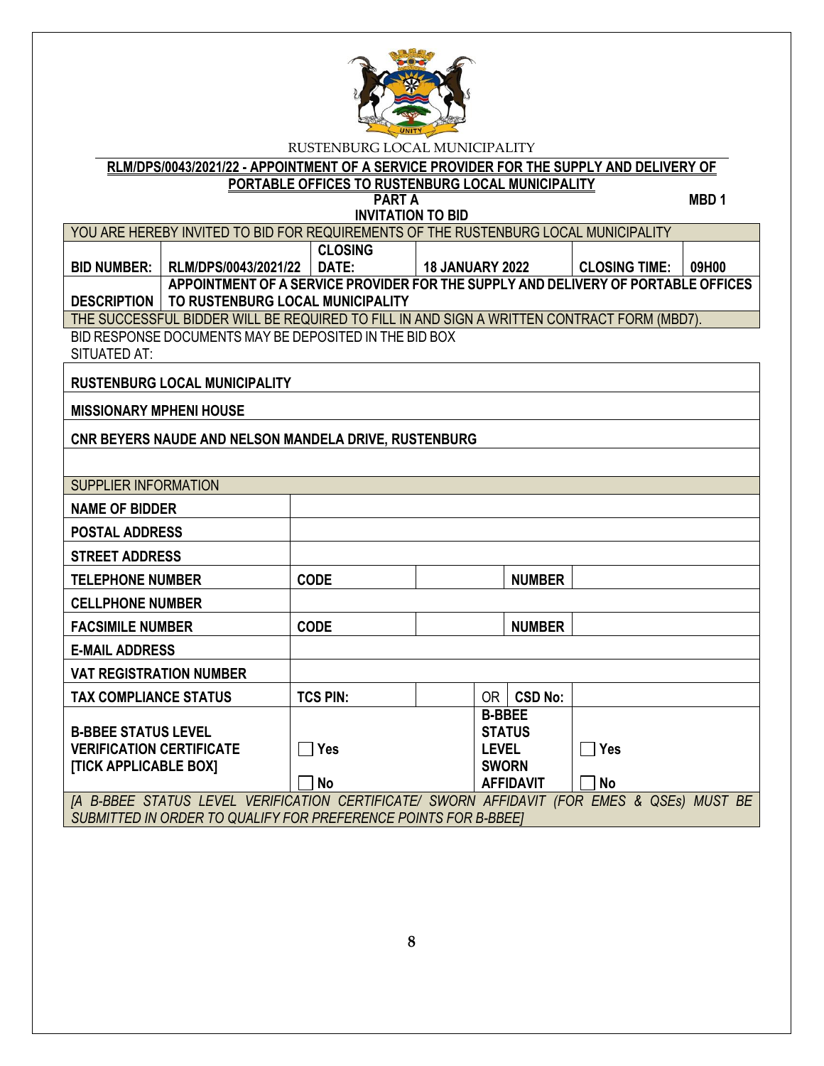RUSTENBURG LOCAL MUNICIPALITY

**RLM/DPS/0043/2021/22 - APPOINTMENT OF A SERVICE PROVIDER FOR THE SUPPLY AND DELIVERY OF PORTABLE OFFICES TO RUSTENBURG LOCAL MUNICIPALITY**

**PART A** **MBD 1**

**INVITATION TO BID**

| YOU ARE HEREBY INVITED TO BID FOR REQUIREMENTS OF THE RUSTENBURG LOCAL MUNICIPALITY | | | | | |
|---|---|---|---|---|---|
| **BID NUMBER:** | **RLM/DPS/0043/2021/22** | **CLOSING DATE:** | **18 JANUARY 2022** | **CLOSING TIME:** | **09H00** |
| **DESCRIPTION** | **APPOINTMENT OF A SERVICE PROVIDER FOR THE SUPPLY AND DELIVERY OF PORTABLE OFFICES TO RUSTENBURG LOCAL MUNICIPALITY** | | | | |
| THE SUCCESSFUL BIDDER WILL BE REQUIRED TO FILL IN AND SIGN A WRITTEN CONTRACT FORM (MBD7). | | | | | |

BID RESPONSE DOCUMENTS MAY BE DEPOSITED IN THE BID BOX SITUATED AT:

| |
|---|
| **RUSTENBURG LOCAL MUNICIPALITY** |
| **MISSIONARY MPHENI HOUSE** |
| **CNR BEYERS NAUDE AND NELSON MANDELA DRIVE, RUSTENBURG** |
| |

| SUPPLIER INFORMATION | | | | | |
|---|---|---|---|---|---|
| **NAME OF BIDDER** | | | | | |
| **POSTAL ADDRESS** | | | | | |
| **STREET ADDRESS** | | | | | |
| **TELEPHONE NUMBER** | **CODE** | | | **NUMBER** | |
| **CELLPHONE NUMBER** | | | | | |
| **FACSIMILE NUMBER** | **CODE** | | | **NUMBER** | |
| **E-MAIL ADDRESS** | | | | | |
| **VAT REGISTRATION NUMBER** | | | | | |
| **TAX COMPLIANCE STATUS** | **TCS PIN:** | | OR | **CSD No:** | |
| **B-BBEE STATUS LEVEL VERIFICATION CERTIFICATE [TICK APPLICABLE BOX]** | ☐ **Yes** ☐ **No** | | **B-BBEE STATUS LEVEL SWORN AFFIDAVIT** | | ☐ **Yes** ☐ **No** |
| *[A B-BBEE STATUS LEVEL VERIFICATION CERTIFICATE/ SWORN AFFIDAVIT (FOR EMES & QSEs) MUST BE SUBMITTED IN ORDER TO QUALIFY FOR PREFERENCE POINTS FOR B-BBEE]* | | | | | |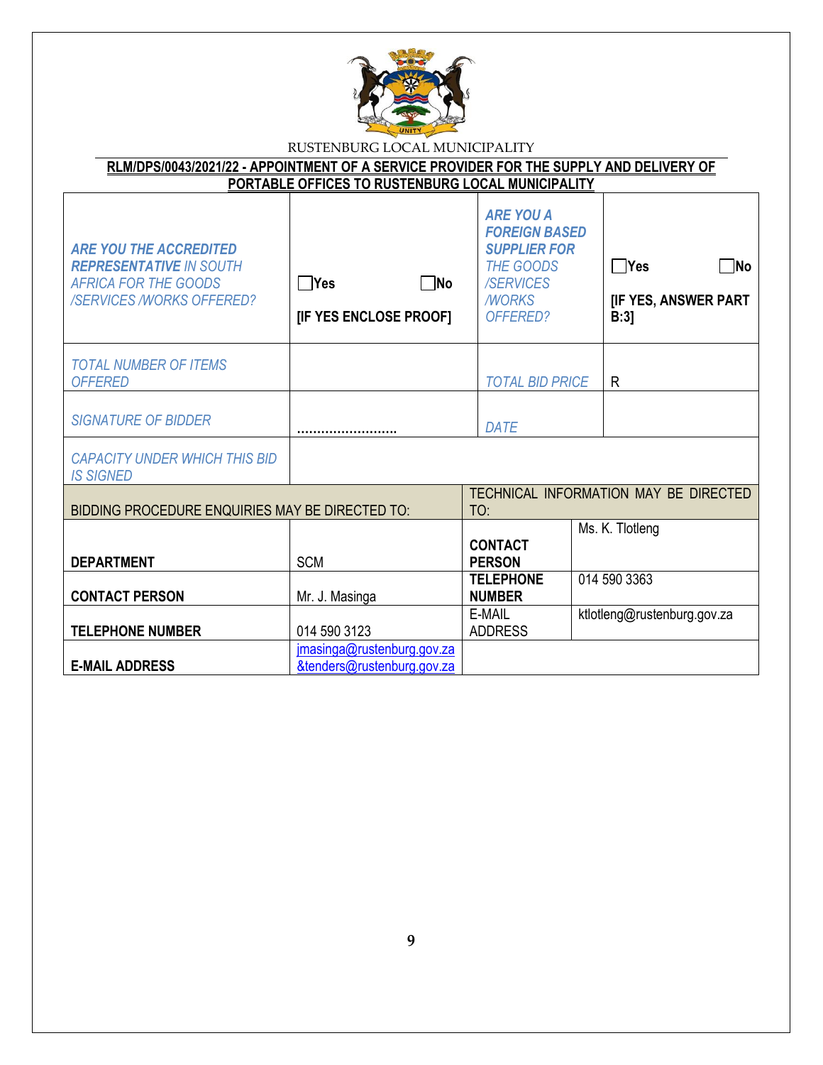RUSTENBURG LOCAL MUNICIPALITY

**RLM/DPS/0043/2021/22 - APPOINTMENT OF A SERVICE PROVIDER FOR THE SUPPLY AND DELIVERY OF PORTABLE OFFICES TO RUSTENBURG LOCAL MUNICIPALITY**

| | | | |
|---|---|---|---|
| ***ARE YOU THE ACCREDITED REPRESENTATIVE*** *IN SOUTH AFRICA FOR THE GOODS /SERVICES /WORKS OFFERED?* | ☐**Yes** ☐**No** **[IF YES ENCLOSE PROOF]** | ***ARE YOU A FOREIGN BASED SUPPLIER FOR*** *THE GOODS /SERVICES /WORKS OFFERED?* | ☐**Yes** ☐**No** **[IF YES, ANSWER PART B:3]** |
| *TOTAL NUMBER OF ITEMS OFFERED* | | *TOTAL BID PRICE* | R |
| *SIGNATURE OF BIDDER* | ……………………. | *DATE* | |
| *CAPACITY UNDER WHICH THIS BID IS SIGNED* | | | |

| BIDDING PROCEDURE ENQUIRIES MAY BE DIRECTED TO: | | TECHNICAL INFORMATION MAY BE DIRECTED TO: | |
|---|---|---|---|
| **DEPARTMENT** | SCM | **CONTACT PERSON** | Ms. K. Tlotleng |
| **CONTACT PERSON** | Mr. J. Masinga | **TELEPHONE NUMBER** | 014 590 3363 |
| **TELEPHONE NUMBER** | 014 590 3123 | E-MAIL ADDRESS | ktlotleng@rustenburg.gov.za |
| **E-MAIL ADDRESS** | jmasinga@rustenburg.gov.za &tenders@rustenburg.gov.za | | |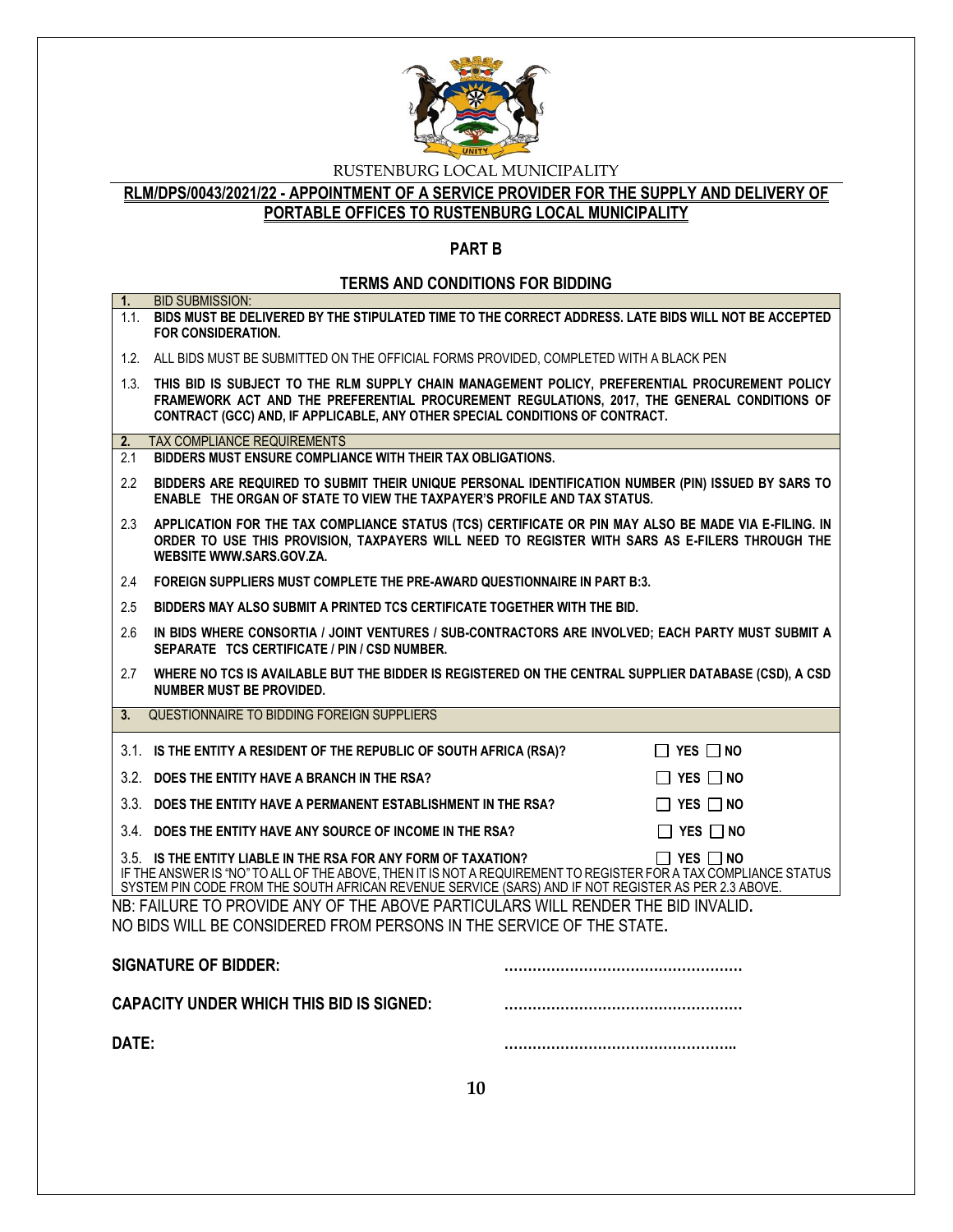RUSTENBURG LOCAL MUNICIPALITY

**RLM/DPS/0043/2021/22 - APPOINTMENT OF A SERVICE PROVIDER FOR THE SUPPLY AND DELIVERY OF PORTABLE OFFICES TO RUSTENBURG LOCAL MUNICIPALITY**

## PART B

## TERMS AND CONDITIONS FOR BIDDING

**1.** BID SUBMISSION:

1.1. **BIDS MUST BE DELIVERED BY THE STIPULATED TIME TO THE CORRECT ADDRESS. LATE BIDS WILL NOT BE ACCEPTED FOR CONSIDERATION.**

1.2. ALL BIDS MUST BE SUBMITTED ON THE OFFICIAL FORMS PROVIDED, COMPLETED WITH A BLACK PEN

1.3. **THIS BID IS SUBJECT TO THE RLM SUPPLY CHAIN MANAGEMENT POLICY, PREFERENTIAL PROCUREMENT POLICY FRAMEWORK ACT AND THE PREFERENTIAL PROCUREMENT REGULATIONS, 2017, THE GENERAL CONDITIONS OF CONTRACT (GCC) AND, IF APPLICABLE, ANY OTHER SPECIAL CONDITIONS OF CONTRACT.**

**2.** TAX COMPLIANCE REQUIREMENTS

2.1 **BIDDERS MUST ENSURE COMPLIANCE WITH THEIR TAX OBLIGATIONS.**

2.2 **BIDDERS ARE REQUIRED TO SUBMIT THEIR UNIQUE PERSONAL IDENTIFICATION NUMBER (PIN) ISSUED BY SARS TO ENABLE THE ORGAN OF STATE TO VIEW THE TAXPAYER'S PROFILE AND TAX STATUS.**

2.3 **APPLICATION FOR THE TAX COMPLIANCE STATUS (TCS) CERTIFICATE OR PIN MAY ALSO BE MADE VIA E-FILING. IN ORDER TO USE THIS PROVISION, TAXPAYERS WILL NEED TO REGISTER WITH SARS AS E-FILERS THROUGH THE WEBSITE WWW.SARS.GOV.ZA.**

2.4 **FOREIGN SUPPLIERS MUST COMPLETE THE PRE-AWARD QUESTIONNAIRE IN PART B:3.**

2.5 **BIDDERS MAY ALSO SUBMIT A PRINTED TCS CERTIFICATE TOGETHER WITH THE BID.**

2.6 **IN BIDS WHERE CONSORTIA / JOINT VENTURES / SUB-CONTRACTORS ARE INVOLVED; EACH PARTY MUST SUBMIT A SEPARATE TCS CERTIFICATE / PIN / CSD NUMBER.**

2.7 **WHERE NO TCS IS AVAILABLE BUT THE BIDDER IS REGISTERED ON THE CENTRAL SUPPLIER DATABASE (CSD), A CSD NUMBER MUST BE PROVIDED.**

**3.** QUESTIONNAIRE TO BIDDING FOREIGN SUPPLIERS

| | |
|---|---|
| 3.1. **IS THE ENTITY A RESIDENT OF THE REPUBLIC OF SOUTH AFRICA (RSA)?** | ☐ **YES** ☐ **NO** |
| 3.2. **DOES THE ENTITY HAVE A BRANCH IN THE RSA?** | ☐ **YES** ☐ **NO** |
| 3.3. **DOES THE ENTITY HAVE A PERMANENT ESTABLISHMENT IN THE RSA?** | ☐ **YES** ☐ **NO** |
| 3.4. **DOES THE ENTITY HAVE ANY SOURCE OF INCOME IN THE RSA?** | ☐ **YES** ☐ **NO** |
| 3.5. **IS THE ENTITY LIABLE IN THE RSA FOR ANY FORM OF TAXATION?** | ☐ **YES** ☐ **NO** |

IF THE ANSWER IS "NO" TO ALL OF THE ABOVE, THEN IT IS NOT A REQUIREMENT TO REGISTER FOR A TAX COMPLIANCE STATUS SYSTEM PIN CODE FROM THE SOUTH AFRICAN REVENUE SERVICE (SARS) AND IF NOT REGISTER AS PER 2.3 ABOVE.

NB: FAILURE TO PROVIDE ANY OF THE ABOVE PARTICULARS WILL RENDER THE BID INVALID.
NO BIDS WILL BE CONSIDERED FROM PERSONS IN THE SERVICE OF THE STATE.

**SIGNATURE OF BIDDER:** ……………………………………………

**CAPACITY UNDER WHICH THIS BID IS SIGNED:** ……………………………………………

**DATE:** …………………………………………..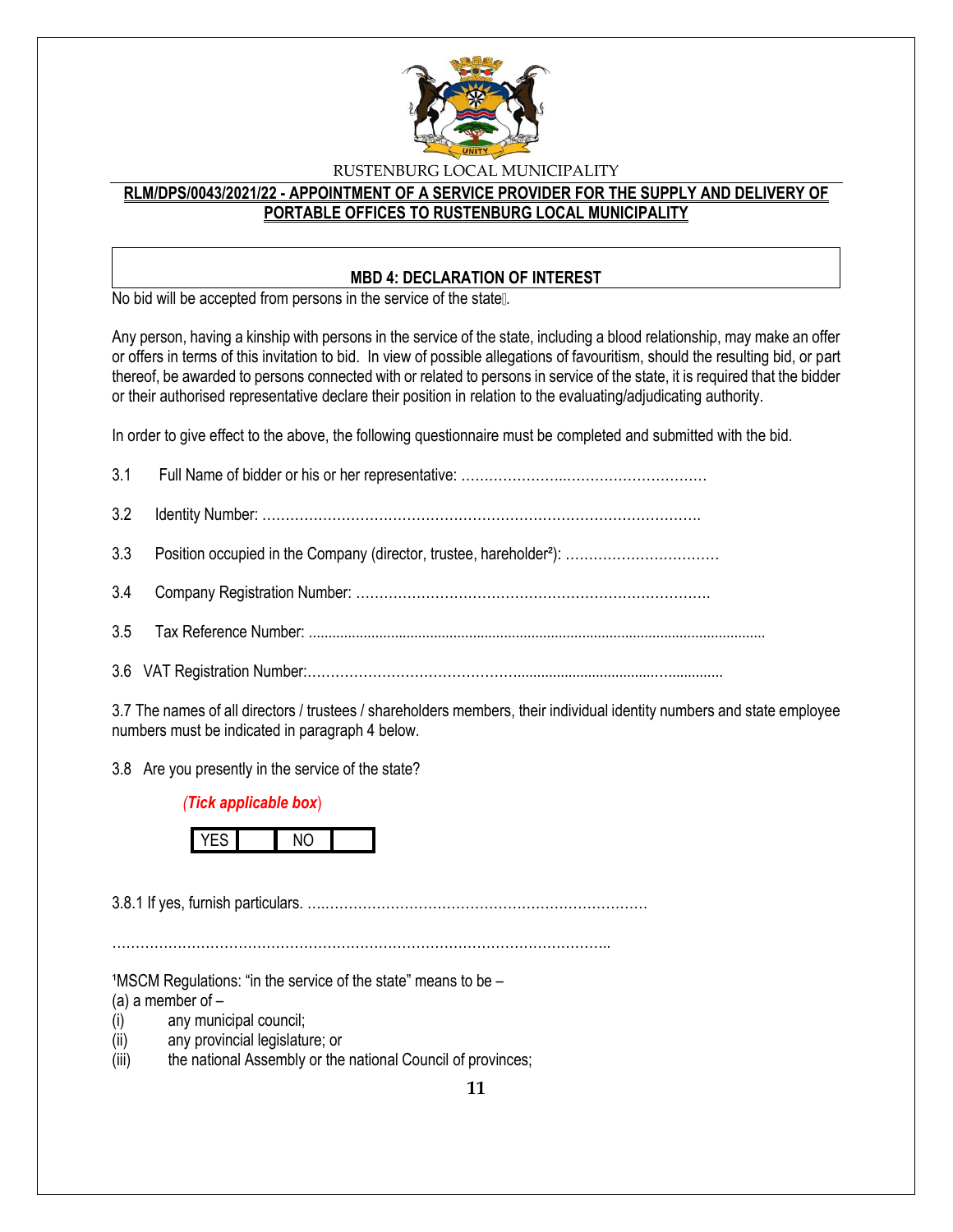RUSTENBURG LOCAL MUNICIPALITY

**RLM/DPS/0043/2021/22 - APPOINTMENT OF A SERVICE PROVIDER FOR THE SUPPLY AND DELIVERY OF PORTABLE OFFICES TO RUSTENBURG LOCAL MUNICIPALITY**

## MBD 4: DECLARATION OF INTEREST

No bid will be accepted from persons in the service of the state[1].

Any person, having a kinship with persons in the service of the state, including a blood relationship, may make an offer or offers in terms of this invitation to bid. In view of possible allegations of favouritism, should the resulting bid, or part thereof, be awarded to persons connected with or related to persons in service of the state, it is required that the bidder or their authorised representative declare their position in relation to the evaluating/adjudicating authority.

In order to give effect to the above, the following questionnaire must be completed and submitted with the bid.

3.1 Full Name of bidder or his or her representative: ……………………………………………………

3.2 Identity Number: ……………………………………………………………………………………

3.3 Position occupied in the Company (director, trustee, hareholder[2]): ……………………………

3.4 Company Registration Number: ……………………………………………………………………

3.5 Tax Reference Number: ………………………………………………………………………………

3.6 VAT Registration Number:……………………………………………………………………………

3.7 The names of all directors / trustees / shareholders members, their individual identity numbers and state employee numbers must be indicated in paragraph 4 below.

3.8 Are you presently in the service of the state?

*(Tick applicable box)*

| YES | | NO | |
|---|---|---|---|

3.8.1 If yes, furnish particulars. ………………………………………………………………………

………………………………………………………………………………………………………………

[1]MSCM Regulations: "in the service of the state" means to be –
(a) a member of –
(i) any municipal council;
(ii) any provincial legislature; or
(iii) the national Assembly or the national Council of provinces;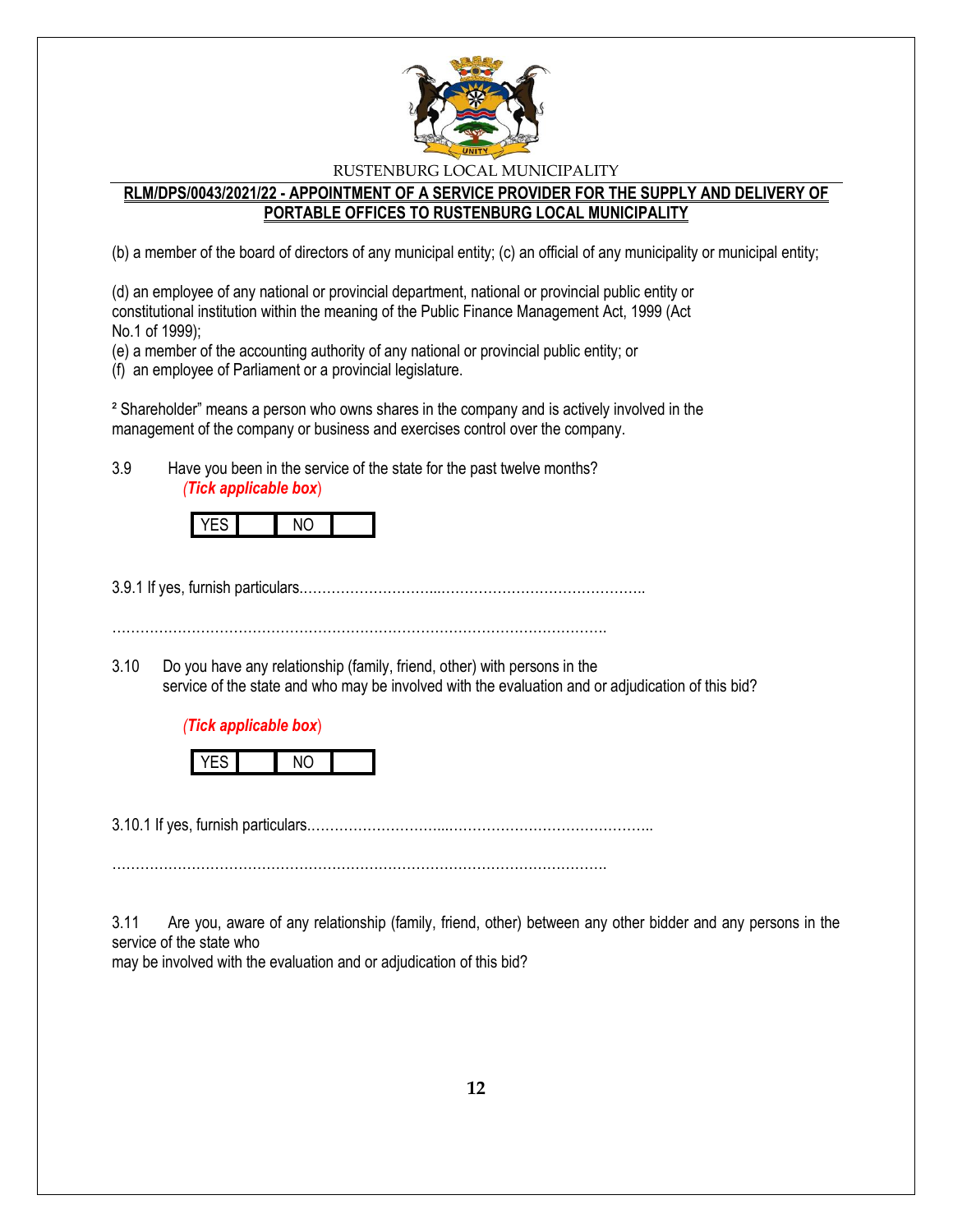(b) a member of the board of directors of any municipal entity; (c) an official of any municipality or municipal entity;

(d) an employee of any national or provincial department, national or provincial public entity or constitutional institution within the meaning of the Public Finance Management Act, 1999 (Act No.1 of 1999);
(e) a member of the accounting authority of any national or provincial public entity; or
(f) an employee of Parliament or a provincial legislature.

² Shareholder" means a person who owns shares in the company and is actively involved in the management of the company or business and exercises control over the company.

3.9 Have you been in the service of the state for the past twelve months?
*(Tick applicable box)*

| YES | | NO | |
|---|---|---|---|

3.9.1 If yes, furnish particulars.……………………...……………………………………..

…………………………………………………………………………………………….

3.10 Do you have any relationship (family, friend, other) with persons in the service of the state and who may be involved with the evaluation and or adjudication of this bid?

*(Tick applicable box)*

| YES | | NO | |
|---|---|---|---|

3.10.1 If yes, furnish particulars.……………………...……………………………………..

…………………………………………………………………………………………….

3.11 Are you, aware of any relationship (family, friend, other) between any other bidder and any persons in the service of the state who
may be involved with the evaluation and or adjudication of this bid?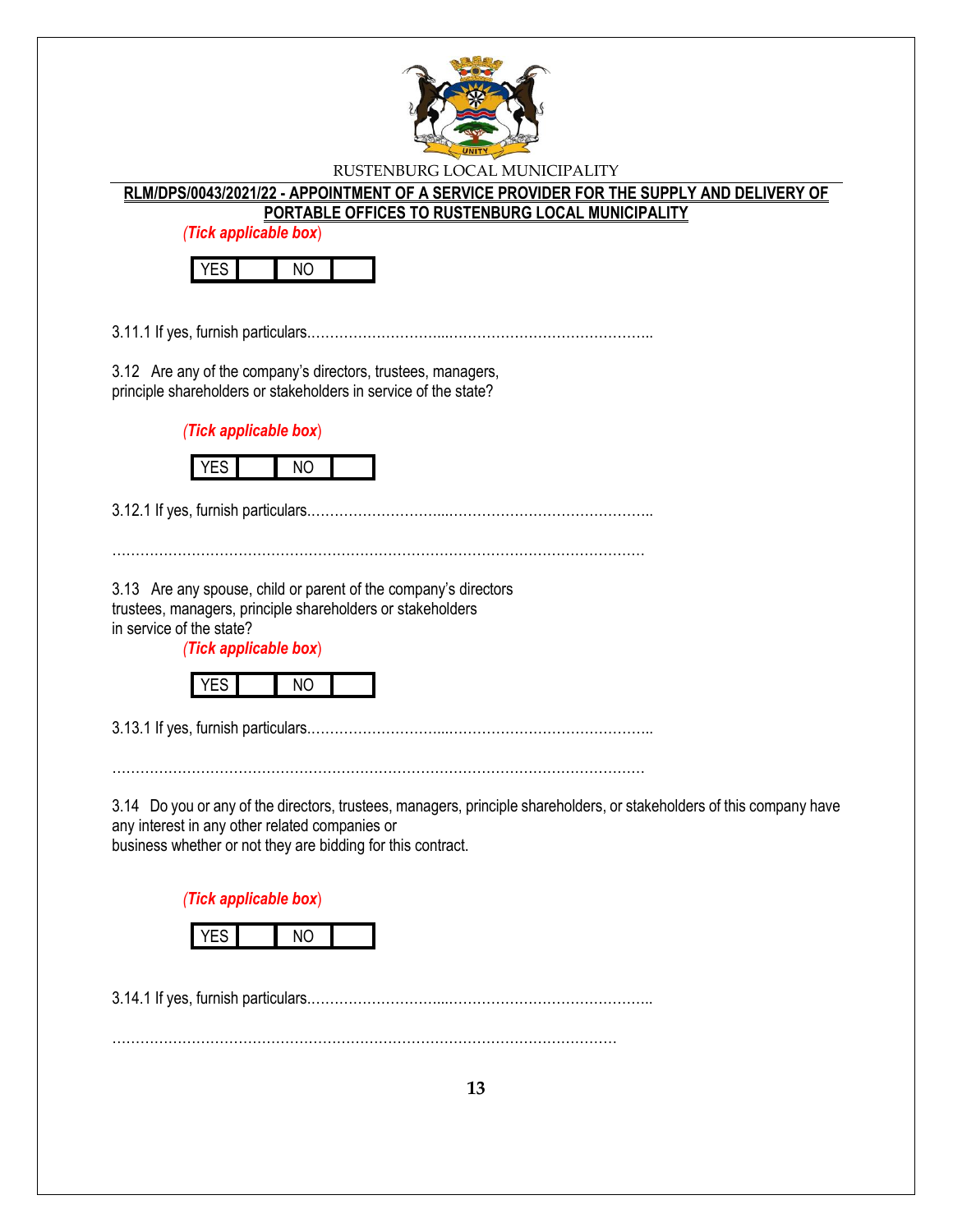RUSTENBURG LOCAL MUNICIPALITY

**RLM/DPS/0043/2021/22 - APPOINTMENT OF A SERVICE PROVIDER FOR THE SUPPLY AND DELIVERY OF PORTABLE OFFICES TO RUSTENBURG LOCAL MUNICIPALITY**

*(Tick applicable box)*

| YES | | NO | |
|---|---|---|---|

3.11.1 If yes, furnish particulars.…………………………...……………………………………..

3.12 Are any of the company's directors, trustees, managers, principle shareholders or stakeholders in service of the state?

*(Tick applicable box)*

| YES | | NO | |
|---|---|---|---|

3.12.1 If yes, furnish particulars.…………………………...……………………………………..

…………………………………………………………………………………………………

3.13 Are any spouse, child or parent of the company's directors trustees, managers, principle shareholders or stakeholders in service of the state?

*(Tick applicable box)*

| YES | | NO | |
|---|---|---|---|

3.13.1 If yes, furnish particulars.…………………………...……………………………………..

…………………………………………………………………………………………………

3.14 Do you or any of the directors, trustees, managers, principle shareholders, or stakeholders of this company have any interest in any other related companies or business whether or not they are bidding for this contract.

*(Tick applicable box)*

| YES | | NO | |
|---|---|---|---|

3.14.1 If yes, furnish particulars.…………………………...……………………………………..

……………………………………………………………………………………………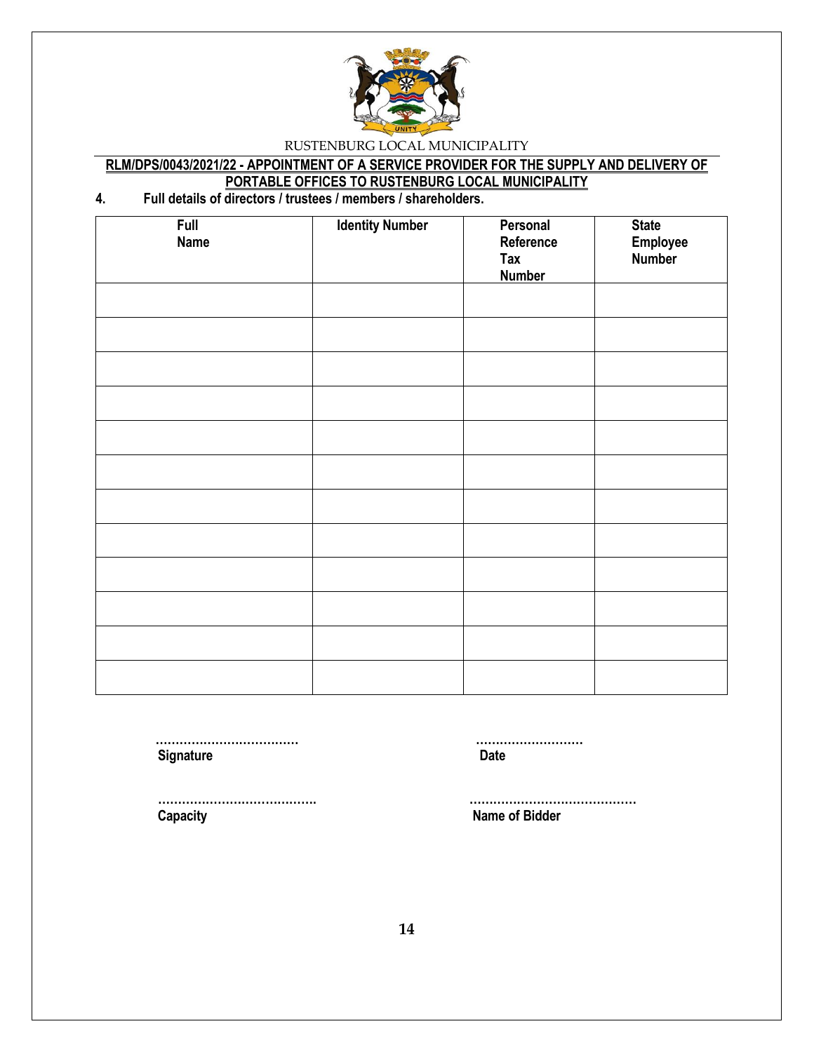RUSTENBURG LOCAL MUNICIPALITY

**RLM/DPS/0043/2021/22 - APPOINTMENT OF A SERVICE PROVIDER FOR THE SUPPLY AND DELIVERY OF PORTABLE OFFICES TO RUSTENBURG LOCAL MUNICIPALITY**

**4. Full details of directors / trustees / members / shareholders.**

| Full Name | Identity Number | Personal Reference Tax Number | State Employee Number |
|---|---|---|---|
| | | | |
| | | | |
| | | | |
| | | | |
| | | | |
| | | | |
| | | | |
| | | | |
| | | | |
| | | | |
| | | | |
| | | | |

………………………………
**Signature**

………………………
**Date**

………………………………….
**Capacity**

……………………………………
**Name of Bidder**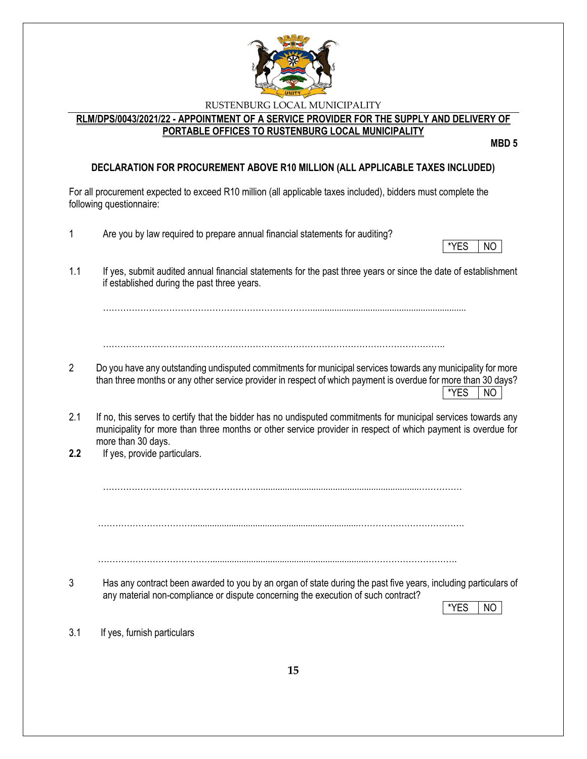RUSTENBURG LOCAL MUNICIPALITY

**RLM/DPS/0043/2021/22 - APPOINTMENT OF A SERVICE PROVIDER FOR THE SUPPLY AND DELIVERY OF PORTABLE OFFICES TO RUSTENBURG LOCAL MUNICIPALITY**

**MBD 5**

**DECLARATION FOR PROCUREMENT ABOVE R10 MILLION (ALL APPLICABLE TAXES INCLUDED)**

For all procurement expected to exceed R10 million (all applicable taxes included), bidders must complete the following questionnaire:

1 Are you by law required to prepare annual financial statements for auditing?

| *YES | NO |
|---|---|

1.1 If yes, submit audited annual financial statements for the past three years or since the date of establishment if established during the past three years.

…………………………………………………………………………………………………………………

…………………………………………………………………………………………………………………

2 Do you have any outstanding undisputed commitments for municipal services towards any municipality for more than three months or any other service provider in respect of which payment is overdue for more than 30 days?

| *YES | NO |
|---|---|

2.1 If no, this serves to certify that the bidder has no undisputed commitments for municipal services towards any municipality for more than three months or other service provider in respect of which payment is overdue for more than 30 days.

**2.2** If yes, provide particulars.

…………………………………………………………………………………………………………………

…………………………………………………………………………………………………………………

…………………………………………………………………………………………………………………

3 Has any contract been awarded to you by an organ of state during the past five years, including particulars of any material non-compliance or dispute concerning the execution of such contract?

| *YES | NO |
|---|---|

3.1 If yes, furnish particulars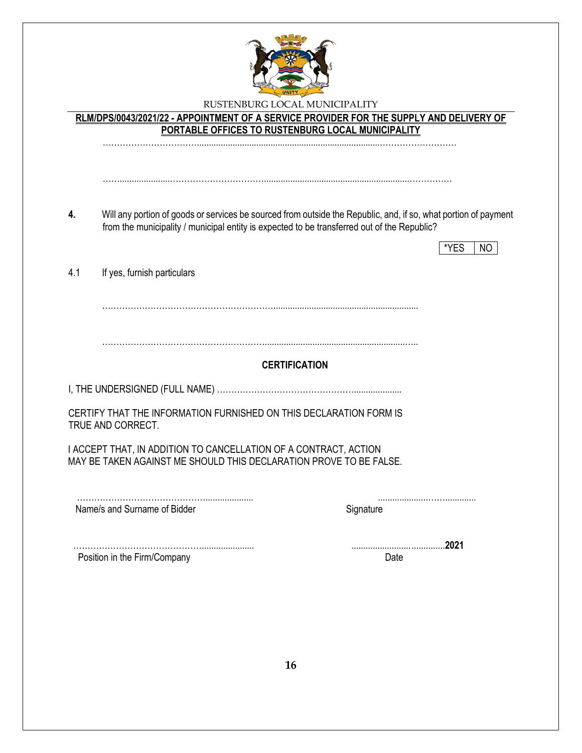RUSTENBURG LOCAL MUNICIPALITY

**RLM/DPS/0043/2021/22 - APPOINTMENT OF A SERVICE PROVIDER FOR THE SUPPLY AND DELIVERY OF PORTABLE OFFICES TO RUSTENBURG LOCAL MUNICIPALITY**

……………………………………………………………………………………………………………

……………………………………………………………………………………………………………

**4.** Will any portion of goods or services be sourced from outside the Republic, and, if so, what portion of payment from the municipality / municipal entity is expected to be transferred out of the Republic?

| *YES | NO |
|---|---|

4.1 If yes, furnish particulars

……………………………………………………………………………………………………

……………………………………………………………………………………………………

**CERTIFICATION**

I, THE UNDERSIGNED (FULL NAME) ……………………………………………………………

CERTIFY THAT THE INFORMATION FURNISHED ON THIS DECLARATION FORM IS TRUE AND CORRECT.

I ACCEPT THAT, IN ADDITION TO CANCELLATION OF A CONTRACT, ACTION MAY BE TAKEN AGAINST ME SHOULD THIS DECLARATION PROVE TO BE FALSE.

……………………………………………………… ………………………………

Name/s and Surname of Bidder Signature

……………………………………………………… ……………………………**2021**

Position in the Firm/Company Date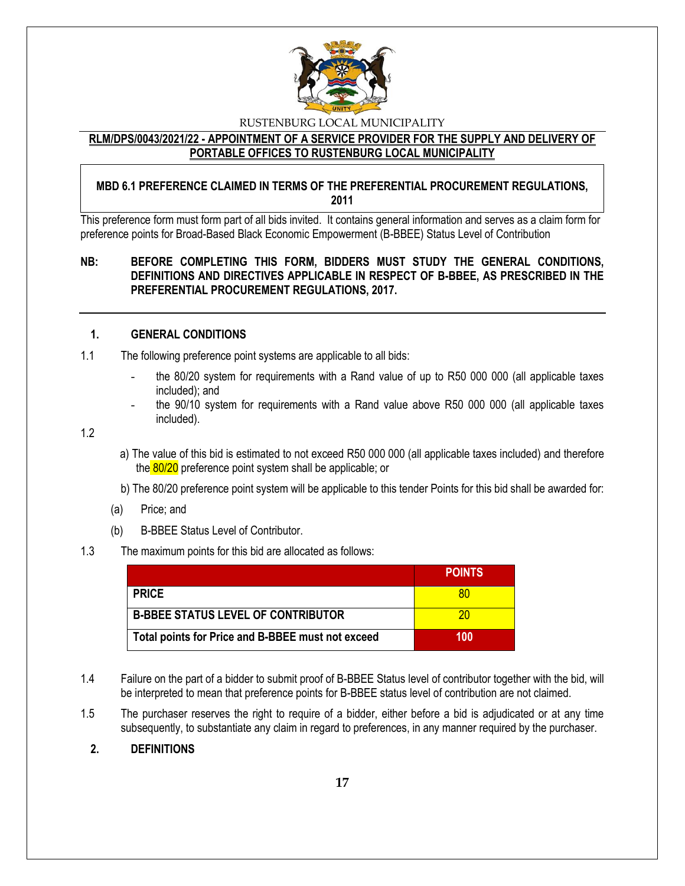RUSTENBURG LOCAL MUNICIPALITY

**RLM/DPS/0043/2021/22 - APPOINTMENT OF A SERVICE PROVIDER FOR THE SUPPLY AND DELIVERY OF PORTABLE OFFICES TO RUSTENBURG LOCAL MUNICIPALITY**

## MBD 6.1 PREFERENCE CLAIMED IN TERMS OF THE PREFERENTIAL PROCUREMENT REGULATIONS, 2011

This preference form must form part of all bids invited. It contains general information and serves as a claim form for preference points for Broad-Based Black Economic Empowerment (B-BBEE) Status Level of Contribution

**NB: BEFORE COMPLETING THIS FORM, BIDDERS MUST STUDY THE GENERAL CONDITIONS, DEFINITIONS AND DIRECTIVES APPLICABLE IN RESPECT OF B-BBEE, AS PRESCRIBED IN THE PREFERENTIAL PROCUREMENT REGULATIONS, 2017.**

### 1. GENERAL CONDITIONS

1.1 The following preference point systems are applicable to all bids:

- the 80/20 system for requirements with a Rand value of up to R50 000 000 (all applicable taxes included); and
- the 90/10 system for requirements with a Rand value above R50 000 000 (all applicable taxes included).

1.2

a) The value of this bid is estimated to not exceed R50 000 000 (all applicable taxes included) and therefore the 80/20 preference point system shall be applicable; or

b) The 80/20 preference point system will be applicable to this tender Points for this bid shall be awarded for:

(a) Price; and

(b) B-BBEE Status Level of Contributor.

1.3 The maximum points for this bid are allocated as follows:

| | POINTS |
|---|---|
| **PRICE** | 80 |
| **B-BBEE STATUS LEVEL OF CONTRIBUTOR** | 20 |
| **Total points for Price and B-BBEE must not exceed** | **100** |

1.4 Failure on the part of a bidder to submit proof of B-BBEE Status level of contributor together with the bid, will be interpreted to mean that preference points for B-BBEE status level of contribution are not claimed.

1.5 The purchaser reserves the right to require of a bidder, either before a bid is adjudicated or at any time subsequently, to substantiate any claim in regard to preferences, in any manner required by the purchaser.

### 2. DEFINITIONS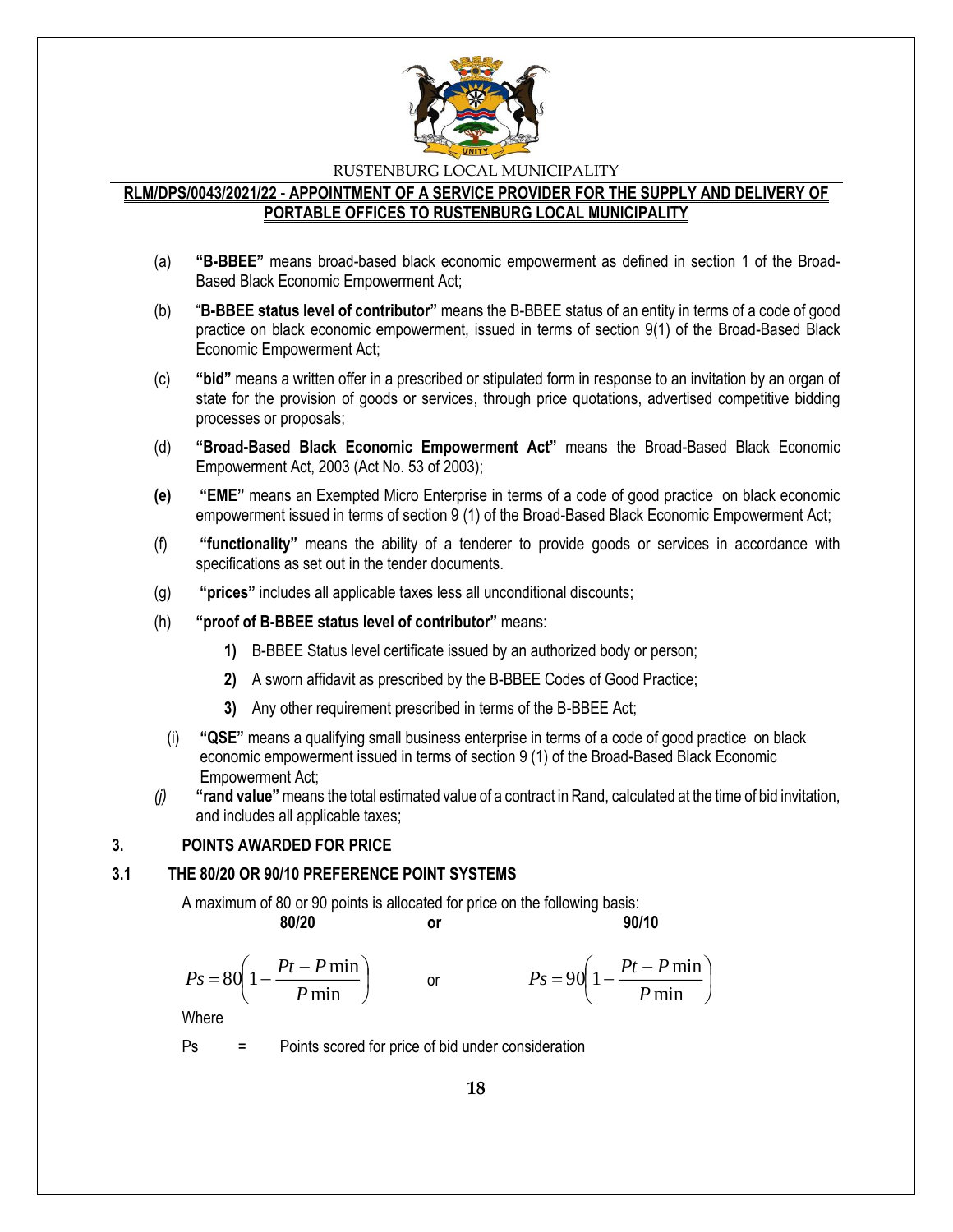(a) **"B-BBEE"** means broad-based black economic empowerment as defined in section 1 of the Broad-Based Black Economic Empowerment Act;

(b) "**B-BBEE status level of contributor"** means the B-BBEE status of an entity in terms of a code of good practice on black economic empowerment, issued in terms of section 9(1) of the Broad-Based Black Economic Empowerment Act;

(c) **"bid"** means a written offer in a prescribed or stipulated form in response to an invitation by an organ of state for the provision of goods or services, through price quotations, advertised competitive bidding processes or proposals;

(d) **"Broad-Based Black Economic Empowerment Act"** means the Broad-Based Black Economic Empowerment Act, 2003 (Act No. 53 of 2003);

**(e)** **"EME"** means an Exempted Micro Enterprise in terms of a code of good practice on black economic empowerment issued in terms of section 9 (1) of the Broad-Based Black Economic Empowerment Act;

(f) **"functionality"** means the ability of a tenderer to provide goods or services in accordance with specifications as set out in the tender documents.

(g) **"prices"** includes all applicable taxes less all unconditional discounts;

(h) **"proof of B-BBEE status level of contributor"** means:

**1)** B-BBEE Status level certificate issued by an authorized body or person;

**2)** A sworn affidavit as prescribed by the B-BBEE Codes of Good Practice;

**3)** Any other requirement prescribed in terms of the B-BBEE Act;

(i) **"QSE"** means a qualifying small business enterprise in terms of a code of good practice on black economic empowerment issued in terms of section 9 (1) of the Broad-Based Black Economic Empowerment Act;

*(j)* **"rand value"** means the total estimated value of a contract in Rand, calculated at the time of bid invitation, and includes all applicable taxes;

## 3. POINTS AWARDED FOR PRICE

### 3.1 THE 80/20 OR 90/10 PREFERENCE POINT SYSTEMS

A maximum of 80 or 90 points is allocated for price on the following basis:

**80/20** **or** **90/10**

$$Ps = 80\left(1 - \frac{Pt - P\min}{P\min}\right) \quad \text{or} \quad Ps = 90\left(1 - \frac{Pt - P\min}{P\min}\right)$$

Where

Ps = Points scored for price of bid under consideration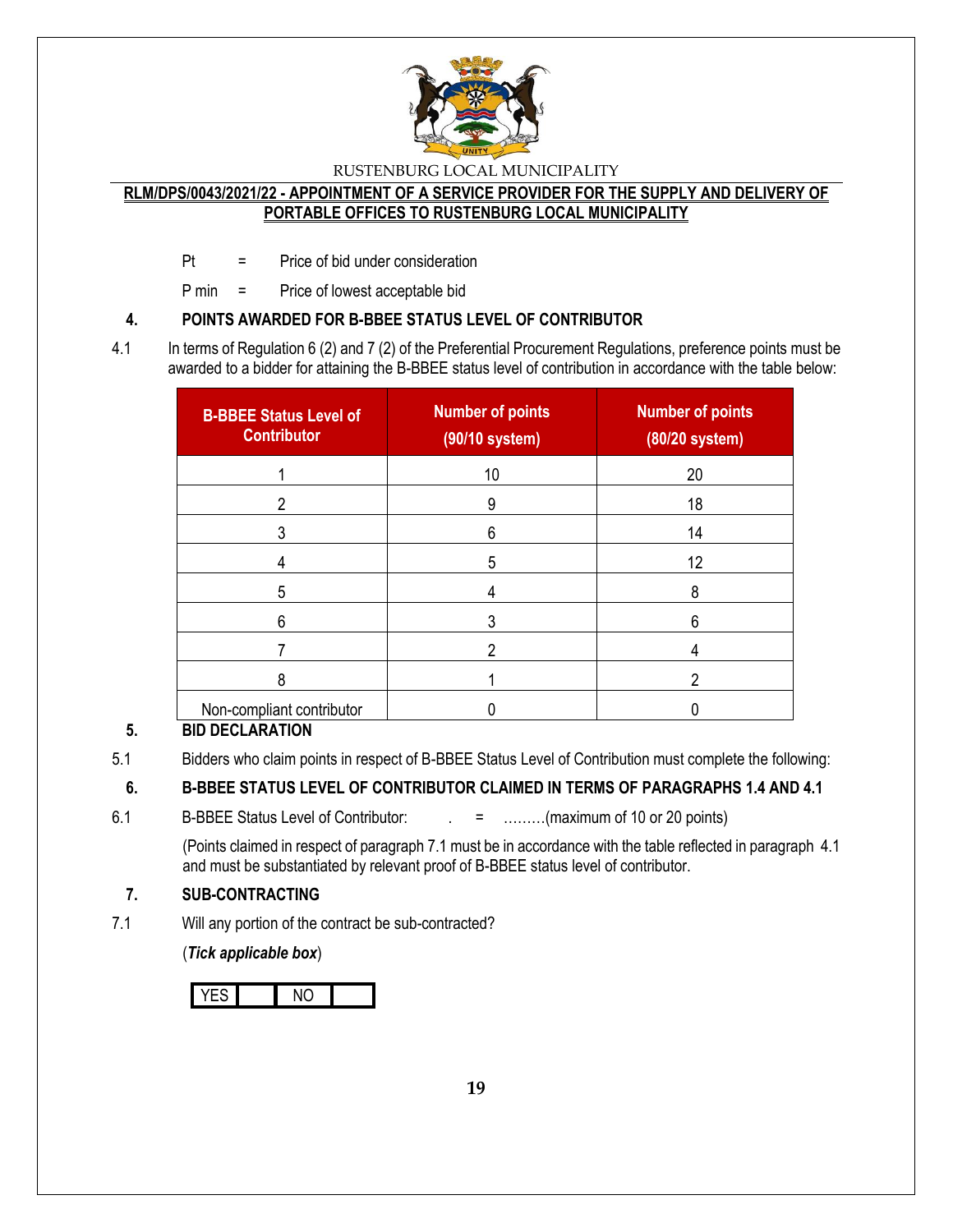Pt = Price of bid under consideration

P min = Price of lowest acceptable bid

### 4. POINTS AWARDED FOR B-BBEE STATUS LEVEL OF CONTRIBUTOR

4.1 In terms of Regulation 6 (2) and 7 (2) of the Preferential Procurement Regulations, preference points must be awarded to a bidder for attaining the B-BBEE status level of contribution in accordance with the table below:

| B-BBEE Status Level of Contributor | Number of points (90/10 system) | Number of points (80/20 system) |
|---|---|---|
| 1 | 10 | 20 |
| 2 | 9 | 18 |
| 3 | 6 | 14 |
| 4 | 5 | 12 |
| 5 | 4 | 8 |
| 6 | 3 | 6 |
| 7 | 2 | 4 |
| 8 | 1 | 2 |
| Non-compliant contributor | 0 | 0 |

### 5. BID DECLARATION

5.1 Bidders who claim points in respect of B-BBEE Status Level of Contribution must complete the following:

### 6. B-BBEE STATUS LEVEL OF CONTRIBUTOR CLAIMED IN TERMS OF PARAGRAPHS 1.4 AND 4.1

6.1 B-BBEE Status Level of Contributor: . = ………(maximum of 10 or 20 points)

(Points claimed in respect of paragraph 7.1 must be in accordance with the table reflected in paragraph 4.1 and must be substantiated by relevant proof of B-BBEE status level of contributor.

### 7. SUB-CONTRACTING

7.1 Will any portion of the contract be sub-contracted?

(***Tick applicable box***)

| YES | | NO | |
|---|---|---|---|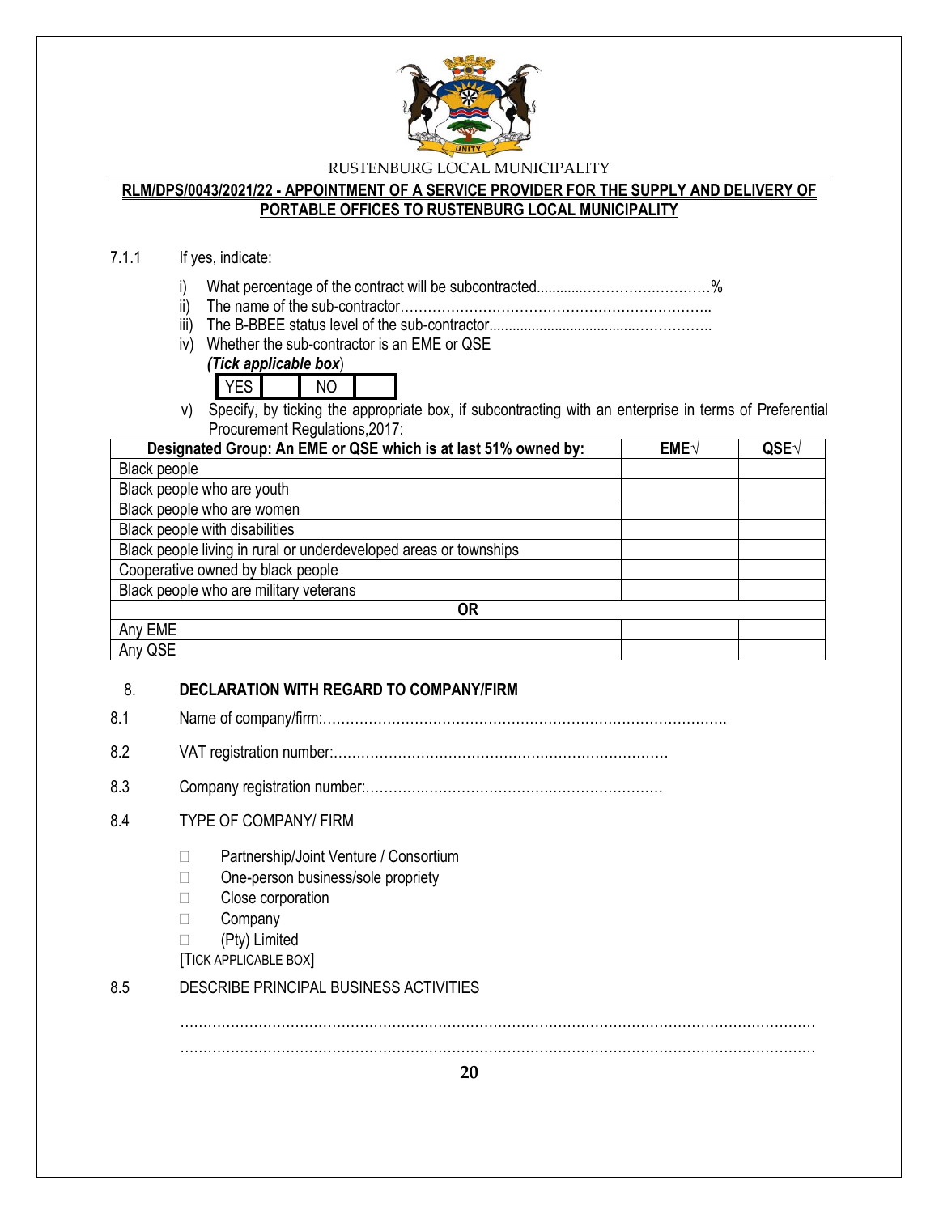RUSTENBURG LOCAL MUNICIPALITY

**RLM/DPS/0043/2021/22 - APPOINTMENT OF A SERVICE PROVIDER FOR THE SUPPLY AND DELIVERY OF PORTABLE OFFICES TO RUSTENBURG LOCAL MUNICIPALITY**

7.1.1 If yes, indicate:

i) What percentage of the contract will be subcontracted............…………….…………%
ii) The name of the sub-contractor…………………………………………………………..
iii) The B-BBEE status level of the sub-contractor......................................……………..
iv) Whether the sub-contractor is an EME or QSE
*(Tick applicable box)*

| YES | | NO | |
|---|---|---|---|

v) Specify, by ticking the appropriate box, if subcontracting with an enterprise in terms of Preferential Procurement Regulations,2017:

| Designated Group: An EME or QSE which is at last 51% owned by: | EME√ | QSE√ |
|---|---|---|
| Black people | | |
| Black people who are youth | | |
| Black people who are women | | |
| Black people with disabilities | | |
| Black people living in rural or underdeveloped areas or townships | | |
| Cooperative owned by black people | | |
| Black people who are military veterans | | |
| **OR** | | |
| Any EME | | |
| Any QSE | | |

8. **DECLARATION WITH REGARD TO COMPANY/FIRM**

8.1 Name of company/firm:…………………………………………………………………………….

8.2 VAT registration number:……………………………………….…………………………

8.3 Company registration number:…………….……………………….…………………….

8.4 TYPE OF COMPANY/ FIRM

- ☐ Partnership/Joint Venture / Consortium
- ☐ One-person business/sole propriety
- ☐ Close corporation
- ☐ Company
- ☐ (Pty) Limited

[TICK APPLICABLE BOX]

8.5 DESCRIBE PRINCIPAL BUSINESS ACTIVITIES

………………………………………………………………………………………………………………………………
………………………………………………………………………………………………………………………………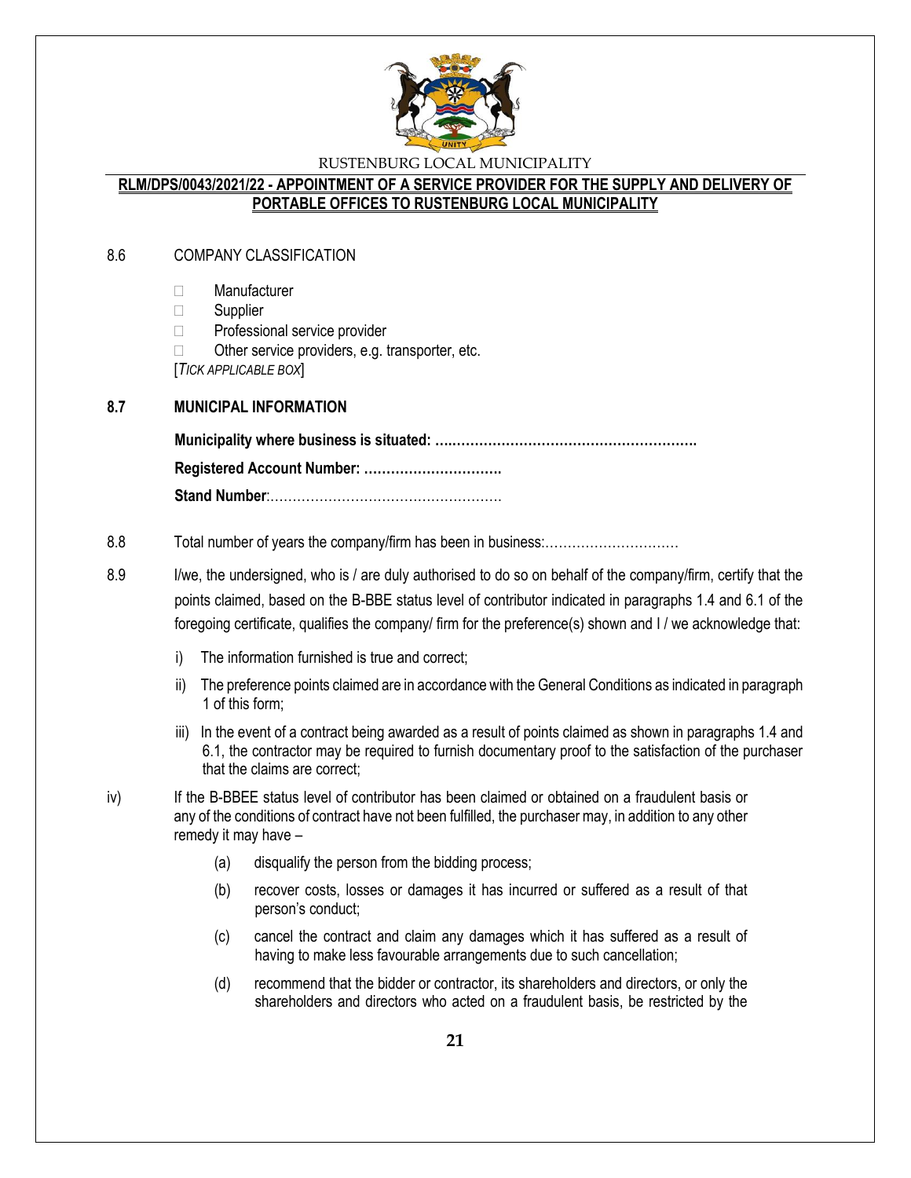8.6 COMPANY CLASSIFICATION

- ☐ Manufacturer
- ☐ Supplier
- ☐ Professional service provider
- ☐ Other service providers, e.g. transporter, etc.

[*TICK APPLICABLE BOX*]

**8.7 MUNICIPAL INFORMATION**

**Municipality where business is situated: ….………………………………………………….**

**Registered Account Number: ………………………….**

**Stand Number**:……………………………………………

8.8 Total number of years the company/firm has been in business:…………………………

8.9 I/we, the undersigned, who is / are duly authorised to do so on behalf of the company/firm, certify that the points claimed, based on the B-BBE status level of contributor indicated in paragraphs 1.4 and 6.1 of the foregoing certificate, qualifies the company/ firm for the preference(s) shown and I / we acknowledge that:

i) The information furnished is true and correct;

ii) The preference points claimed are in accordance with the General Conditions as indicated in paragraph 1 of this form;

iii) In the event of a contract being awarded as a result of points claimed as shown in paragraphs 1.4 and 6.1, the contractor may be required to furnish documentary proof to the satisfaction of the purchaser that the claims are correct;

iv) If the B-BBEE status level of contributor has been claimed or obtained on a fraudulent basis or any of the conditions of contract have not been fulfilled, the purchaser may, in addition to any other remedy it may have –

(a) disqualify the person from the bidding process;

(b) recover costs, losses or damages it has incurred or suffered as a result of that person's conduct;

(c) cancel the contract and claim any damages which it has suffered as a result of having to make less favourable arrangements due to such cancellation;

(d) recommend that the bidder or contractor, its shareholders and directors, or only the shareholders and directors who acted on a fraudulent basis, be restricted by the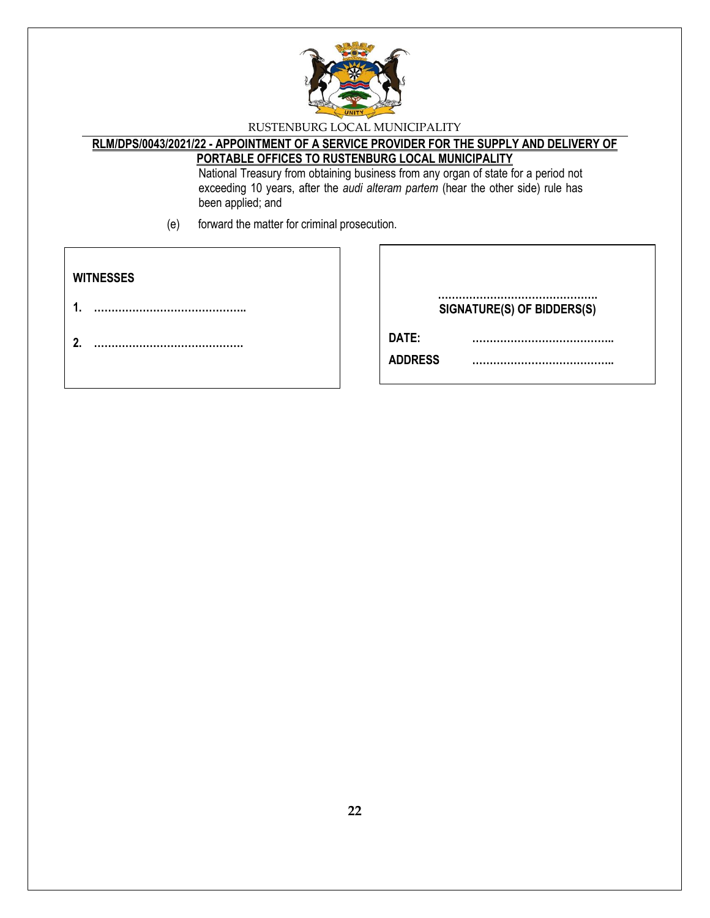National Treasury from obtaining business from any organ of state for a period not exceeding 10 years, after the *audi alteram partem* (hear the other side) rule has been applied; and

(e) forward the matter for criminal prosecution.

**WITNESSES**

**1. ……………………………………..**

**2. ……………………………………**

**………………………………………**
**SIGNATURE(S) OF BIDDERS(S)**

**DATE: …………………………………..**

**ADDRESS …………………………………..**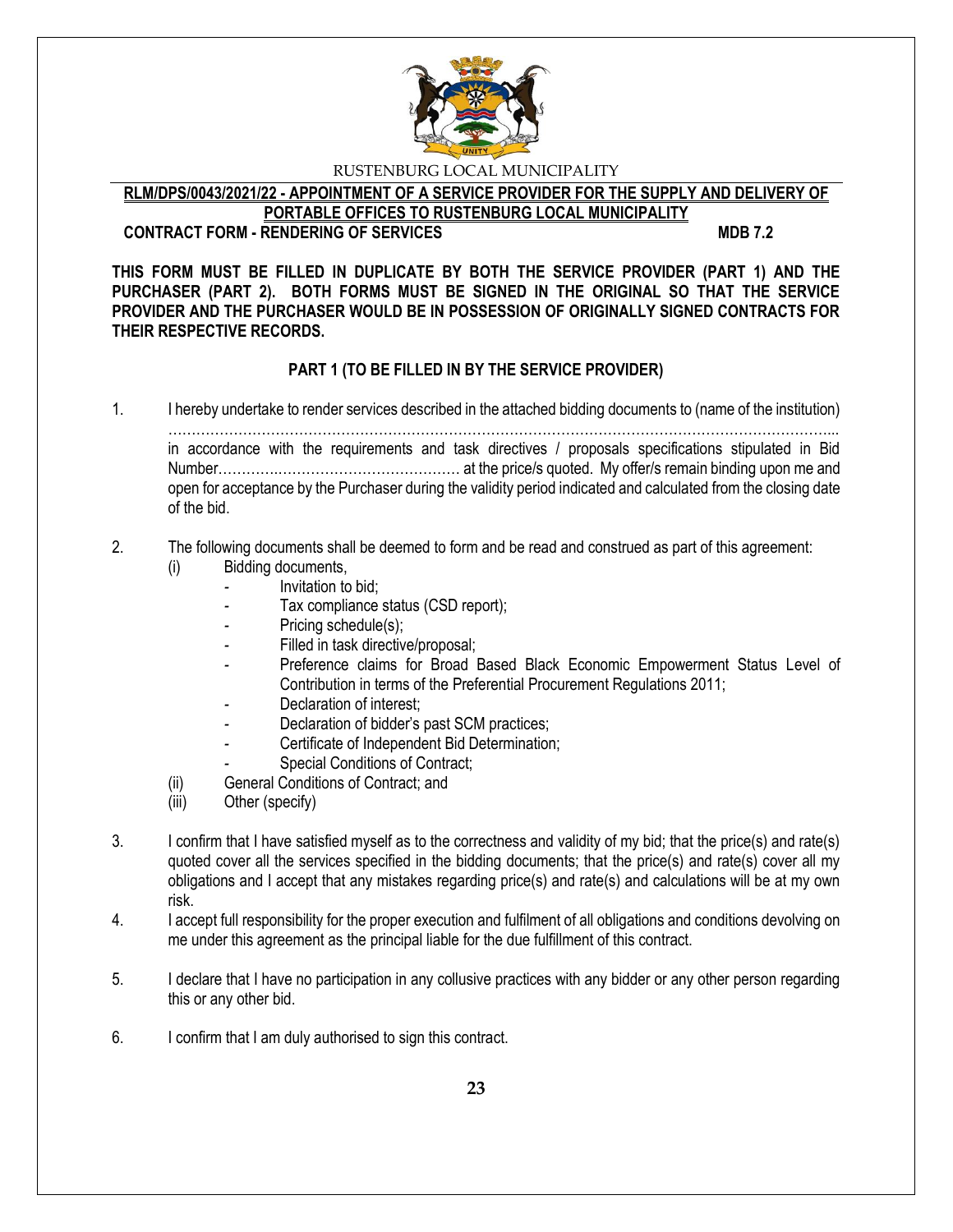RUSTENBURG LOCAL MUNICIPALITY

**RLM/DPS/0043/2021/22 - APPOINTMENT OF A SERVICE PROVIDER FOR THE SUPPLY AND DELIVERY OF PORTABLE OFFICES TO RUSTENBURG LOCAL MUNICIPALITY**

**CONTRACT FORM - RENDERING OF SERVICES** **MDB 7.2**

**THIS FORM MUST BE FILLED IN DUPLICATE BY BOTH THE SERVICE PROVIDER (PART 1) AND THE PURCHASER (PART 2). BOTH FORMS MUST BE SIGNED IN THE ORIGINAL SO THAT THE SERVICE PROVIDER AND THE PURCHASER WOULD BE IN POSSESSION OF ORIGINALLY SIGNED CONTRACTS FOR THEIR RESPECTIVE RECORDS.**

**PART 1 (TO BE FILLED IN BY THE SERVICE PROVIDER)**

1. I hereby undertake to render services described in the attached bidding documents to (name of the institution) ……………………………………………………………………………………………………………………... in accordance with the requirements and task directives / proposals specifications stipulated in Bid Number………….……………………………… at the price/s quoted. My offer/s remain binding upon me and open for acceptance by the Purchaser during the validity period indicated and calculated from the closing date of the bid.

2. The following documents shall be deemed to form and be read and construed as part of this agreement:
   - (i) Bidding documents,
     - Invitation to bid;
     - Tax compliance status (CSD report);
     - Pricing schedule(s);
     - Filled in task directive/proposal;
     - Preference claims for Broad Based Black Economic Empowerment Status Level of Contribution in terms of the Preferential Procurement Regulations 2011;
     - Declaration of interest;
     - Declaration of bidder's past SCM practices;
     - Certificate of Independent Bid Determination;
     - Special Conditions of Contract;
   - (ii) General Conditions of Contract; and
   - (iii) Other (specify)

3. I confirm that I have satisfied myself as to the correctness and validity of my bid; that the price(s) and rate(s) quoted cover all the services specified in the bidding documents; that the price(s) and rate(s) cover all my obligations and I accept that any mistakes regarding price(s) and rate(s) and calculations will be at my own risk.

4. I accept full responsibility for the proper execution and fulfilment of all obligations and conditions devolving on me under this agreement as the principal liable for the due fulfillment of this contract.

5. I declare that I have no participation in any collusive practices with any bidder or any other person regarding this or any other bid.

6. I confirm that I am duly authorised to sign this contract.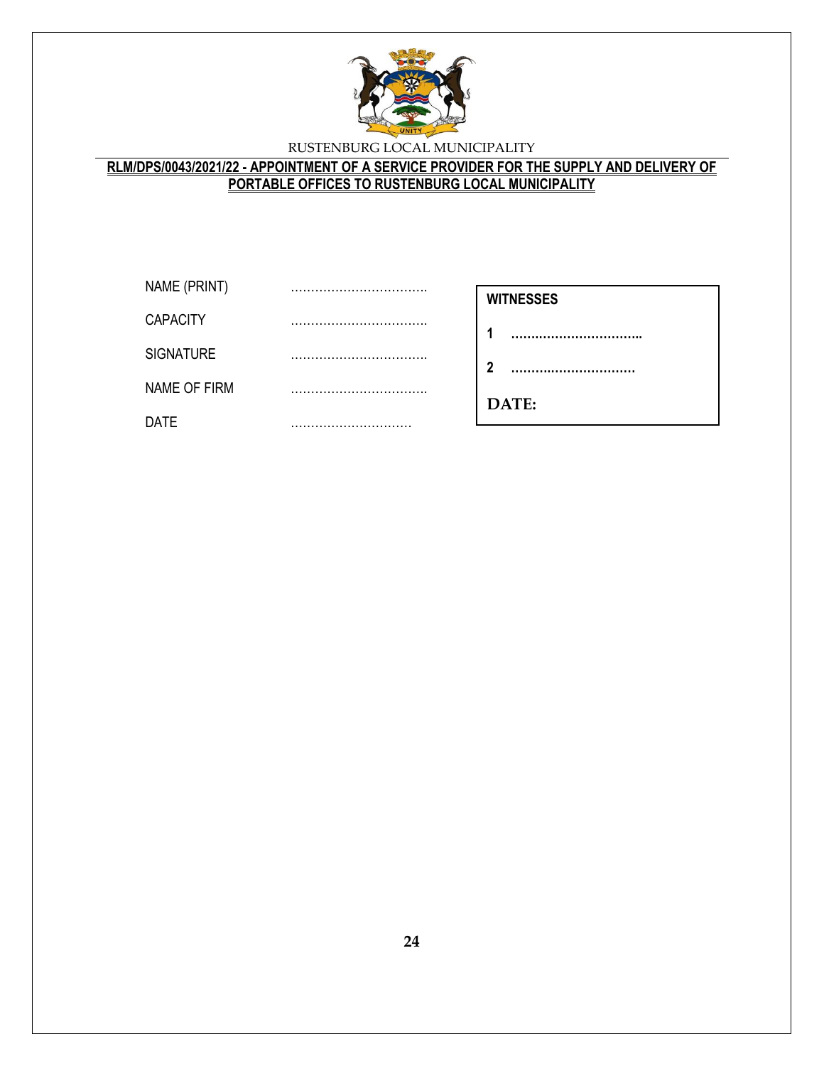NAME (PRINT) ……………………………

CAPACITY ……………………………

SIGNATURE ……………………………

NAME OF FIRM ……………………………

DATE …………………………

| **WITNESSES** |
| --- |
| **1** ………………………….. |
| **2** ………………………… |
| **DATE:** |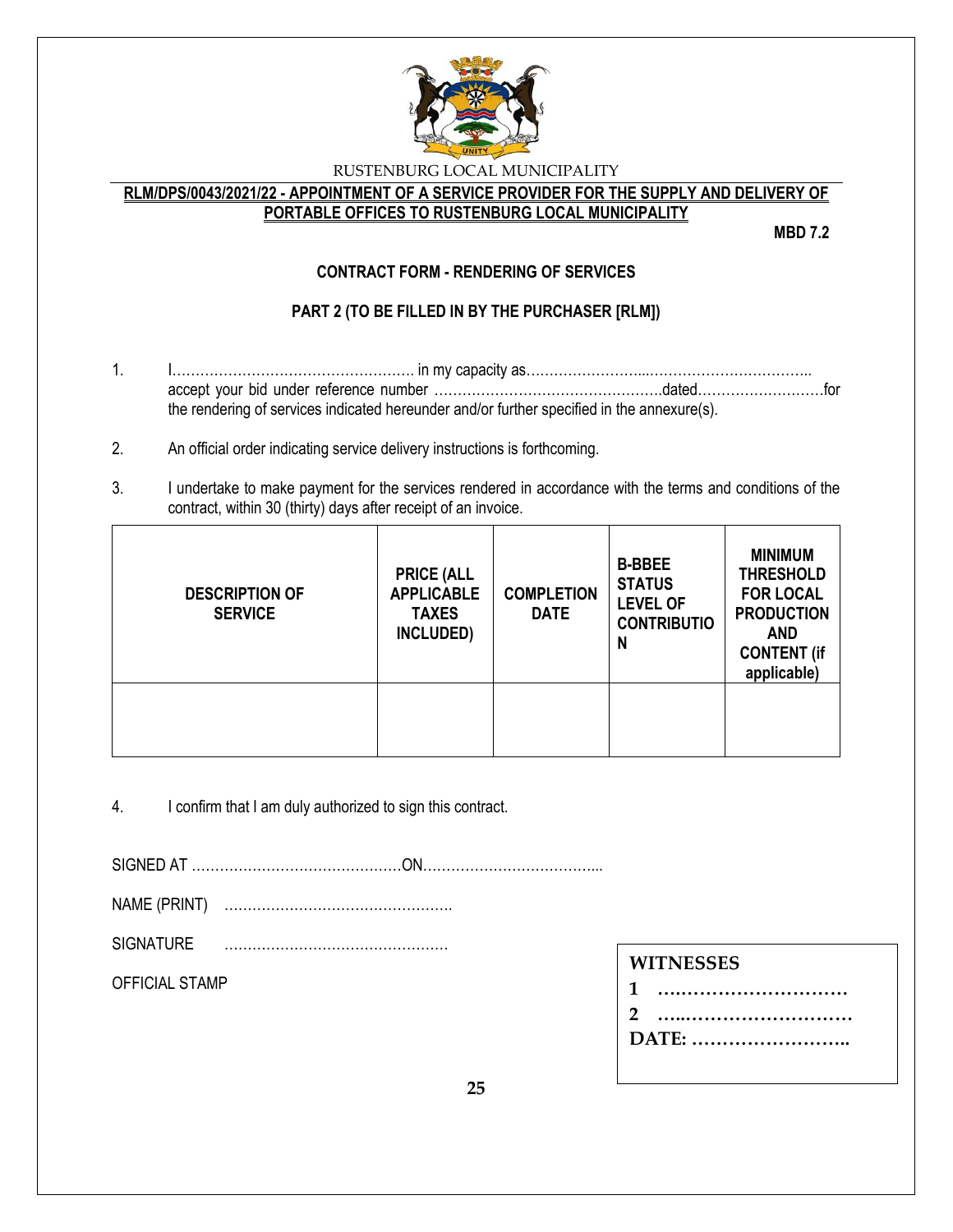RUSTENBURG LOCAL MUNICIPALITY

**RLM/DPS/0043/2021/22 - APPOINTMENT OF A SERVICE PROVIDER FOR THE SUPPLY AND DELIVERY OF PORTABLE OFFICES TO RUSTENBURG LOCAL MUNICIPALITY**

**MBD 7.2**

## CONTRACT FORM - RENDERING OF SERVICES

### PART 2 (TO BE FILLED IN BY THE PURCHASER [RLM])

1. I……………………………………………. in my capacity as……………………...…………………………….. accept your bid under reference number ………………………………………….dated………………………for the rendering of services indicated hereunder and/or further specified in the annexure(s).

2. An official order indicating service delivery instructions is forthcoming.

3. I undertake to make payment for the services rendered in accordance with the terms and conditions of the contract, within 30 (thirty) days after receipt of an invoice.

| DESCRIPTION OF SERVICE | PRICE (ALL APPLICABLE TAXES INCLUDED) | COMPLETION DATE | B-BBEE STATUS LEVEL OF CONTRIBUTION | MINIMUM THRESHOLD FOR LOCAL PRODUCTION AND CONTENT (if applicable) |
|---|---|---|---|---|
| | | | | |

4. I confirm that I am duly authorized to sign this contract.

SIGNED AT ………………………………………ON………………………………...

NAME (PRINT) ………………………………………….

SIGNATURE ………………………………………….

OFFICIAL STAMP

**WITNESSES**

**1 ….………………………**

**2 …..………………………**

**DATE: ……………………..**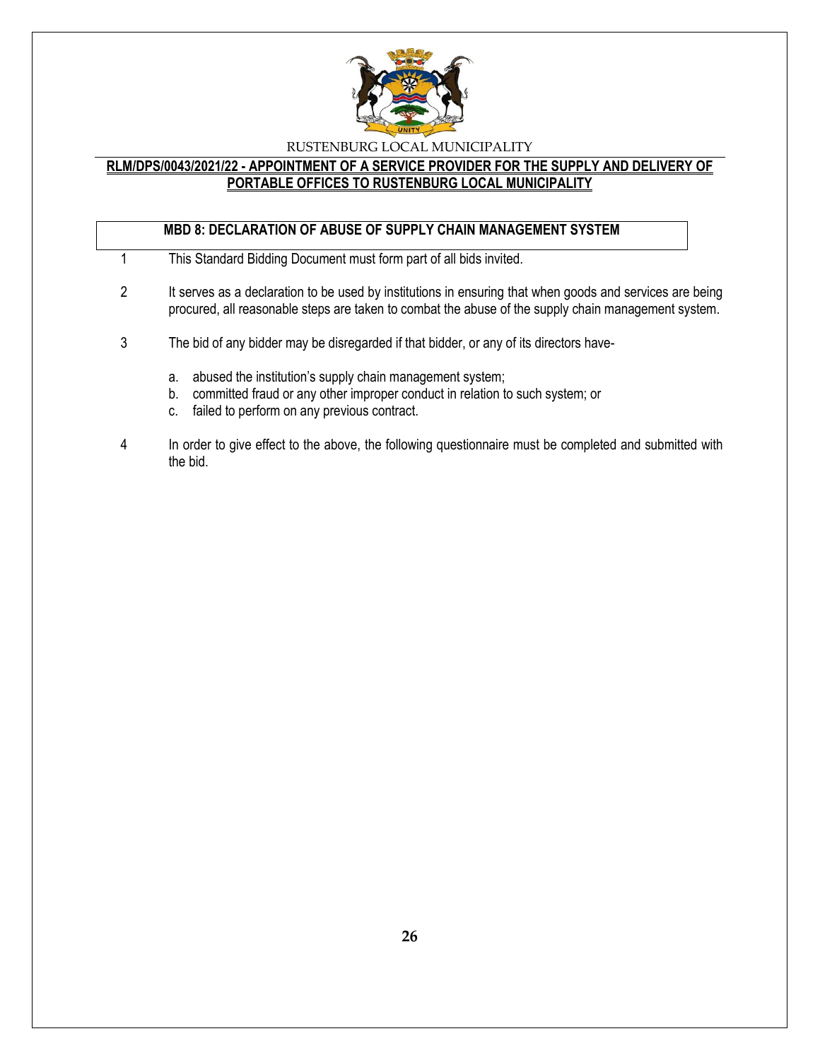RUSTENBURG LOCAL MUNICIPALITY

**RLM/DPS/0043/2021/22 - APPOINTMENT OF A SERVICE PROVIDER FOR THE SUPPLY AND DELIVERY OF PORTABLE OFFICES TO RUSTENBURG LOCAL MUNICIPALITY**

## MBD 8: DECLARATION OF ABUSE OF SUPPLY CHAIN MANAGEMENT SYSTEM

1. This Standard Bidding Document must form part of all bids invited.

2. It serves as a declaration to be used by institutions in ensuring that when goods and services are being procured, all reasonable steps are taken to combat the abuse of the supply chain management system.

3. The bid of any bidder may be disregarded if that bidder, or any of its directors have-

   a. abused the institution's supply chain management system;
   b. committed fraud or any other improper conduct in relation to such system; or
   c. failed to perform on any previous contract.

4. In order to give effect to the above, the following questionnaire must be completed and submitted with the bid.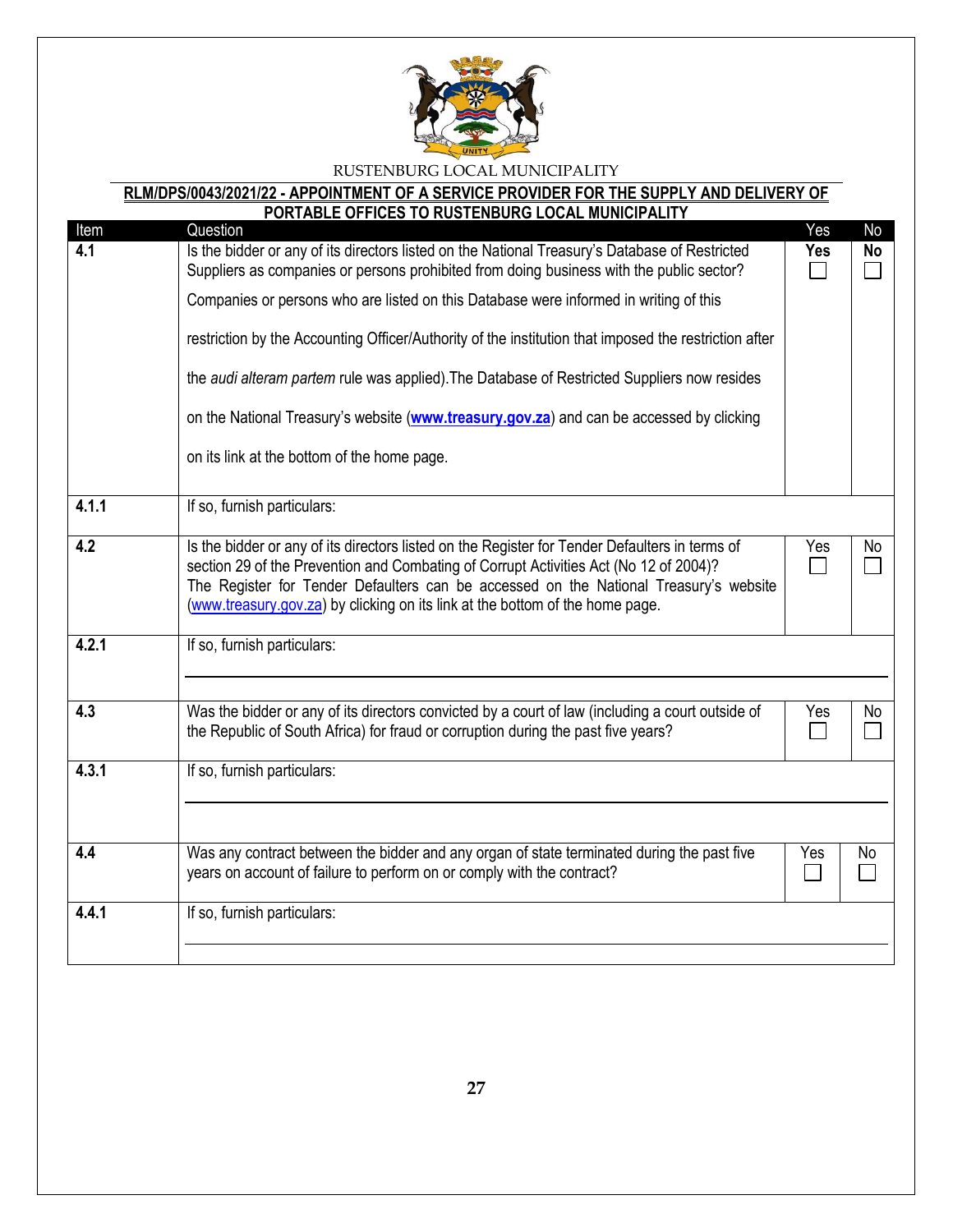RUSTENBURG LOCAL MUNICIPALITY

**RLM/DPS/0043/2021/22 - APPOINTMENT OF A SERVICE PROVIDER FOR THE SUPPLY AND DELIVERY OF PORTABLE OFFICES TO RUSTENBURG LOCAL MUNICIPALITY**

| Item | Question | Yes | No |
|---|---|---|---|
| **4.1** | Is the bidder or any of its directors listed on the National Treasury's Database of Restricted Suppliers as companies or persons prohibited from doing business with the public sector? Companies or persons who are listed on this Database were informed in writing of this restriction by the Accounting Officer/Authority of the institution that imposed the restriction after the *audi alteram partem* rule was applied).The Database of Restricted Suppliers now resides on the National Treasury's website (**www.treasury.gov.za**) and can be accessed by clicking on its link at the bottom of the home page. | **Yes** ☐ | **No** ☐ |
| **4.1.1** | If so, furnish particulars: | | |
| **4.2** | Is the bidder or any of its directors listed on the Register for Tender Defaulters in terms of section 29 of the Prevention and Combating of Corrupt Activities Act (No 12 of 2004)? The Register for Tender Defaulters can be accessed on the National Treasury's website (www.treasury.gov.za) by clicking on its link at the bottom of the home page. | Yes ☐ | No ☐ |
| **4.2.1** | If so, furnish particulars: | | |
| **4.3** | Was the bidder or any of its directors convicted by a court of law (including a court outside of the Republic of South Africa) for fraud or corruption during the past five years? | Yes ☐ | No ☐ |
| **4.3.1** | If so, furnish particulars: | | |
| **4.4** | Was any contract between the bidder and any organ of state terminated during the past five years on account of failure to perform on or comply with the contract? | Yes ☐ | No ☐ |
| **4.4.1** | If so, furnish particulars: | | |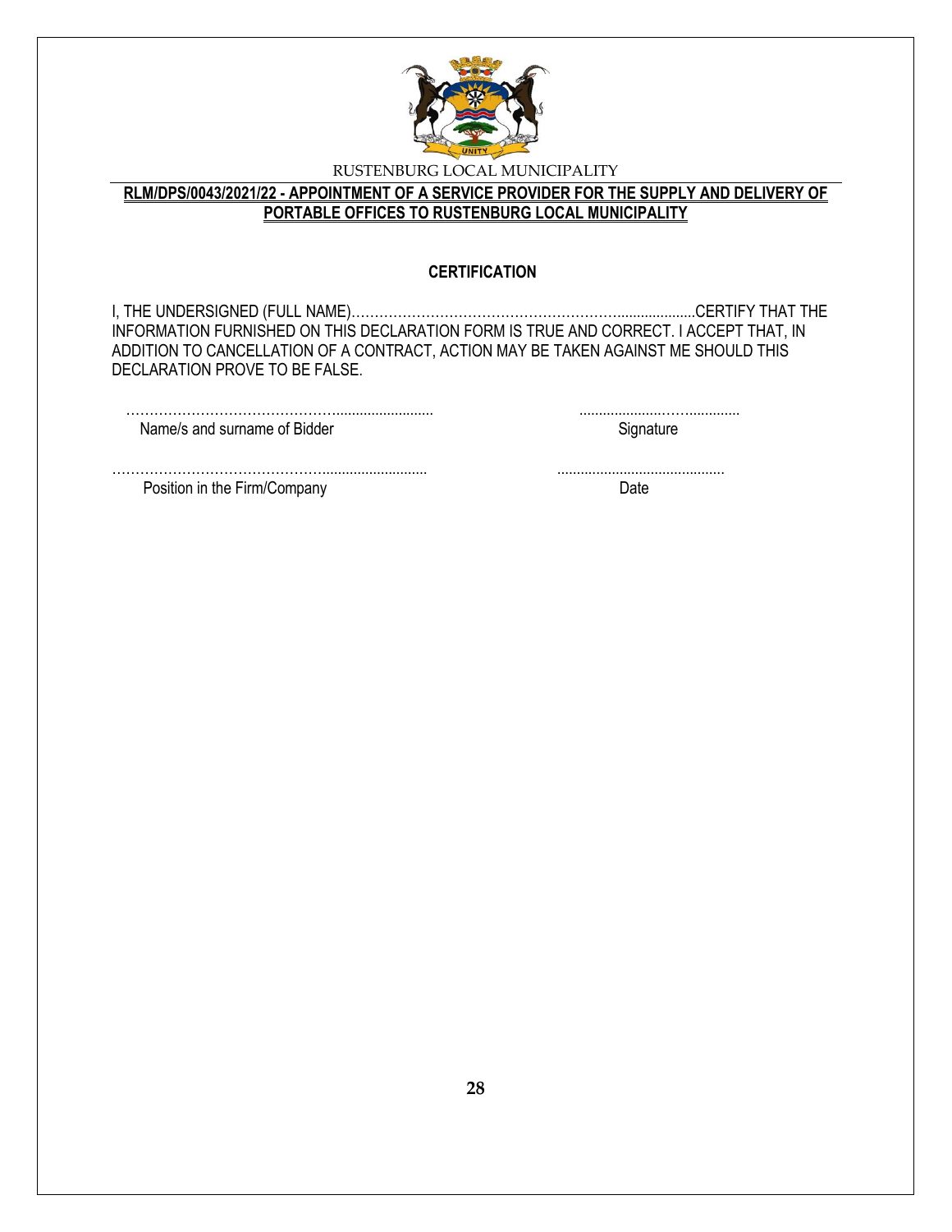RUSTENBURG LOCAL MUNICIPALITY

**RLM/DPS/0043/2021/22 - APPOINTMENT OF A SERVICE PROVIDER FOR THE SUPPLY AND DELIVERY OF PORTABLE OFFICES TO RUSTENBURG LOCAL MUNICIPALITY**

### CERTIFICATION

I, THE UNDERSIGNED (FULL NAME)…………………………………………………....................CERTIFY THAT THE INFORMATION FURNISHED ON THIS DECLARATION FORM IS TRUE AND CORRECT. I ACCEPT THAT, IN ADDITION TO CANCELLATION OF A CONTRACT, ACTION MAY BE TAKEN AGAINST ME SHOULD THIS DECLARATION PROVE TO BE FALSE.

………………………………………........................ ......................……..............

Name/s and surname of Bidder Signature

………………………………………......................... ..........................................

Position in the Firm/Company Date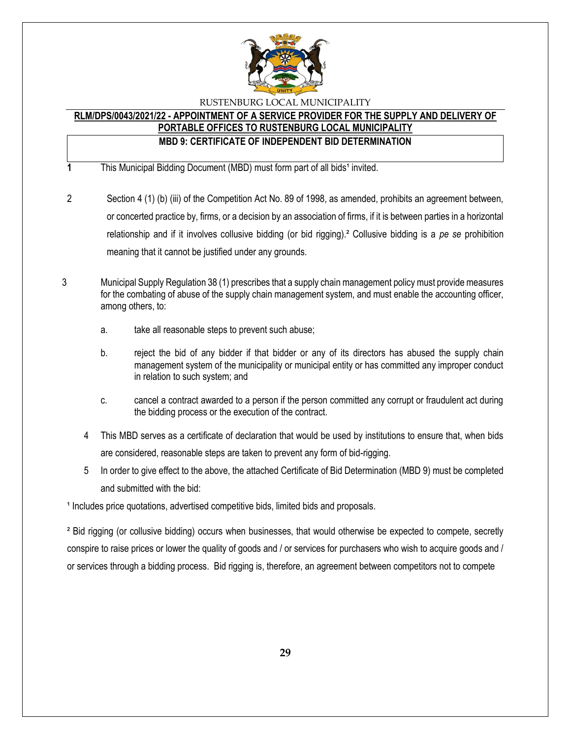RUSTENBURG LOCAL MUNICIPALITY

**RLM/DPS/0043/2021/22 - APPOINTMENT OF A SERVICE PROVIDER FOR THE SUPPLY AND DELIVERY OF PORTABLE OFFICES TO RUSTENBURG LOCAL MUNICIPALITY**

**MBD 9: CERTIFICATE OF INDEPENDENT BID DETERMINATION**

1. This Municipal Bidding Document (MBD) must form part of all bids[1] invited.

2. Section 4 (1) (b) (iii) of the Competition Act No. 89 of 1998, as amended, prohibits an agreement between, or concerted practice by, firms, or a decision by an association of firms, if it is between parties in a horizontal relationship and if it involves collusive bidding (or bid rigging).[2] Collusive bidding is a *pe se* prohibition meaning that it cannot be justified under any grounds.

3. Municipal Supply Regulation 38 (1) prescribes that a supply chain management policy must provide measures for the combating of abuse of the supply chain management system, and must enable the accounting officer, among others, to:

   a. take all reasonable steps to prevent such abuse;

   b. reject the bid of any bidder if that bidder or any of its directors has abused the supply chain management system of the municipality or municipal entity or has committed any improper conduct in relation to such system; and

   c. cancel a contract awarded to a person if the person committed any corrupt or fraudulent act during the bidding process or the execution of the contract.

4. This MBD serves as a certificate of declaration that would be used by institutions to ensure that, when bids are considered, reasonable steps are taken to prevent any form of bid-rigging.

5. In order to give effect to the above, the attached Certificate of Bid Determination (MBD 9) must be completed and submitted with the bid:

[1] Includes price quotations, advertised competitive bids, limited bids and proposals.

[2] Bid rigging (or collusive bidding) occurs when businesses, that would otherwise be expected to compete, secretly conspire to raise prices or lower the quality of goods and / or services for purchasers who wish to acquire goods and / or services through a bidding process. Bid rigging is, therefore, an agreement between competitors not to compete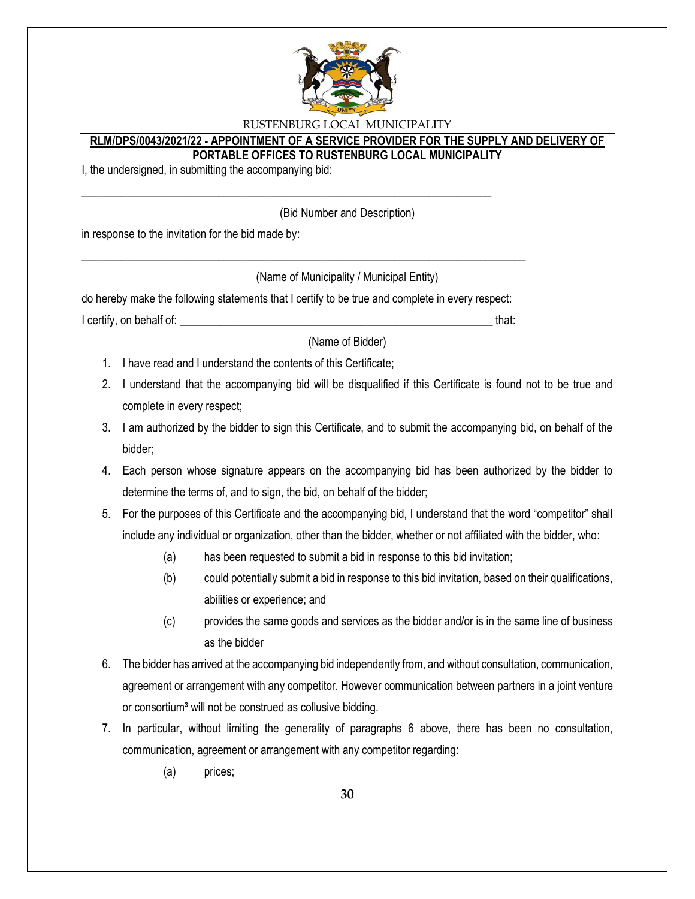**RLM/DPS/0043/2021/22 - APPOINTMENT OF A SERVICE PROVIDER FOR THE SUPPLY AND DELIVERY OF PORTABLE OFFICES TO RUSTENBURG LOCAL MUNICIPALITY**

I, the undersigned, in submitting the accompanying bid:

\_\_\_\_\_\_\_\_\_\_\_\_\_\_\_\_\_\_\_\_\_\_\_\_\_\_\_\_\_\_\_\_\_\_\_\_\_\_\_\_\_\_\_\_\_\_\_\_\_\_\_\_\_\_\_\_\_\_\_\_\_\_\_\_\_\_\_\_\_\_

(Bid Number and Description)

in response to the invitation for the bid made by:

\_\_\_\_\_\_\_\_\_\_\_\_\_\_\_\_\_\_\_\_\_\_\_\_\_\_\_\_\_\_\_\_\_\_\_\_\_\_\_\_\_\_\_\_\_\_\_\_\_\_\_\_\_\_\_\_\_\_\_\_\_\_\_\_\_\_\_\_\_\_\_\_\_\_

(Name of Municipality / Municipal Entity)

do hereby make the following statements that I certify to be true and complete in every respect:

I certify, on behalf of: \_\_\_\_\_\_\_\_\_\_\_\_\_\_\_\_\_\_\_\_\_\_\_\_\_\_\_\_\_\_\_\_\_\_\_\_\_\_\_\_\_\_\_\_\_\_\_\_\_\_\_\_\_\_ that:

(Name of Bidder)

1. I have read and I understand the contents of this Certificate;
2. I understand that the accompanying bid will be disqualified if this Certificate is found not to be true and complete in every respect;
3. I am authorized by the bidder to sign this Certificate, and to submit the accompanying bid, on behalf of the bidder;
4. Each person whose signature appears on the accompanying bid has been authorized by the bidder to determine the terms of, and to sign, the bid, on behalf of the bidder;
5. For the purposes of this Certificate and the accompanying bid, I understand that the word "competitor" shall include any individual or organization, other than the bidder, whether or not affiliated with the bidder, who:
   - (a) has been requested to submit a bid in response to this bid invitation;
   - (b) could potentially submit a bid in response to this bid invitation, based on their qualifications, abilities or experience; and
   - (c) provides the same goods and services as the bidder and/or is in the same line of business as the bidder
6. The bidder has arrived at the accompanying bid independently from, and without consultation, communication, agreement or arrangement with any competitor. However communication between partners in a joint venture or consortium[3] will not be construed as collusive bidding.
7. In particular, without limiting the generality of paragraphs 6 above, there has been no consultation, communication, agreement or arrangement with any competitor regarding:
   - (a) prices;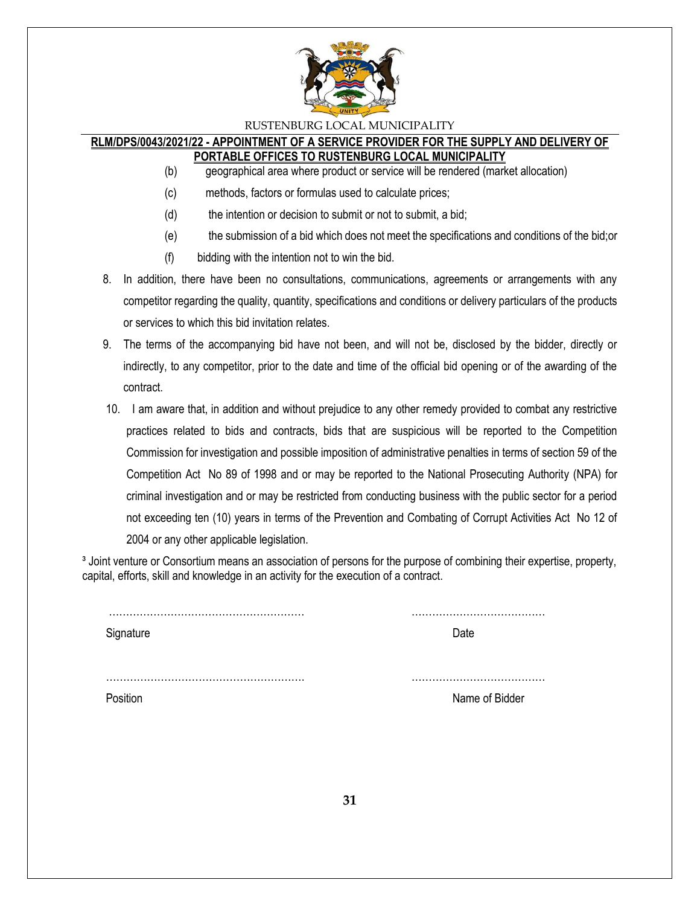(b) geographical area where product or service will be rendered (market allocation)

(c) methods, factors or formulas used to calculate prices;

(d) the intention or decision to submit or not to submit, a bid;

(e) the submission of a bid which does not meet the specifications and conditions of the bid;or

(f) bidding with the intention not to win the bid.

8. In addition, there have been no consultations, communications, agreements or arrangements with any competitor regarding the quality, quantity, specifications and conditions or delivery particulars of the products or services to which this bid invitation relates.

9. The terms of the accompanying bid have not been, and will not be, disclosed by the bidder, directly or indirectly, to any competitor, prior to the date and time of the official bid opening or of the awarding of the contract.

10. I am aware that, in addition and without prejudice to any other remedy provided to combat any restrictive practices related to bids and contracts, bids that are suspicious will be reported to the Competition Commission for investigation and possible imposition of administrative penalties in terms of section 59 of the Competition Act No 89 of 1998 and or may be reported to the National Prosecuting Authority (NPA) for criminal investigation and or may be restricted from conducting business with the public sector for a period not exceeding ten (10) years in terms of the Prevention and Combating of Corrupt Activities Act No 12 of 2004 or any other applicable legislation.

[3] Joint venture or Consortium means an association of persons for the purpose of combining their expertise, property, capital, efforts, skill and knowledge in an activity for the execution of a contract.

………………………………………………… ………………………………
Signature Date

………………………………………………… ………………………………
Position Name of Bidder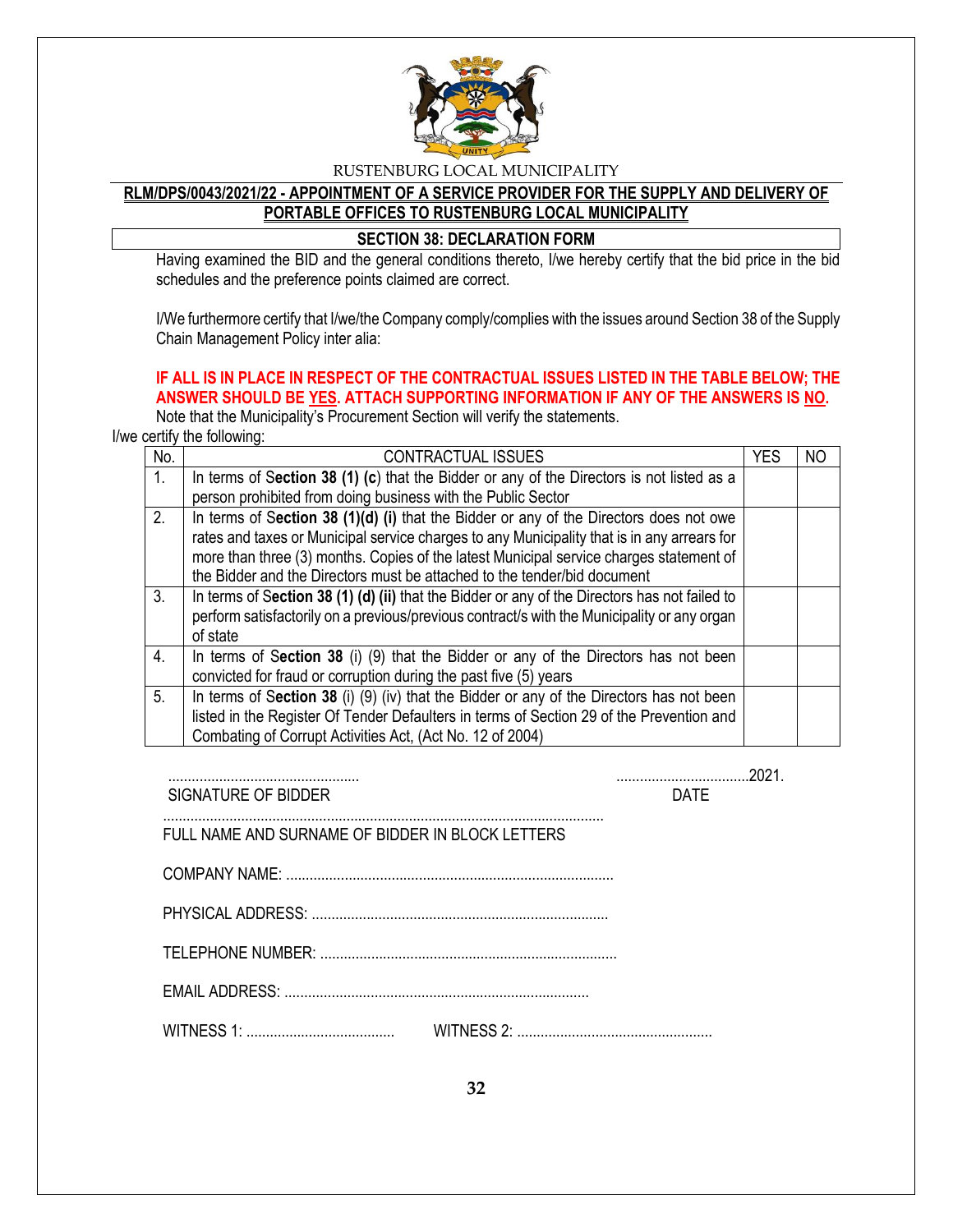RUSTENBURG LOCAL MUNICIPALITY

**RLM/DPS/0043/2021/22 - APPOINTMENT OF A SERVICE PROVIDER FOR THE SUPPLY AND DELIVERY OF PORTABLE OFFICES TO RUSTENBURG LOCAL MUNICIPALITY**

**SECTION 38: DECLARATION FORM**

Having examined the BID and the general conditions thereto, I/we hereby certify that the bid price in the bid schedules and the preference points claimed are correct.

I/We furthermore certify that I/we/the Company comply/complies with the issues around Section 38 of the Supply Chain Management Policy inter alia:

**IF ALL IS IN PLACE IN RESPECT OF THE CONTRACTUAL ISSUES LISTED IN THE TABLE BELOW; THE ANSWER SHOULD BE YES. ATTACH SUPPORTING INFORMATION IF ANY OF THE ANSWERS IS NO.**

Note that the Municipality's Procurement Section will verify the statements.

I/we certify the following:

| No. | CONTRACTUAL ISSUES | YES | NO |
|---|---|---|---|
| 1. | In terms of **Section 38 (1) (c)** that the Bidder or any of the Directors is not listed as a person prohibited from doing business with the Public Sector | | |
| 2. | In terms of **Section 38 (1)(d) (i)** that the Bidder or any of the Directors does not owe rates and taxes or Municipal service charges to any Municipality that is in any arrears for more than three (3) months. Copies of the latest Municipal service charges statement of the Bidder and the Directors must be attached to the tender/bid document | | |
| 3. | In terms of **Section 38 (1) (d) (ii)** that the Bidder or any of the Directors has not failed to perform satisfactorily on a previous/previous contract/s with the Municipality or any organ of state | | |
| 4. | In terms of **Section 38** (i) (9) that the Bidder or any of the Directors has not been convicted for fraud or corruption during the past five (5) years | | |
| 5. | In terms of **Section 38** (i) (9) (iv) that the Bidder or any of the Directors has not been listed in the Register Of Tender Defaulters in terms of Section 29 of the Prevention and Combating of Corrupt Activities Act, (Act No. 12 of 2004) | | |

................................................. ..................................2021.

SIGNATURE OF BIDDER DATE

................................................................................................................

FULL NAME AND SURNAME OF BIDDER IN BLOCK LETTERS

COMPANY NAME: ...................................................................................

PHYSICAL ADDRESS: ...........................................................................

TELEPHONE NUMBER: ...........................................................................

EMAIL ADDRESS: .............................................................................

WITNESS 1: ...................................... WITNESS 2: ..................................................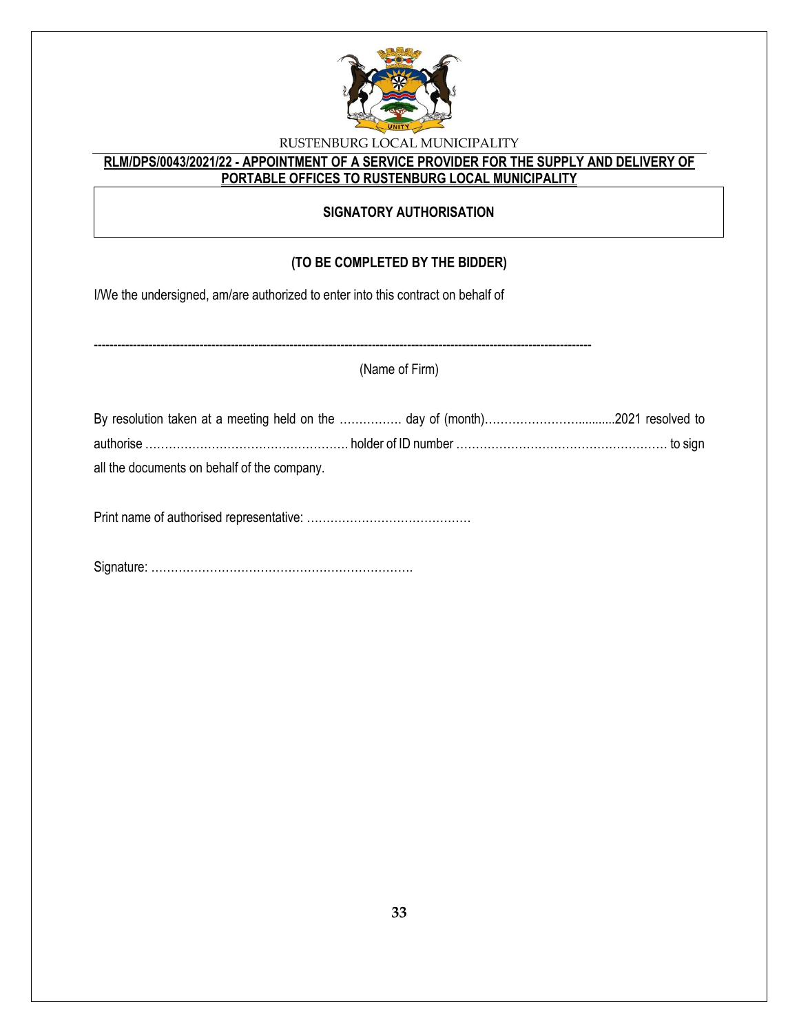RUSTENBURG LOCAL MUNICIPALITY

**RLM/DPS/0043/2021/22 - APPOINTMENT OF A SERVICE PROVIDER FOR THE SUPPLY AND DELIVERY OF PORTABLE OFFICES TO RUSTENBURG LOCAL MUNICIPALITY**

**SIGNATORY AUTHORISATION**

**(TO BE COMPLETED BY THE BIDDER)**

I/We the undersigned, am/are authorized to enter into this contract on behalf of

------------------------------------------------------------------------------------------------------------------------

(Name of Firm)

By resolution taken at a meeting held on the ……………. day of (month)…………………….........2021 resolved to authorise ……………………………………………. holder of ID number ……………………………………………… to sign all the documents on behalf of the company.

Print name of authorised representative: ……………………………………

Signature: ………………………………………………………….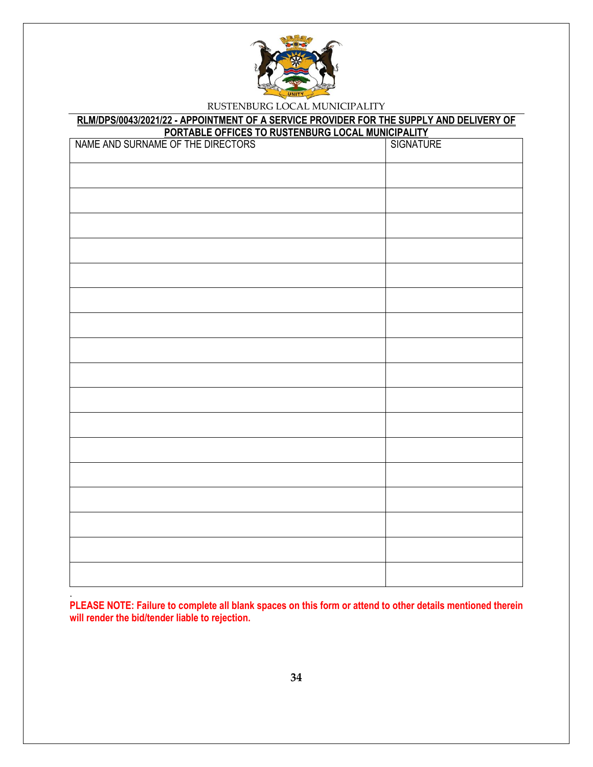RUSTENBURG LOCAL MUNICIPALITY

**RLM/DPS/0043/2021/22 - APPOINTMENT OF A SERVICE PROVIDER FOR THE SUPPLY AND DELIVERY OF PORTABLE OFFICES TO RUSTENBURG LOCAL MUNICIPALITY**

| NAME AND SURNAME OF THE DIRECTORS | SIGNATURE |
|---|---|
| | |
| | |
| | |
| | |
| | |
| | |
| | |
| | |
| | |
| | |
| | |
| | |
| | |
| | |
| | |
| | |
| | |

.

**PLEASE NOTE: Failure to complete all blank spaces on this form or attend to other details mentioned therein will render the bid/tender liable to rejection.**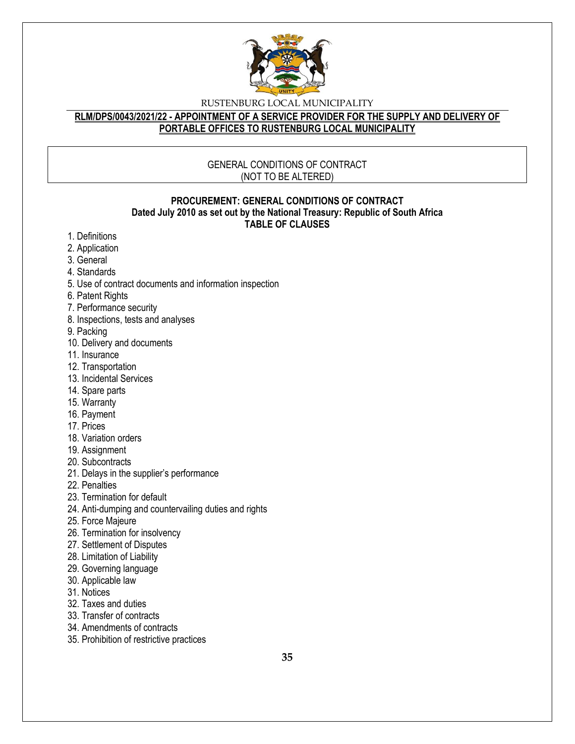RUSTENBURG LOCAL MUNICIPALITY

**RLM/DPS/0043/2021/22 - APPOINTMENT OF A SERVICE PROVIDER FOR THE SUPPLY AND DELIVERY OF PORTABLE OFFICES TO RUSTENBURG LOCAL MUNICIPALITY**

GENERAL CONDITIONS OF CONTRACT
(NOT TO BE ALTERED)

**PROCUREMENT: GENERAL CONDITIONS OF CONTRACT**
**Dated July 2010 as set out by the National Treasury: Republic of South Africa**
**TABLE OF CLAUSES**

1. Definitions
2. Application
3. General
4. Standards
5. Use of contract documents and information inspection
6. Patent Rights
7. Performance security
8. Inspections, tests and analyses
9. Packing
10. Delivery and documents
11. Insurance
12. Transportation
13. Incidental Services
14. Spare parts
15. Warranty
16. Payment
17. Prices
18. Variation orders
19. Assignment
20. Subcontracts
21. Delays in the supplier's performance
22. Penalties
23. Termination for default
24. Anti-dumping and countervailing duties and rights
25. Force Majeure
26. Termination for insolvency
27. Settlement of Disputes
28. Limitation of Liability
29. Governing language
30. Applicable law
31. Notices
32. Taxes and duties
33. Transfer of contracts
34. Amendments of contracts
35. Prohibition of restrictive practices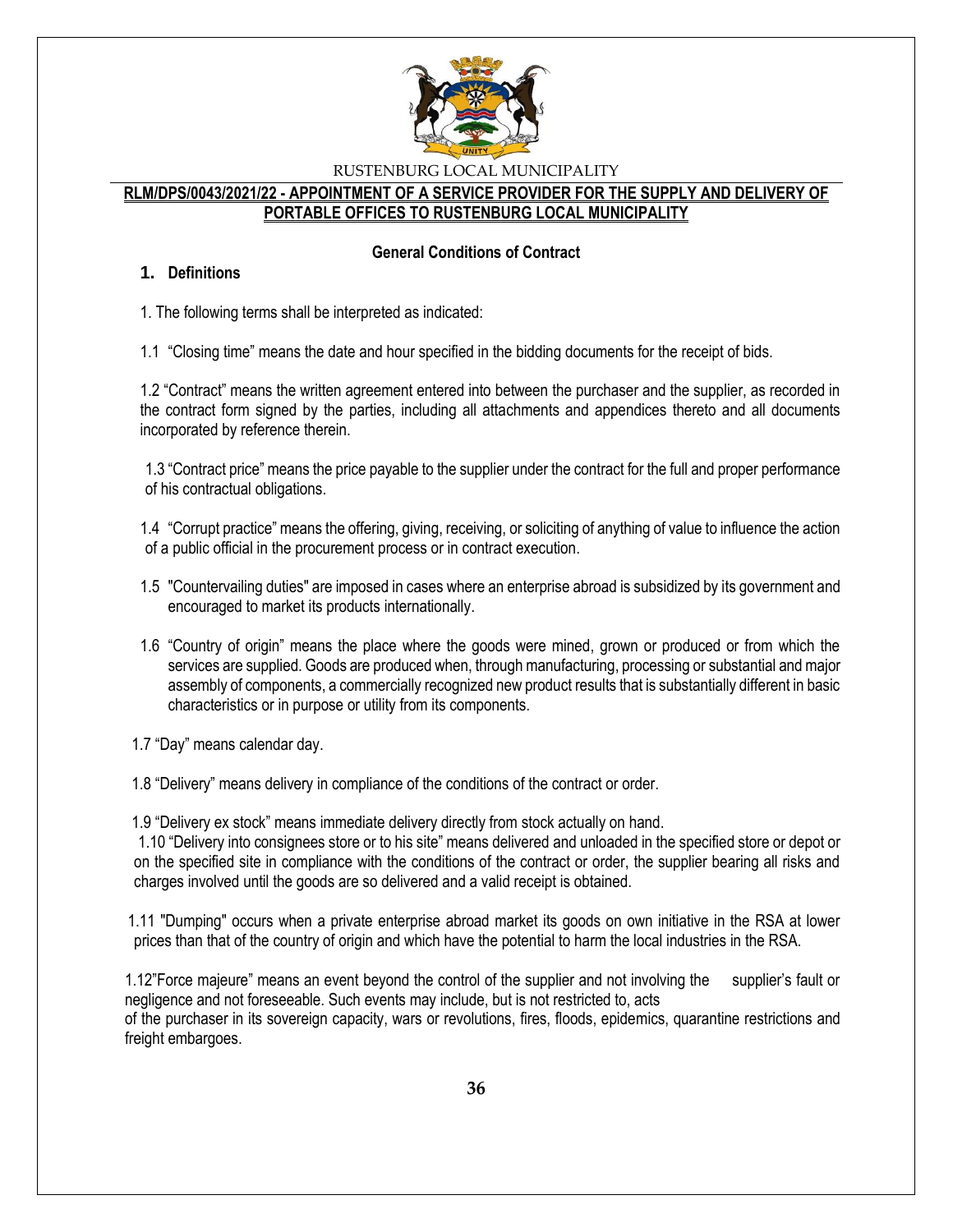RUSTENBURG LOCAL MUNICIPALITY

**RLM/DPS/0043/2021/22 - APPOINTMENT OF A SERVICE PROVIDER FOR THE SUPPLY AND DELIVERY OF PORTABLE OFFICES TO RUSTENBURG LOCAL MUNICIPALITY**

**General Conditions of Contract**

**1. Definitions**

1. The following terms shall be interpreted as indicated:

1.1 "Closing time" means the date and hour specified in the bidding documents for the receipt of bids.

1.2 "Contract" means the written agreement entered into between the purchaser and the supplier, as recorded in the contract form signed by the parties, including all attachments and appendices thereto and all documents incorporated by reference therein.

1.3 "Contract price" means the price payable to the supplier under the contract for the full and proper performance of his contractual obligations.

1.4 "Corrupt practice" means the offering, giving, receiving, or soliciting of anything of value to influence the action of a public official in the procurement process or in contract execution.

1.5 "Countervailing duties" are imposed in cases where an enterprise abroad is subsidized by its government and encouraged to market its products internationally.

1.6 "Country of origin" means the place where the goods were mined, grown or produced or from which the services are supplied. Goods are produced when, through manufacturing, processing or substantial and major assembly of components, a commercially recognized new product results that is substantially different in basic characteristics or in purpose or utility from its components.

1.7 "Day" means calendar day.

1.8 "Delivery" means delivery in compliance of the conditions of the contract or order.

1.9 "Delivery ex stock" means immediate delivery directly from stock actually on hand.

1.10 "Delivery into consignees store or to his site" means delivered and unloaded in the specified store or depot or on the specified site in compliance with the conditions of the contract or order, the supplier bearing all risks and charges involved until the goods are so delivered and a valid receipt is obtained.

1.11 "Dumping" occurs when a private enterprise abroad market its goods on own initiative in the RSA at lower prices than that of the country of origin and which have the potential to harm the local industries in the RSA.

1.12"Force majeure" means an event beyond the control of the supplier and not involving the supplier's fault or negligence and not foreseeable. Such events may include, but is not restricted to, acts of the purchaser in its sovereign capacity, wars or revolutions, fires, floods, epidemics, quarantine restrictions and freight embargoes.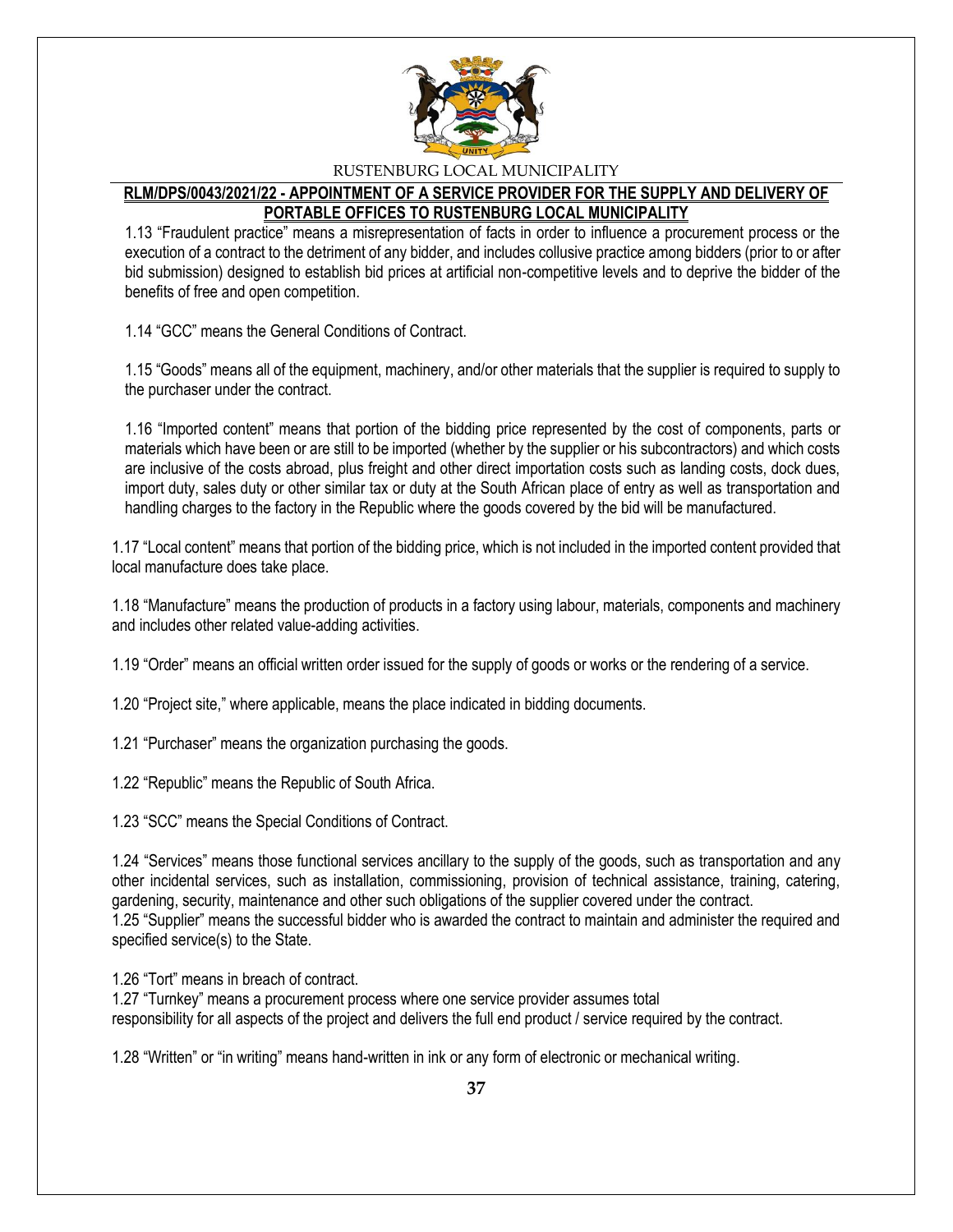1.13 "Fraudulent practice" means a misrepresentation of facts in order to influence a procurement process or the execution of a contract to the detriment of any bidder, and includes collusive practice among bidders (prior to or after bid submission) designed to establish bid prices at artificial non-competitive levels and to deprive the bidder of the benefits of free and open competition.

1.14 "GCC" means the General Conditions of Contract.

1.15 "Goods" means all of the equipment, machinery, and/or other materials that the supplier is required to supply to the purchaser under the contract.

1.16 "Imported content" means that portion of the bidding price represented by the cost of components, parts or materials which have been or are still to be imported (whether by the supplier or his subcontractors) and which costs are inclusive of the costs abroad, plus freight and other direct importation costs such as landing costs, dock dues, import duty, sales duty or other similar tax or duty at the South African place of entry as well as transportation and handling charges to the factory in the Republic where the goods covered by the bid will be manufactured.

1.17 "Local content" means that portion of the bidding price, which is not included in the imported content provided that local manufacture does take place.

1.18 "Manufacture" means the production of products in a factory using labour, materials, components and machinery and includes other related value-adding activities.

1.19 "Order" means an official written order issued for the supply of goods or works or the rendering of a service.

1.20 "Project site," where applicable, means the place indicated in bidding documents.

1.21 "Purchaser" means the organization purchasing the goods.

1.22 "Republic" means the Republic of South Africa.

1.23 "SCC" means the Special Conditions of Contract.

1.24 "Services" means those functional services ancillary to the supply of the goods, such as transportation and any other incidental services, such as installation, commissioning, provision of technical assistance, training, catering, gardening, security, maintenance and other such obligations of the supplier covered under the contract.

1.25 "Supplier" means the successful bidder who is awarded the contract to maintain and administer the required and specified service(s) to the State.

1.26 "Tort" means in breach of contract.

1.27 "Turnkey" means a procurement process where one service provider assumes total responsibility for all aspects of the project and delivers the full end product / service required by the contract.

1.28 "Written" or "in writing" means hand-written in ink or any form of electronic or mechanical writing.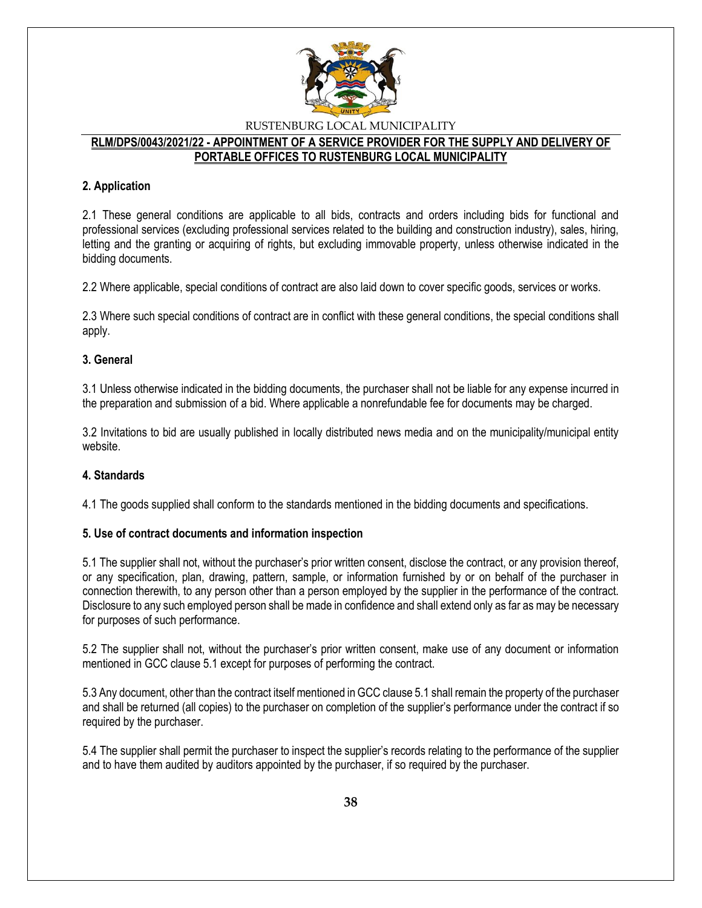## 2. Application

2.1 These general conditions are applicable to all bids, contracts and orders including bids for functional and professional services (excluding professional services related to the building and construction industry), sales, hiring, letting and the granting or acquiring of rights, but excluding immovable property, unless otherwise indicated in the bidding documents.

2.2 Where applicable, special conditions of contract are also laid down to cover specific goods, services or works.

2.3 Where such special conditions of contract are in conflict with these general conditions, the special conditions shall apply.

## 3. General

3.1 Unless otherwise indicated in the bidding documents, the purchaser shall not be liable for any expense incurred in the preparation and submission of a bid. Where applicable a nonrefundable fee for documents may be charged.

3.2 Invitations to bid are usually published in locally distributed news media and on the municipality/municipal entity website.

## 4. Standards

4.1 The goods supplied shall conform to the standards mentioned in the bidding documents and specifications.

## 5. Use of contract documents and information inspection

5.1 The supplier shall not, without the purchaser's prior written consent, disclose the contract, or any provision thereof, or any specification, plan, drawing, pattern, sample, or information furnished by or on behalf of the purchaser in connection therewith, to any person other than a person employed by the supplier in the performance of the contract. Disclosure to any such employed person shall be made in confidence and shall extend only as far as may be necessary for purposes of such performance.

5.2 The supplier shall not, without the purchaser's prior written consent, make use of any document or information mentioned in GCC clause 5.1 except for purposes of performing the contract.

5.3 Any document, other than the contract itself mentioned in GCC clause 5.1 shall remain the property of the purchaser and shall be returned (all copies) to the purchaser on completion of the supplier's performance under the contract if so required by the purchaser.

5.4 The supplier shall permit the purchaser to inspect the supplier's records relating to the performance of the supplier and to have them audited by auditors appointed by the purchaser, if so required by the purchaser.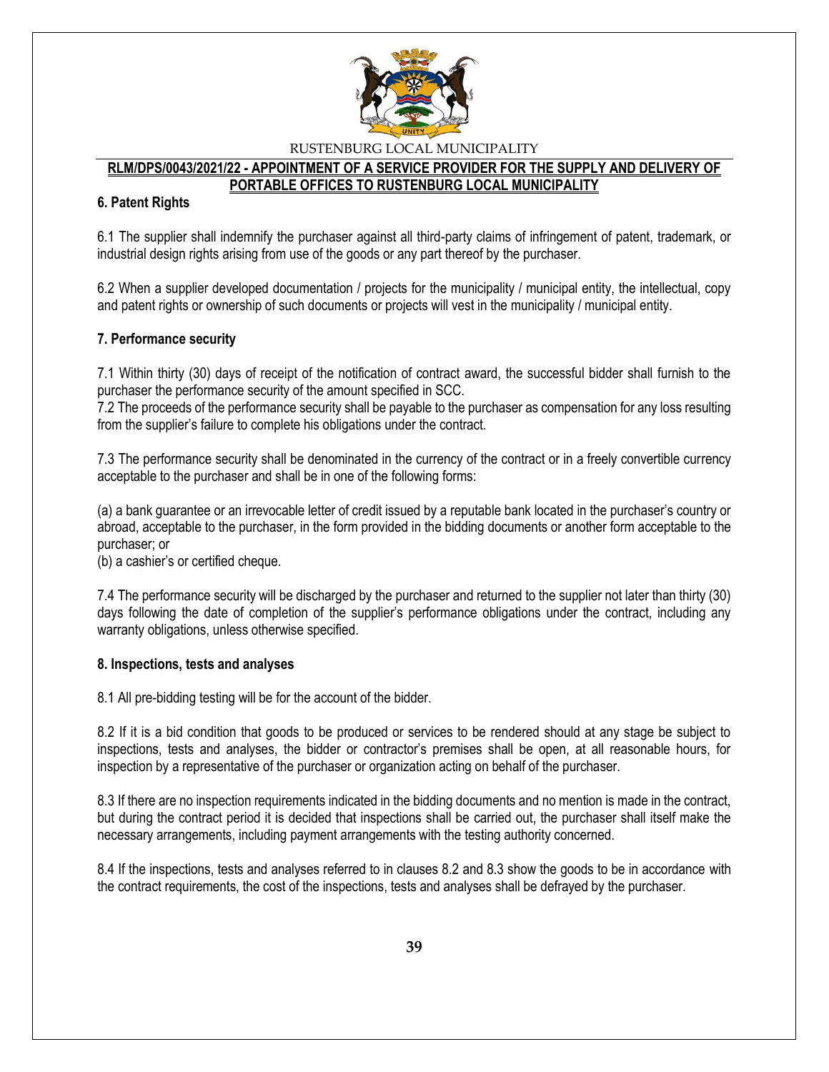### 6. Patent Rights

6.1 The supplier shall indemnify the purchaser against all third-party claims of infringement of patent, trademark, or industrial design rights arising from use of the goods or any part thereof by the purchaser.

6.2 When a supplier developed documentation / projects for the municipality / municipal entity, the intellectual, copy and patent rights or ownership of such documents or projects will vest in the municipality / municipal entity.

### 7. Performance security

7.1 Within thirty (30) days of receipt of the notification of contract award, the successful bidder shall furnish to the purchaser the performance security of the amount specified in SCC.

7.2 The proceeds of the performance security shall be payable to the purchaser as compensation for any loss resulting from the supplier's failure to complete his obligations under the contract.

7.3 The performance security shall be denominated in the currency of the contract or in a freely convertible currency acceptable to the purchaser and shall be in one of the following forms:

(a) a bank guarantee or an irrevocable letter of credit issued by a reputable bank located in the purchaser's country or abroad, acceptable to the purchaser, in the form provided in the bidding documents or another form acceptable to the purchaser; or

(b) a cashier's or certified cheque.

7.4 The performance security will be discharged by the purchaser and returned to the supplier not later than thirty (30) days following the date of completion of the supplier's performance obligations under the contract, including any warranty obligations, unless otherwise specified.

### 8. Inspections, tests and analyses

8.1 All pre-bidding testing will be for the account of the bidder.

8.2 If it is a bid condition that goods to be produced or services to be rendered should at any stage be subject to inspections, tests and analyses, the bidder or contractor's premises shall be open, at all reasonable hours, for inspection by a representative of the purchaser or organization acting on behalf of the purchaser.

8.3 If there are no inspection requirements indicated in the bidding documents and no mention is made in the contract, but during the contract period it is decided that inspections shall be carried out, the purchaser shall itself make the necessary arrangements, including payment arrangements with the testing authority concerned.

8.4 If the inspections, tests and analyses referred to in clauses 8.2 and 8.3 show the goods to be in accordance with the contract requirements, the cost of the inspections, tests and analyses shall be defrayed by the purchaser.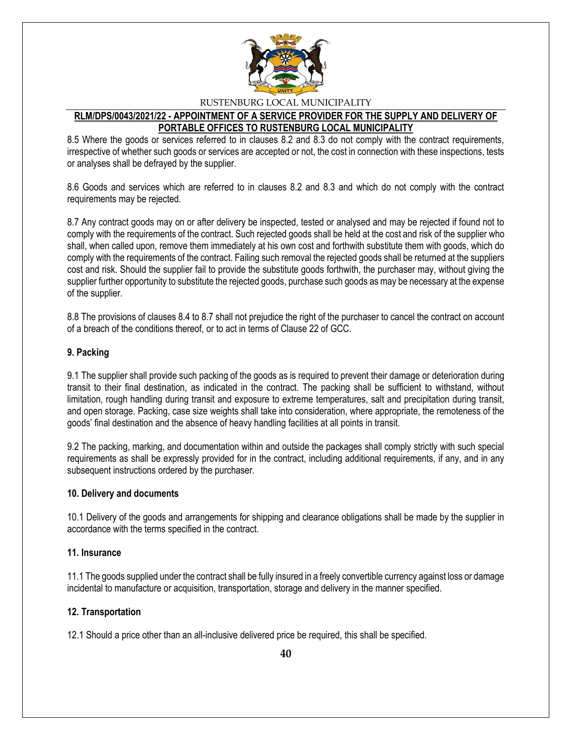8.5 Where the goods or services referred to in clauses 8.2 and 8.3 do not comply with the contract requirements, irrespective of whether such goods or services are accepted or not, the cost in connection with these inspections, tests or analyses shall be defrayed by the supplier.

8.6 Goods and services which are referred to in clauses 8.2 and 8.3 and which do not comply with the contract requirements may be rejected.

8.7 Any contract goods may on or after delivery be inspected, tested or analysed and may be rejected if found not to comply with the requirements of the contract. Such rejected goods shall be held at the cost and risk of the supplier who shall, when called upon, remove them immediately at his own cost and forthwith substitute them with goods, which do comply with the requirements of the contract. Failing such removal the rejected goods shall be returned at the suppliers cost and risk. Should the supplier fail to provide the substitute goods forthwith, the purchaser may, without giving the supplier further opportunity to substitute the rejected goods, purchase such goods as may be necessary at the expense of the supplier.

8.8 The provisions of clauses 8.4 to 8.7 shall not prejudice the right of the purchaser to cancel the contract on account of a breach of the conditions thereof, or to act in terms of Clause 22 of GCC.

**9. Packing**

9.1 The supplier shall provide such packing of the goods as is required to prevent their damage or deterioration during transit to their final destination, as indicated in the contract. The packing shall be sufficient to withstand, without limitation, rough handling during transit and exposure to extreme temperatures, salt and precipitation during transit, and open storage. Packing, case size weights shall take into consideration, where appropriate, the remoteness of the goods' final destination and the absence of heavy handling facilities at all points in transit.

9.2 The packing, marking, and documentation within and outside the packages shall comply strictly with such special requirements as shall be expressly provided for in the contract, including additional requirements, if any, and in any subsequent instructions ordered by the purchaser.

**10. Delivery and documents**

10.1 Delivery of the goods and arrangements for shipping and clearance obligations shall be made by the supplier in accordance with the terms specified in the contract.

**11. Insurance**

11.1 The goods supplied under the contract shall be fully insured in a freely convertible currency against loss or damage incidental to manufacture or acquisition, transportation, storage and delivery in the manner specified.

**12. Transportation**

12.1 Should a price other than an all-inclusive delivered price be required, this shall be specified.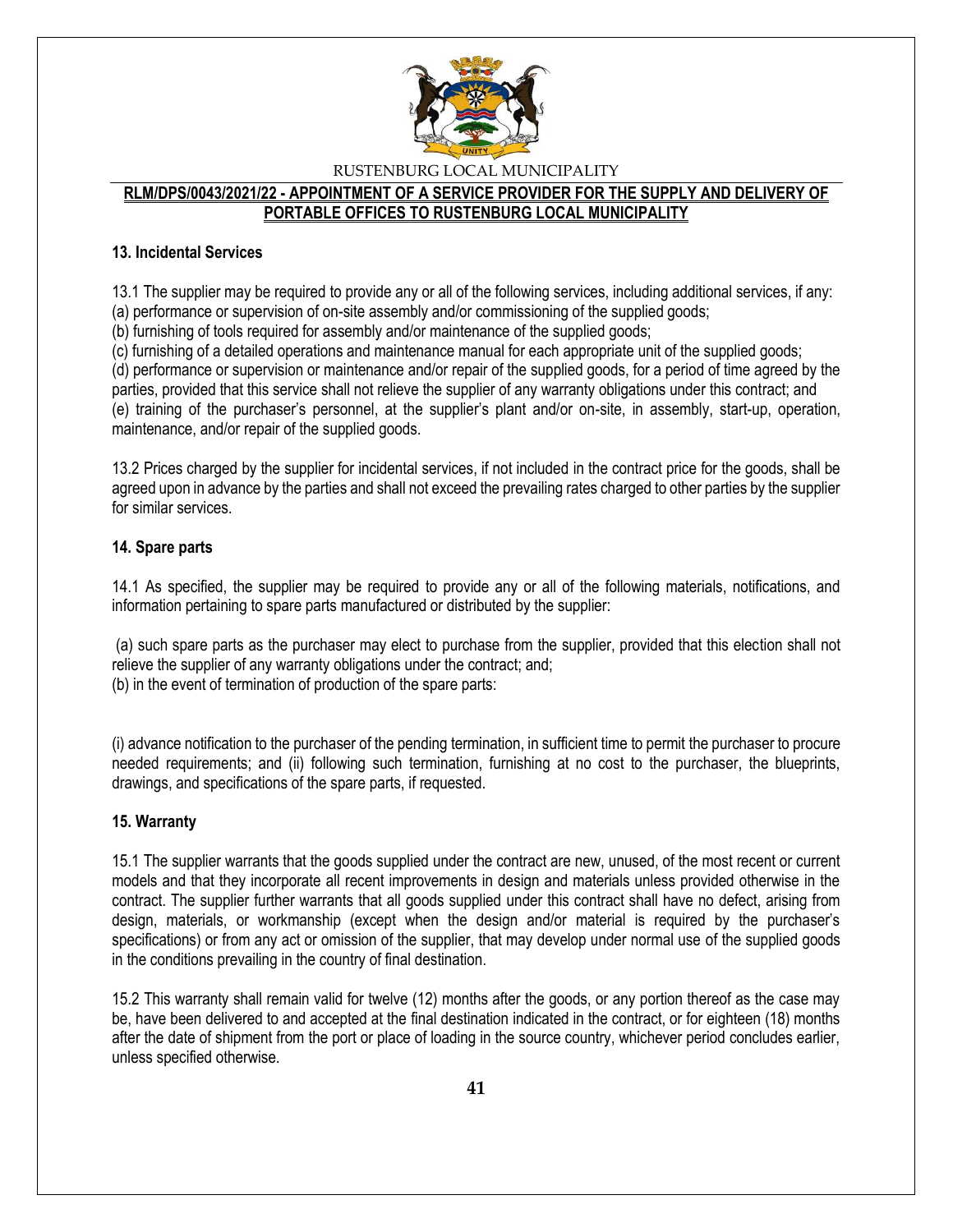### 13. Incidental Services

13.1 The supplier may be required to provide any or all of the following services, including additional services, if any:
(a) performance or supervision of on-site assembly and/or commissioning of the supplied goods;
(b) furnishing of tools required for assembly and/or maintenance of the supplied goods;
(c) furnishing of a detailed operations and maintenance manual for each appropriate unit of the supplied goods;
(d) performance or supervision or maintenance and/or repair of the supplied goods, for a period of time agreed by the parties, provided that this service shall not relieve the supplier of any warranty obligations under this contract; and
(e) training of the purchaser's personnel, at the supplier's plant and/or on-site, in assembly, start-up, operation, maintenance, and/or repair of the supplied goods.

13.2 Prices charged by the supplier for incidental services, if not included in the contract price for the goods, shall be agreed upon in advance by the parties and shall not exceed the prevailing rates charged to other parties by the supplier for similar services.

### 14. Spare parts

14.1 As specified, the supplier may be required to provide any or all of the following materials, notifications, and information pertaining to spare parts manufactured or distributed by the supplier:

(a) such spare parts as the purchaser may elect to purchase from the supplier, provided that this election shall not relieve the supplier of any warranty obligations under the contract; and;
(b) in the event of termination of production of the spare parts:

(i) advance notification to the purchaser of the pending termination, in sufficient time to permit the purchaser to procure needed requirements; and (ii) following such termination, furnishing at no cost to the purchaser, the blueprints, drawings, and specifications of the spare parts, if requested.

### 15. Warranty

15.1 The supplier warrants that the goods supplied under the contract are new, unused, of the most recent or current models and that they incorporate all recent improvements in design and materials unless provided otherwise in the contract. The supplier further warrants that all goods supplied under this contract shall have no defect, arising from design, materials, or workmanship (except when the design and/or material is required by the purchaser's specifications) or from any act or omission of the supplier, that may develop under normal use of the supplied goods in the conditions prevailing in the country of final destination.

15.2 This warranty shall remain valid for twelve (12) months after the goods, or any portion thereof as the case may be, have been delivered to and accepted at the final destination indicated in the contract, or for eighteen (18) months after the date of shipment from the port or place of loading in the source country, whichever period concludes earlier, unless specified otherwise.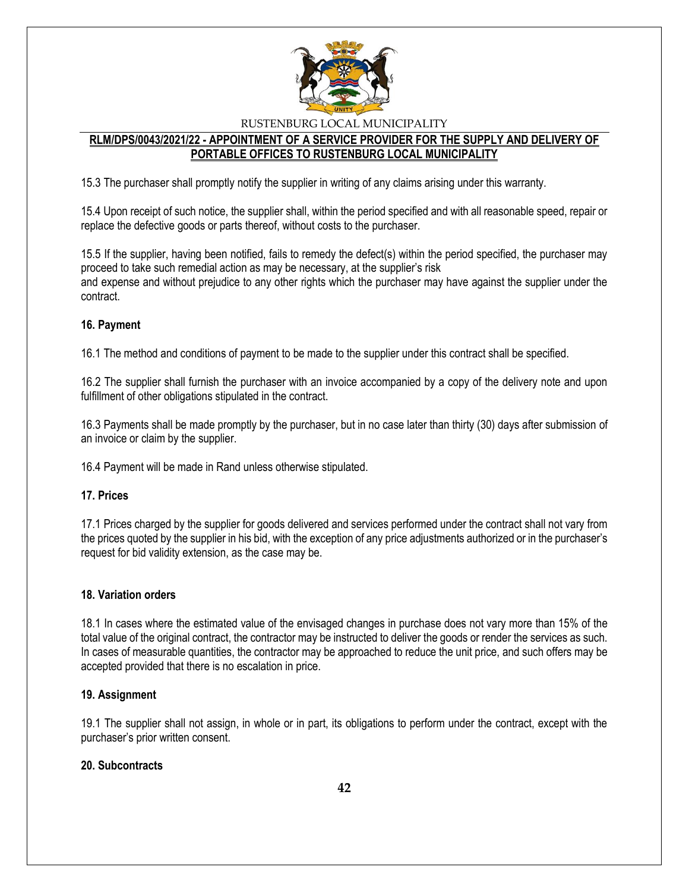15.3 The purchaser shall promptly notify the supplier in writing of any claims arising under this warranty.

15.4 Upon receipt of such notice, the supplier shall, within the period specified and with all reasonable speed, repair or replace the defective goods or parts thereof, without costs to the purchaser.

15.5 If the supplier, having been notified, fails to remedy the defect(s) within the period specified, the purchaser may proceed to take such remedial action as may be necessary, at the supplier's risk and expense and without prejudice to any other rights which the purchaser may have against the supplier under the contract.

**16. Payment**

16.1 The method and conditions of payment to be made to the supplier under this contract shall be specified.

16.2 The supplier shall furnish the purchaser with an invoice accompanied by a copy of the delivery note and upon fulfillment of other obligations stipulated in the contract.

16.3 Payments shall be made promptly by the purchaser, but in no case later than thirty (30) days after submission of an invoice or claim by the supplier.

16.4 Payment will be made in Rand unless otherwise stipulated.

**17. Prices**

17.1 Prices charged by the supplier for goods delivered and services performed under the contract shall not vary from the prices quoted by the supplier in his bid, with the exception of any price adjustments authorized or in the purchaser's request for bid validity extension, as the case may be.

**18. Variation orders**

18.1 In cases where the estimated value of the envisaged changes in purchase does not vary more than 15% of the total value of the original contract, the contractor may be instructed to deliver the goods or render the services as such. In cases of measurable quantities, the contractor may be approached to reduce the unit price, and such offers may be accepted provided that there is no escalation in price.

**19. Assignment**

19.1 The supplier shall not assign, in whole or in part, its obligations to perform under the contract, except with the purchaser's prior written consent.

**20. Subcontracts**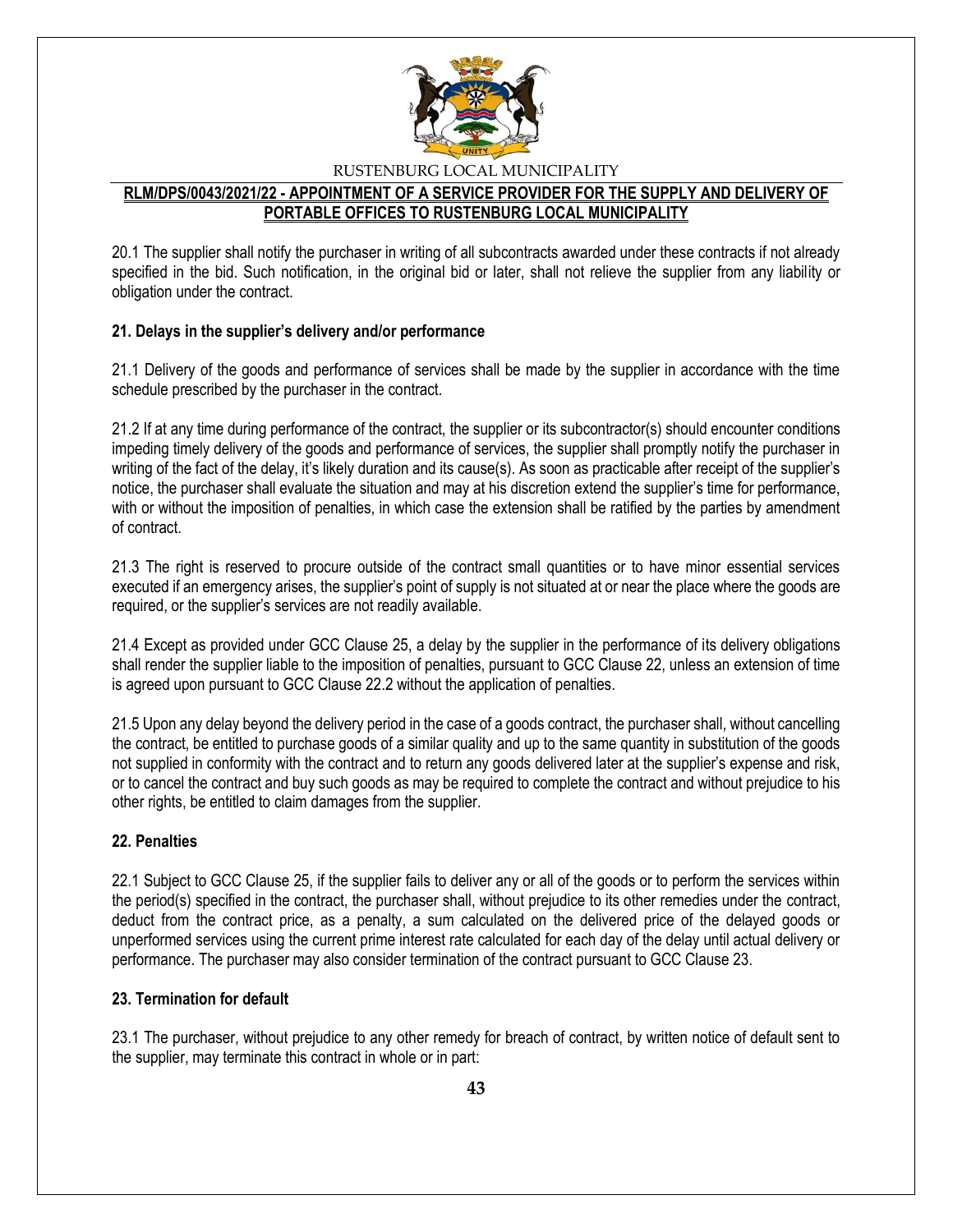20.1 The supplier shall notify the purchaser in writing of all subcontracts awarded under these contracts if not already specified in the bid. Such notification, in the original bid or later, shall not relieve the supplier from any liability or obligation under the contract.

**21. Delays in the supplier's delivery and/or performance**

21.1 Delivery of the goods and performance of services shall be made by the supplier in accordance with the time schedule prescribed by the purchaser in the contract.

21.2 If at any time during performance of the contract, the supplier or its subcontractor(s) should encounter conditions impeding timely delivery of the goods and performance of services, the supplier shall promptly notify the purchaser in writing of the fact of the delay, it's likely duration and its cause(s). As soon as practicable after receipt of the supplier's notice, the purchaser shall evaluate the situation and may at his discretion extend the supplier's time for performance, with or without the imposition of penalties, in which case the extension shall be ratified by the parties by amendment of contract.

21.3 The right is reserved to procure outside of the contract small quantities or to have minor essential services executed if an emergency arises, the supplier's point of supply is not situated at or near the place where the goods are required, or the supplier's services are not readily available.

21.4 Except as provided under GCC Clause 25, a delay by the supplier in the performance of its delivery obligations shall render the supplier liable to the imposition of penalties, pursuant to GCC Clause 22, unless an extension of time is agreed upon pursuant to GCC Clause 22.2 without the application of penalties.

21.5 Upon any delay beyond the delivery period in the case of a goods contract, the purchaser shall, without cancelling the contract, be entitled to purchase goods of a similar quality and up to the same quantity in substitution of the goods not supplied in conformity with the contract and to return any goods delivered later at the supplier's expense and risk, or to cancel the contract and buy such goods as may be required to complete the contract and without prejudice to his other rights, be entitled to claim damages from the supplier.

**22. Penalties**

22.1 Subject to GCC Clause 25, if the supplier fails to deliver any or all of the goods or to perform the services within the period(s) specified in the contract, the purchaser shall, without prejudice to its other remedies under the contract, deduct from the contract price, as a penalty, a sum calculated on the delivered price of the delayed goods or unperformed services using the current prime interest rate calculated for each day of the delay until actual delivery or performance. The purchaser may also consider termination of the contract pursuant to GCC Clause 23.

**23. Termination for default**

23.1 The purchaser, without prejudice to any other remedy for breach of contract, by written notice of default sent to the supplier, may terminate this contract in whole or in part: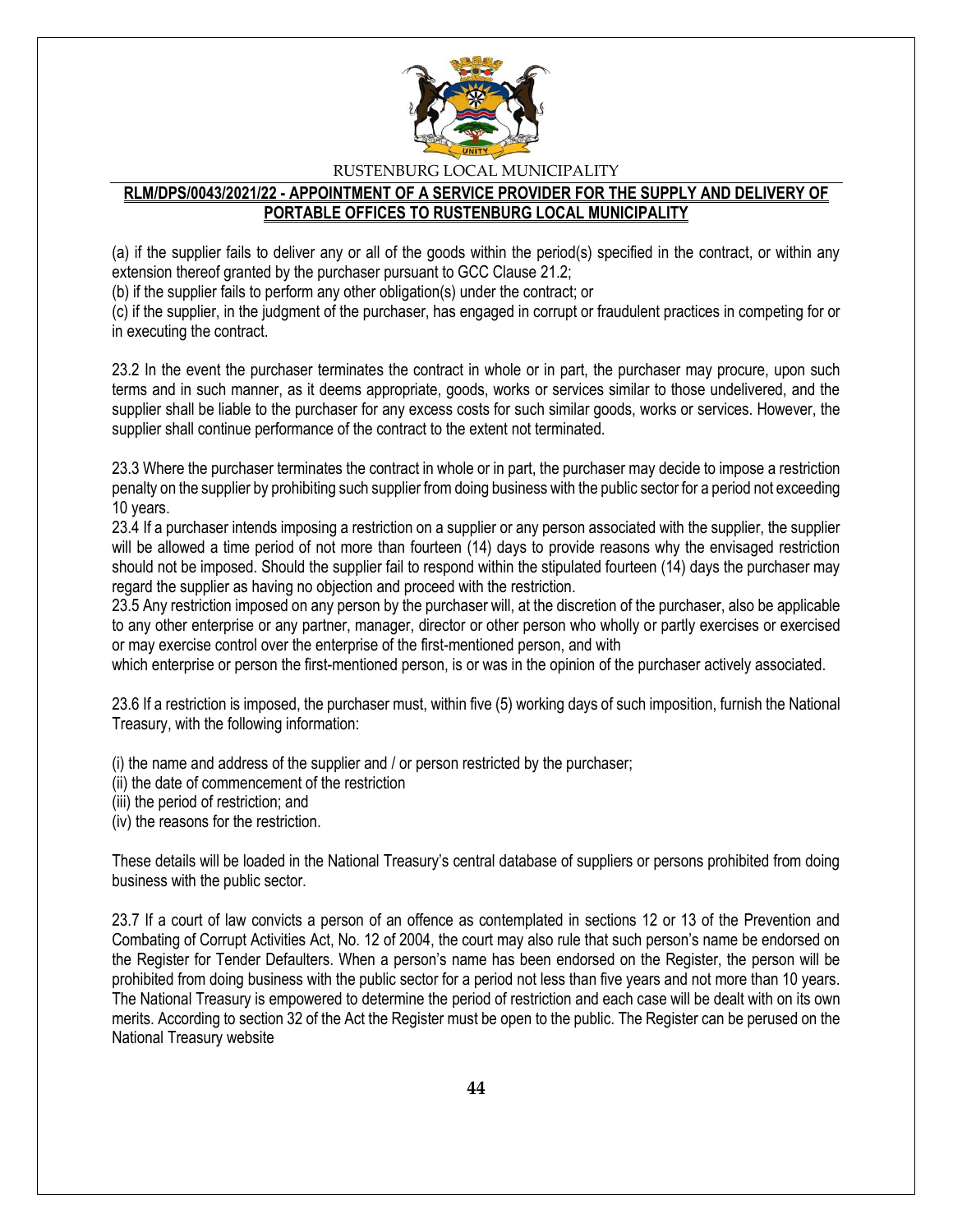(a) if the supplier fails to deliver any or all of the goods within the period(s) specified in the contract, or within any extension thereof granted by the purchaser pursuant to GCC Clause 21.2;

(b) if the supplier fails to perform any other obligation(s) under the contract; or

(c) if the supplier, in the judgment of the purchaser, has engaged in corrupt or fraudulent practices in competing for or in executing the contract.

23.2 In the event the purchaser terminates the contract in whole or in part, the purchaser may procure, upon such terms and in such manner, as it deems appropriate, goods, works or services similar to those undelivered, and the supplier shall be liable to the purchaser for any excess costs for such similar goods, works or services. However, the supplier shall continue performance of the contract to the extent not terminated.

23.3 Where the purchaser terminates the contract in whole or in part, the purchaser may decide to impose a restriction penalty on the supplier by prohibiting such supplier from doing business with the public sector for a period not exceeding 10 years.

23.4 If a purchaser intends imposing a restriction on a supplier or any person associated with the supplier, the supplier will be allowed a time period of not more than fourteen (14) days to provide reasons why the envisaged restriction should not be imposed. Should the supplier fail to respond within the stipulated fourteen (14) days the purchaser may regard the supplier as having no objection and proceed with the restriction.

23.5 Any restriction imposed on any person by the purchaser will, at the discretion of the purchaser, also be applicable to any other enterprise or any partner, manager, director or other person who wholly or partly exercises or exercised or may exercise control over the enterprise of the first-mentioned person, and with which enterprise or person the first-mentioned person, is or was in the opinion of the purchaser actively associated.

23.6 If a restriction is imposed, the purchaser must, within five (5) working days of such imposition, furnish the National Treasury, with the following information:

(i) the name and address of the supplier and / or person restricted by the purchaser;
(ii) the date of commencement of the restriction
(iii) the period of restriction; and
(iv) the reasons for the restriction.

These details will be loaded in the National Treasury's central database of suppliers or persons prohibited from doing business with the public sector.

23.7 If a court of law convicts a person of an offence as contemplated in sections 12 or 13 of the Prevention and Combating of Corrupt Activities Act, No. 12 of 2004, the court may also rule that such person's name be endorsed on the Register for Tender Defaulters. When a person's name has been endorsed on the Register, the person will be prohibited from doing business with the public sector for a period not less than five years and not more than 10 years. The National Treasury is empowered to determine the period of restriction and each case will be dealt with on its own merits. According to section 32 of the Act the Register must be open to the public. The Register can be perused on the National Treasury website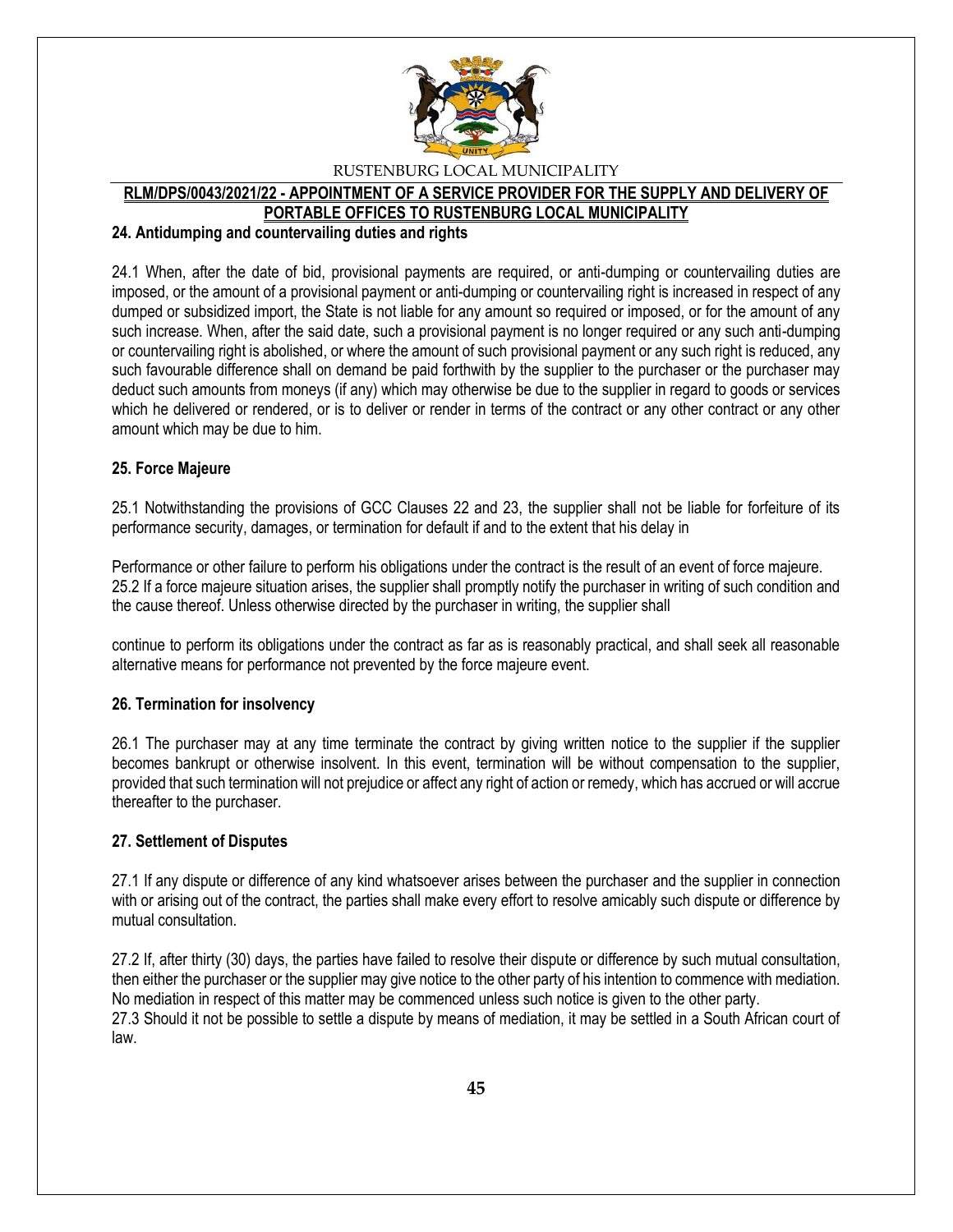## 24. Antidumping and countervailing duties and rights

24.1 When, after the date of bid, provisional payments are required, or anti-dumping or countervailing duties are imposed, or the amount of a provisional payment or anti-dumping or countervailing right is increased in respect of any dumped or subsidized import, the State is not liable for any amount so required or imposed, or for the amount of any such increase. When, after the said date, such a provisional payment is no longer required or any such anti-dumping or countervailing right is abolished, or where the amount of such provisional payment or any such right is reduced, any such favourable difference shall on demand be paid forthwith by the supplier to the purchaser or the purchaser may deduct such amounts from moneys (if any) which may otherwise be due to the supplier in regard to goods or services which he delivered or rendered, or is to deliver or render in terms of the contract or any other contract or any other amount which may be due to him.

## 25. Force Majeure

25.1 Notwithstanding the provisions of GCC Clauses 22 and 23, the supplier shall not be liable for forfeiture of its performance security, damages, or termination for default if and to the extent that his delay in

Performance or other failure to perform his obligations under the contract is the result of an event of force majeure.
25.2 If a force majeure situation arises, the supplier shall promptly notify the purchaser in writing of such condition and the cause thereof. Unless otherwise directed by the purchaser in writing, the supplier shall

continue to perform its obligations under the contract as far as is reasonably practical, and shall seek all reasonable alternative means for performance not prevented by the force majeure event.

## 26. Termination for insolvency

26.1 The purchaser may at any time terminate the contract by giving written notice to the supplier if the supplier becomes bankrupt or otherwise insolvent. In this event, termination will be without compensation to the supplier, provided that such termination will not prejudice or affect any right of action or remedy, which has accrued or will accrue thereafter to the purchaser.

## 27. Settlement of Disputes

27.1 If any dispute or difference of any kind whatsoever arises between the purchaser and the supplier in connection with or arising out of the contract, the parties shall make every effort to resolve amicably such dispute or difference by mutual consultation.

27.2 If, after thirty (30) days, the parties have failed to resolve their dispute or difference by such mutual consultation, then either the purchaser or the supplier may give notice to the other party of his intention to commence with mediation. No mediation in respect of this matter may be commenced unless such notice is given to the other party.
27.3 Should it not be possible to settle a dispute by means of mediation, it may be settled in a South African court of law.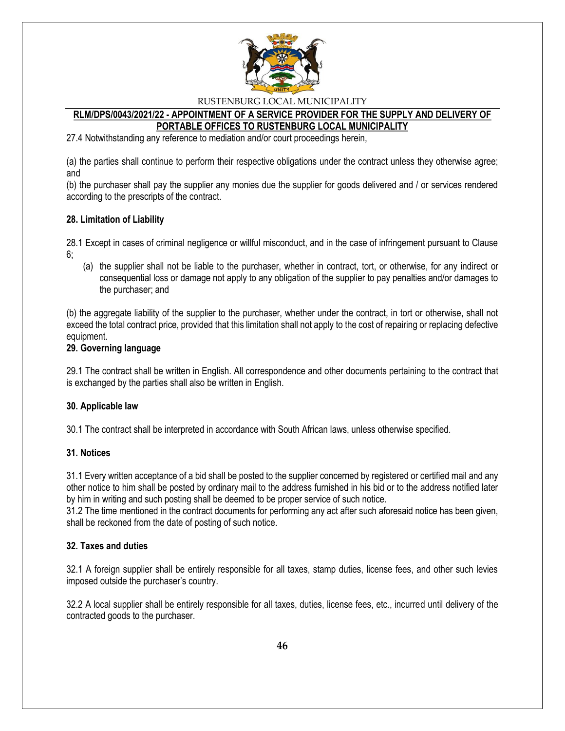27.4 Notwithstanding any reference to mediation and/or court proceedings herein,

(a) the parties shall continue to perform their respective obligations under the contract unless they otherwise agree; and

(b) the purchaser shall pay the supplier any monies due the supplier for goods delivered and / or services rendered according to the prescripts of the contract.

**28. Limitation of Liability**

28.1 Except in cases of criminal negligence or willful misconduct, and in the case of infringement pursuant to Clause 6;

(a) the supplier shall not be liable to the purchaser, whether in contract, tort, or otherwise, for any indirect or consequential loss or damage not apply to any obligation of the supplier to pay penalties and/or damages to the purchaser; and

(b) the aggregate liability of the supplier to the purchaser, whether under the contract, in tort or otherwise, shall not exceed the total contract price, provided that this limitation shall not apply to the cost of repairing or replacing defective equipment.

**29. Governing language**

29.1 The contract shall be written in English. All correspondence and other documents pertaining to the contract that is exchanged by the parties shall also be written in English.

**30. Applicable law**

30.1 The contract shall be interpreted in accordance with South African laws, unless otherwise specified.

**31. Notices**

31.1 Every written acceptance of a bid shall be posted to the supplier concerned by registered or certified mail and any other notice to him shall be posted by ordinary mail to the address furnished in his bid or to the address notified later by him in writing and such posting shall be deemed to be proper service of such notice.

31.2 The time mentioned in the contract documents for performing any act after such aforesaid notice has been given, shall be reckoned from the date of posting of such notice.

**32. Taxes and duties**

32.1 A foreign supplier shall be entirely responsible for all taxes, stamp duties, license fees, and other such levies imposed outside the purchaser's country.

32.2 A local supplier shall be entirely responsible for all taxes, duties, license fees, etc., incurred until delivery of the contracted goods to the purchaser.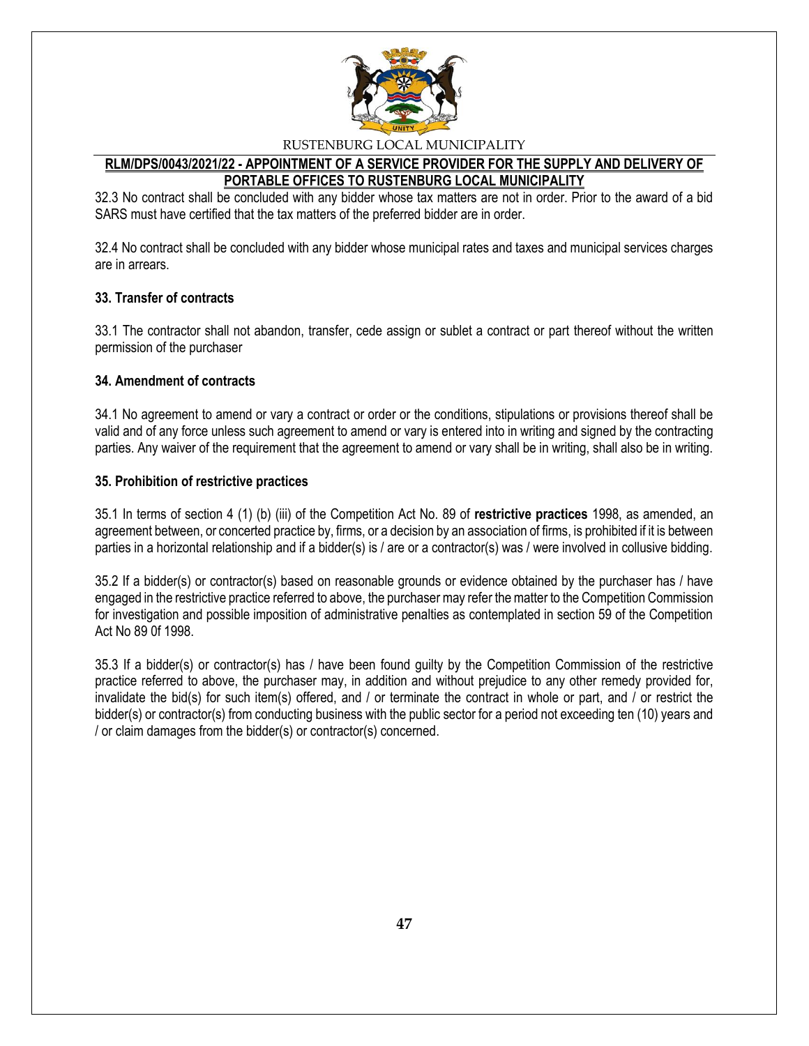32.3 No contract shall be concluded with any bidder whose tax matters are not in order. Prior to the award of a bid SARS must have certified that the tax matters of the preferred bidder are in order.

32.4 No contract shall be concluded with any bidder whose municipal rates and taxes and municipal services charges are in arrears.

**33. Transfer of contracts**

33.1 The contractor shall not abandon, transfer, cede assign or sublet a contract or part thereof without the written permission of the purchaser

**34. Amendment of contracts**

34.1 No agreement to amend or vary a contract or order or the conditions, stipulations or provisions thereof shall be valid and of any force unless such agreement to amend or vary is entered into in writing and signed by the contracting parties. Any waiver of the requirement that the agreement to amend or vary shall be in writing, shall also be in writing.

**35. Prohibition of restrictive practices**

35.1 In terms of section 4 (1) (b) (iii) of the Competition Act No. 89 of **restrictive practices** 1998, as amended, an agreement between, or concerted practice by, firms, or a decision by an association of firms, is prohibited if it is between parties in a horizontal relationship and if a bidder(s) is / are or a contractor(s) was / were involved in collusive bidding.

35.2 If a bidder(s) or contractor(s) based on reasonable grounds or evidence obtained by the purchaser has / have engaged in the restrictive practice referred to above, the purchaser may refer the matter to the Competition Commission for investigation and possible imposition of administrative penalties as contemplated in section 59 of the Competition Act No 89 0f 1998.

35.3 If a bidder(s) or contractor(s) has / have been found guilty by the Competition Commission of the restrictive practice referred to above, the purchaser may, in addition and without prejudice to any other remedy provided for, invalidate the bid(s) for such item(s) offered, and / or terminate the contract in whole or part, and / or restrict the bidder(s) or contractor(s) from conducting business with the public sector for a period not exceeding ten (10) years and / or claim damages from the bidder(s) or contractor(s) concerned.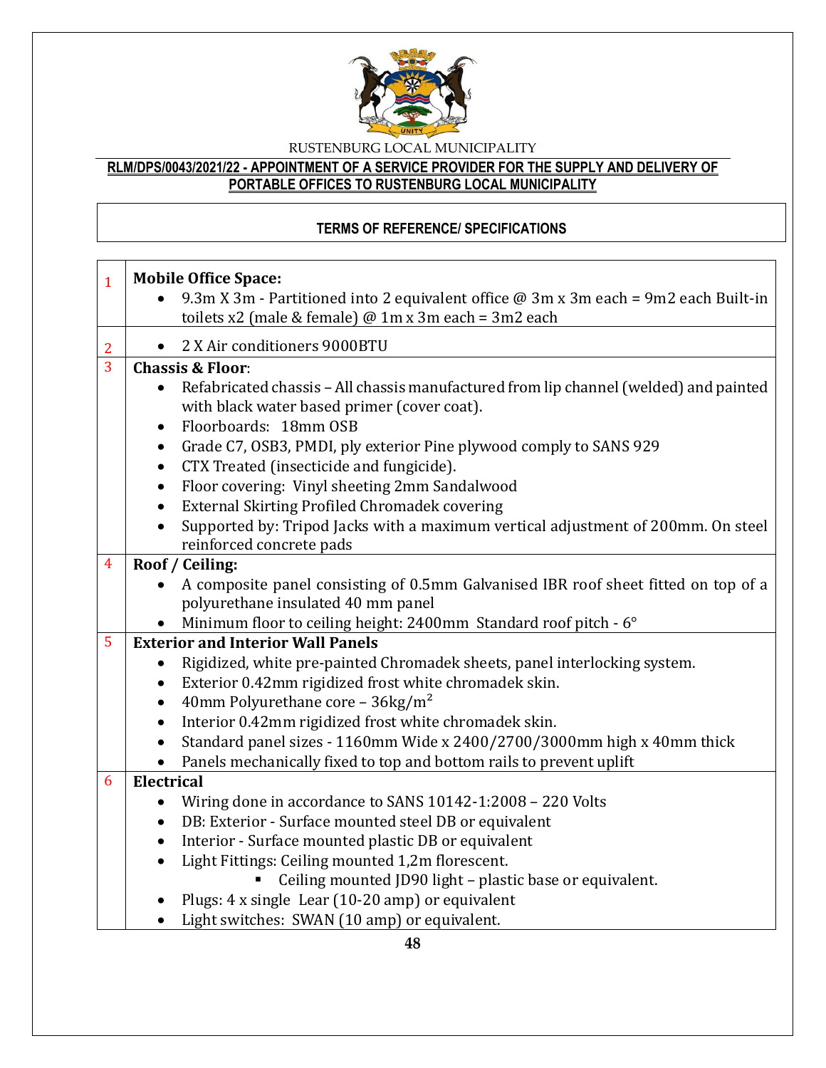RUSTENBURG LOCAL MUNICIPALITY

**RLM/DPS/0043/2021/22 - APPOINTMENT OF A SERVICE PROVIDER FOR THE SUPPLY AND DELIVERY OF PORTABLE OFFICES TO RUSTENBURG LOCAL MUNICIPALITY**

**TERMS OF REFERENCE/ SPECIFICATIONS**

| | |
|---|---|
| 1 | **Mobile Office Space:**<br>• 9.3m X 3m - Partitioned into 2 equivalent office @ 3m x 3m each = 9m2 each Built-in toilets x2 (male & female) @ 1m x 3m each = 3m2 each |
| 2 | • 2 X Air conditioners 9000BTU |
| 3 | **Chassis & Floor**:<br>• Refabricated chassis – All chassis manufactured from lip channel (welded) and painted with black water based primer (cover coat).<br>• Floorboards: 18mm OSB<br>• Grade C7, OSB3, PMDI, ply exterior Pine plywood comply to SANS 929<br>• CTX Treated (insecticide and fungicide).<br>• Floor covering: Vinyl sheeting 2mm Sandalwood<br>• External Skirting Profiled Chromadek covering<br>• Supported by: Tripod Jacks with a maximum vertical adjustment of 200mm. On steel reinforced concrete pads |
| 4 | **Roof / Ceiling:**<br>• A composite panel consisting of 0.5mm Galvanised IBR roof sheet fitted on top of a polyurethane insulated 40 mm panel<br>• Minimum floor to ceiling height: 2400mm Standard roof pitch - 6° |
| 5 | **Exterior and Interior Wall Panels**<br>• Rigidized, white pre-painted Chromadek sheets, panel interlocking system.<br>• Exterior 0.42mm rigidized frost white chromadek skin.<br>• 40mm Polyurethane core – 36kg/$m^2$<br>• Interior 0.42mm rigidized frost white chromadek skin.<br>• Standard panel sizes - 1160mm Wide x 2400/2700/3000mm high x 40mm thick<br>• Panels mechanically fixed to top and bottom rails to prevent uplift |
| 6 | **Electrical**<br>• Wiring done in accordance to SANS 10142-1:2008 – 220 Volts<br>• DB: Exterior - Surface mounted steel DB or equivalent<br>• Interior - Surface mounted plastic DB or equivalent<br>• Light Fittings: Ceiling mounted 1,2m florescent.<br>  ▪ Ceiling mounted JD90 light – plastic base or equivalent.<br>• Plugs: 4 x single Lear (10-20 amp) or equivalent<br>• Light switches: SWAN (10 amp) or equivalent. |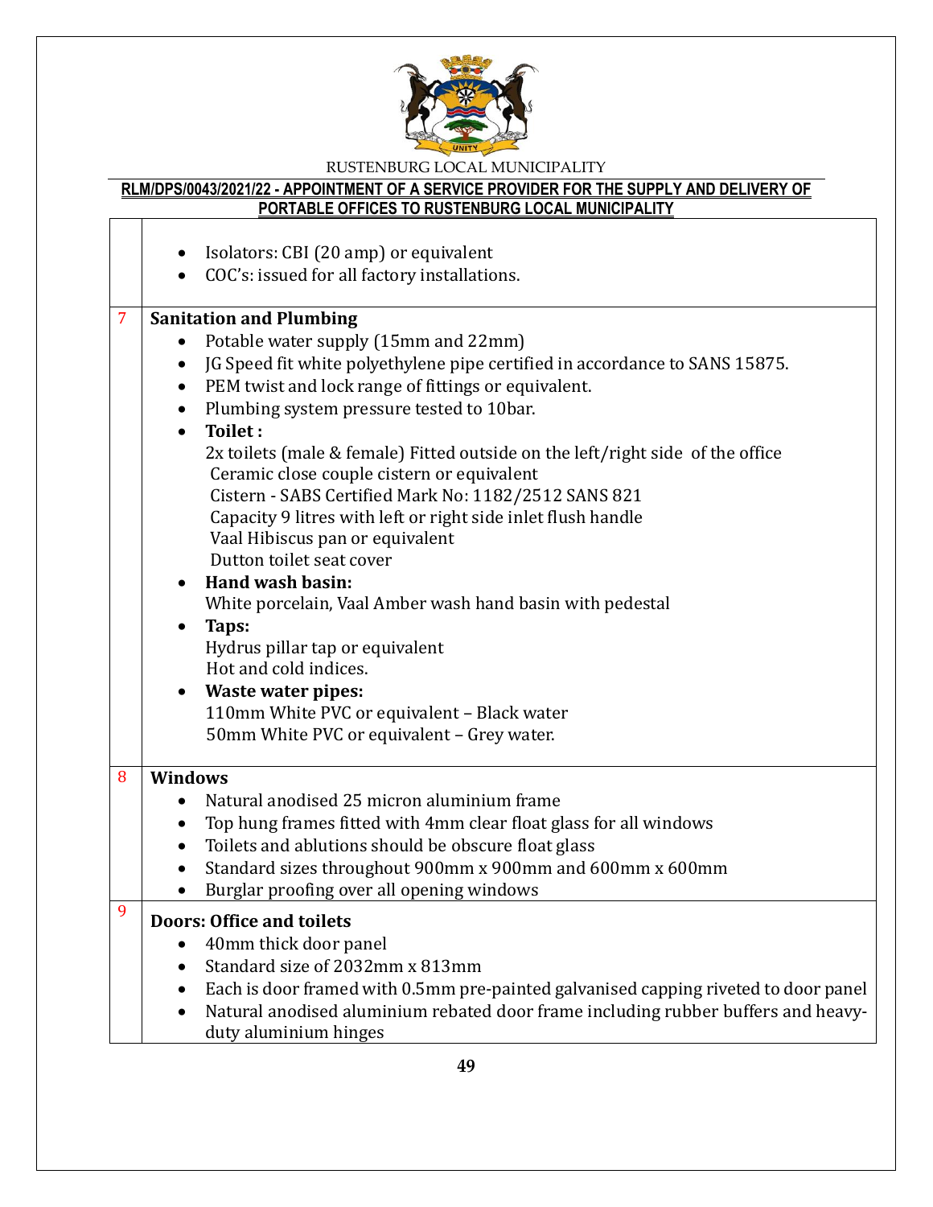| | |
|---|---|
| | • Isolators: CBI (20 amp) or equivalent<br>• COC's: issued for all factory installations. |
| 7 | **Sanitation and Plumbing**<br>• Potable water supply (15mm and 22mm)<br>• JG Speed fit white polyethylene pipe certified in accordance to SANS 15875.<br>• PEM twist and lock range of fittings or equivalent.<br>• Plumbing system pressure tested to 10bar.<br>• **Toilet :**<br>2x toilets (male & female) Fitted outside on the left/right side of the office<br>Ceramic close couple cistern or equivalent<br>Cistern - SABS Certified Mark No: 1182/2512 SANS 821<br>Capacity 9 litres with left or right side inlet flush handle<br>Vaal Hibiscus pan or equivalent<br>Dutton toilet seat cover<br>• **Hand wash basin:**<br>White porcelain, Vaal Amber wash hand basin with pedestal<br>• **Taps:**<br>Hydrus pillar tap or equivalent<br>Hot and cold indices.<br>• **Waste water pipes:**<br>110mm White PVC or equivalent – Black water<br>50mm White PVC or equivalent – Grey water. |
| 8 | **Windows**<br>• Natural anodised 25 micron aluminium frame<br>• Top hung frames fitted with 4mm clear float glass for all windows<br>• Toilets and ablutions should be obscure float glass<br>• Standard sizes throughout 900mm x 900mm and 600mm x 600mm<br>• Burglar proofing over all opening windows |
| 9 | **Doors: Office and toilets**<br>• 40mm thick door panel<br>• Standard size of 2032mm x 813mm<br>• Each is door framed with 0.5mm pre-painted galvanised capping riveted to door panel<br>• Natural anodised aluminium rebated door frame including rubber buffers and heavy-duty aluminium hinges |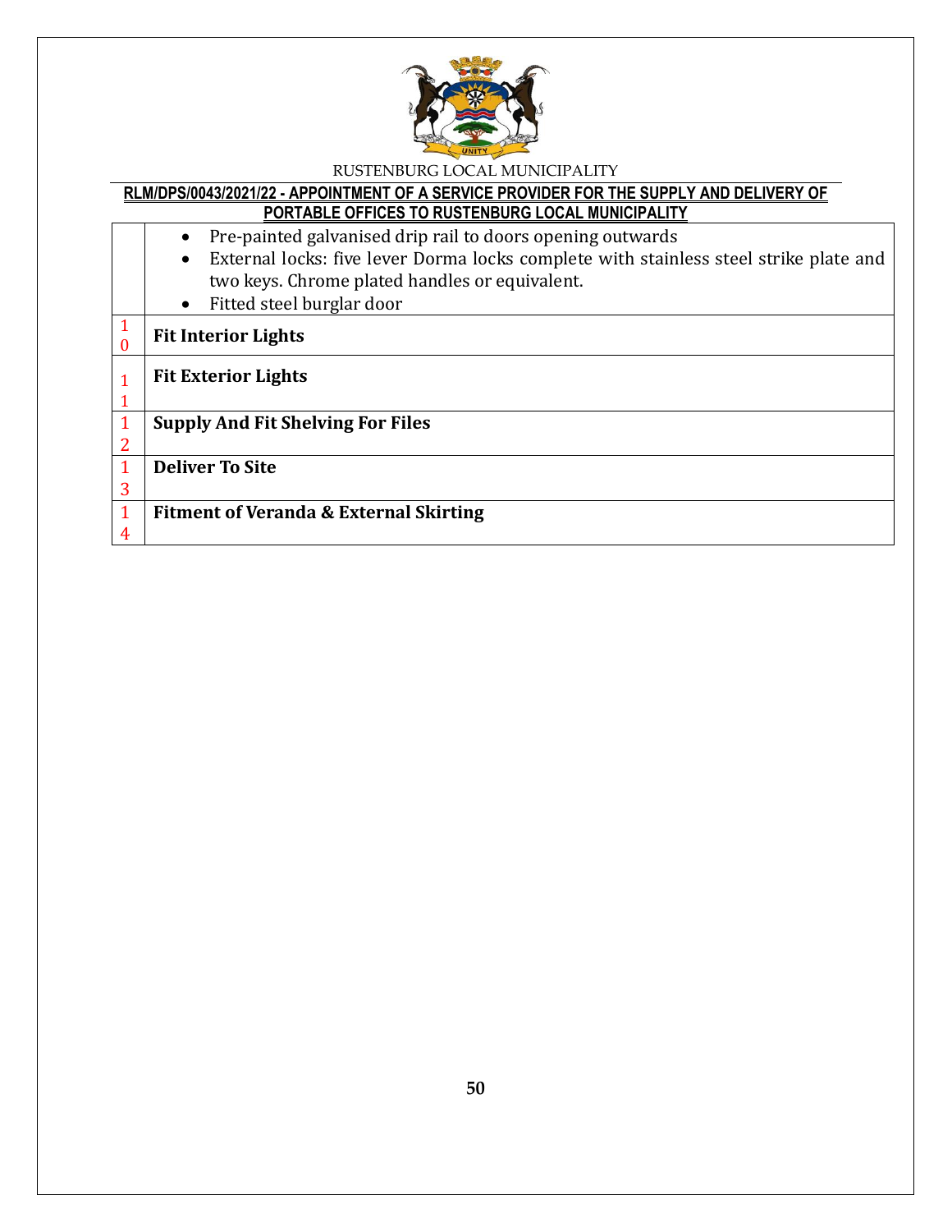| | |
|---|---|
| | • Pre-painted galvanised drip rail to doors opening outwards<br>• External locks: five lever Dorma locks complete with stainless steel strike plate and two keys. Chrome plated handles or equivalent.<br>• Fitted steel burglar door |
| 10 | **Fit Interior Lights** |
| 11 | **Fit Exterior Lights** |
| 12 | **Supply And Fit Shelving For Files** |
| 13 | **Deliver To Site** |
| 14 | **Fitment of Veranda & External Skirting** |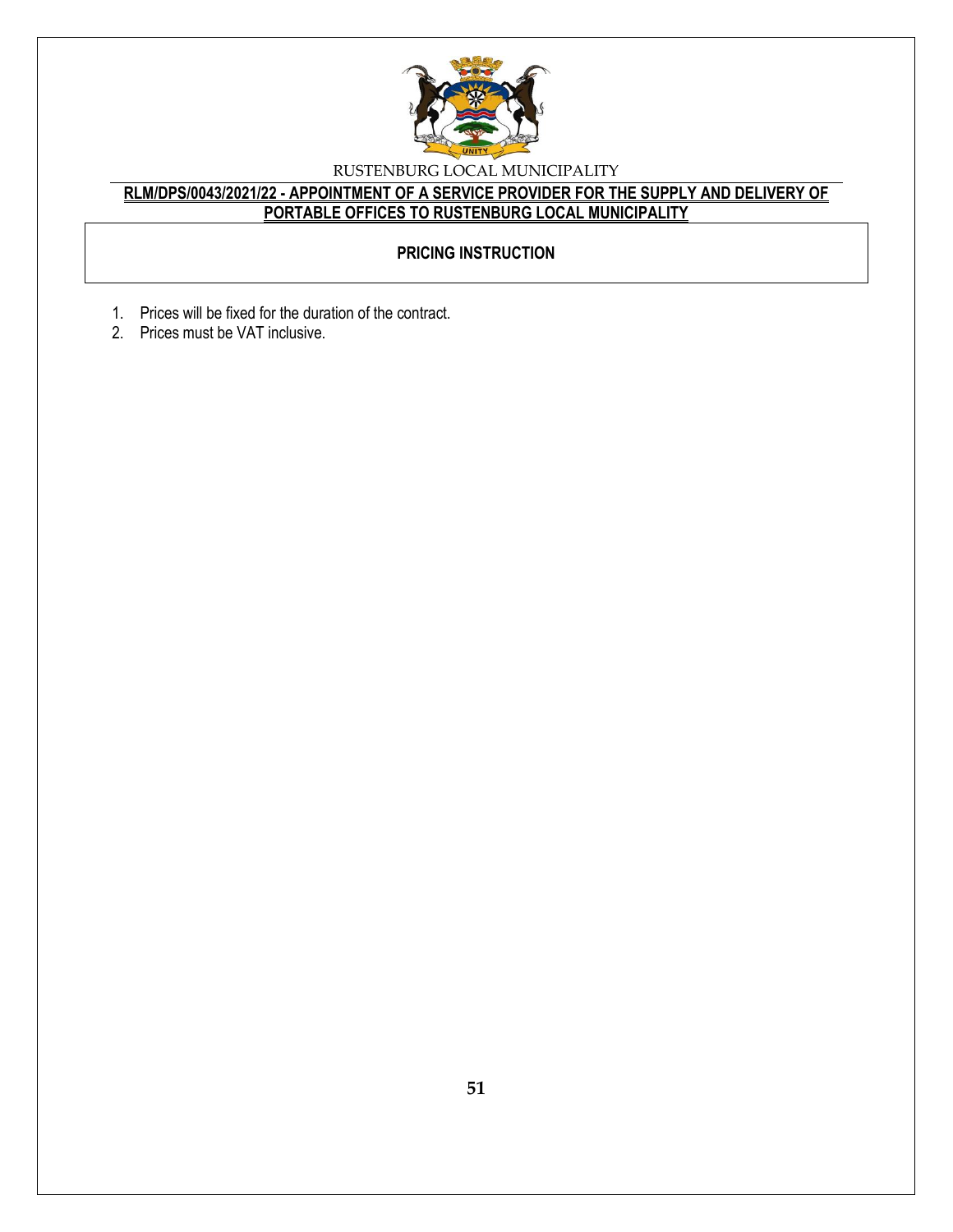## PRICING INSTRUCTION

1. Prices will be fixed for the duration of the contract.
2. Prices must be VAT inclusive.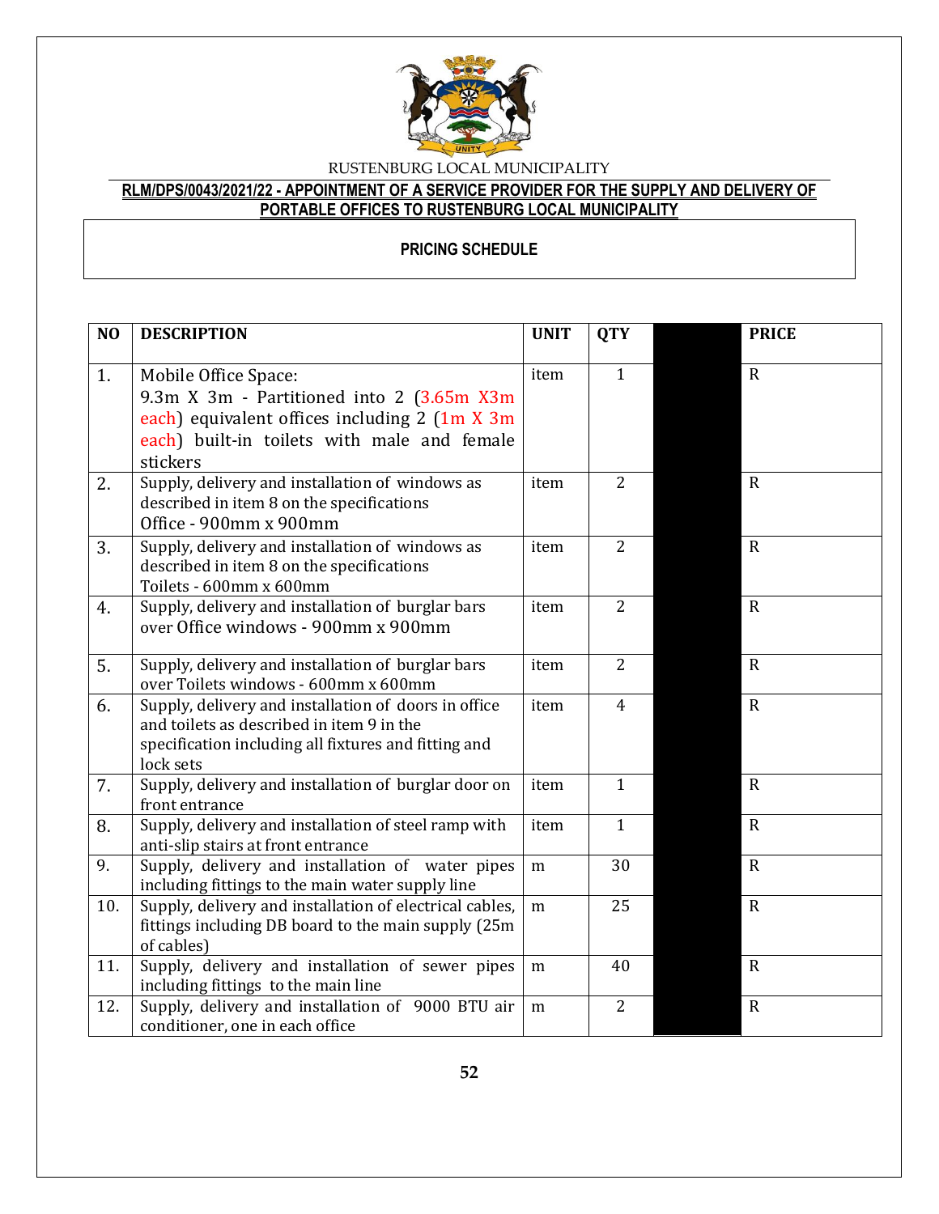RUSTENBURG LOCAL MUNICIPALITY

**RLM/DPS/0043/2021/22 - APPOINTMENT OF A SERVICE PROVIDER FOR THE SUPPLY AND DELIVERY OF PORTABLE OFFICES TO RUSTENBURG LOCAL MUNICIPALITY**

**PRICING SCHEDULE**

| NO | DESCRIPTION | UNIT | QTY | | PRICE |
|---|---|---|---|---|---|
| 1. | Mobile Office Space: 9.3m X 3m - Partitioned into 2 (3.65m X3m each) equivalent offices including 2 (1m X 3m each) built-in toilets with male and female stickers | item | 1 | | R |
| 2. | Supply, delivery and installation of windows as described in item 8 on the specifications Office - 900mm x 900mm | item | 2 | | R |
| 3. | Supply, delivery and installation of windows as described in item 8 on the specifications Toilets - 600mm x 600mm | item | 2 | | R |
| 4. | Supply, delivery and installation of burglar bars over Office windows - 900mm x 900mm | item | 2 | | R |
| 5. | Supply, delivery and installation of burglar bars over Toilets windows - 600mm x 600mm | item | 2 | | R |
| 6. | Supply, delivery and installation of doors in office and toilets as described in item 9 in the specification including all fixtures and fitting and lock sets | item | 4 | | R |
| 7. | Supply, delivery and installation of burglar door on front entrance | item | 1 | | R |
| 8. | Supply, delivery and installation of steel ramp with anti-slip stairs at front entrance | item | 1 | | R |
| 9. | Supply, delivery and installation of water pipes including fittings to the main water supply line | m | 30 | | R |
| 10. | Supply, delivery and installation of electrical cables, fittings including DB board to the main supply (25m of cables) | m | 25 | | R |
| 11. | Supply, delivery and installation of sewer pipes including fittings to the main line | m | 40 | | R |
| 12. | Supply, delivery and installation of 9000 BTU air conditioner, one in each office | m | 2 | | R |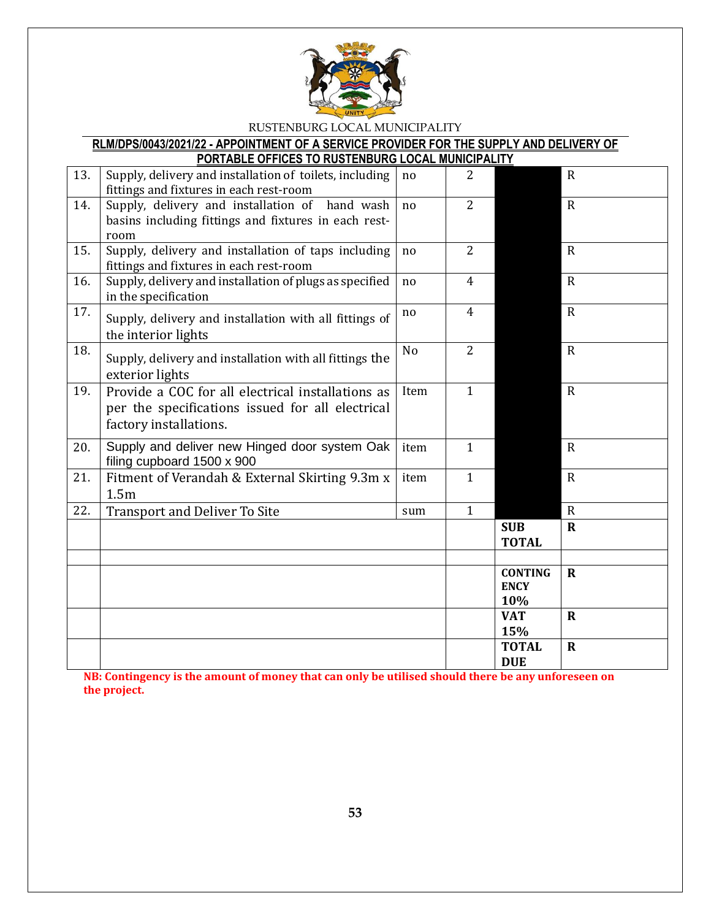RUSTENBURG LOCAL MUNICIPALITY

**RLM/DPS/0043/2021/22 - APPOINTMENT OF A SERVICE PROVIDER FOR THE SUPPLY AND DELIVERY OF PORTABLE OFFICES TO RUSTENBURG LOCAL MUNICIPALITY**

| | | | | | |
|---|---|---|---|---|---|
| 13. | Supply, delivery and installation of toilets, including fittings and fixtures in each rest-room | no | 2 | | R |
| 14. | Supply, delivery and installation of hand wash basins including fittings and fixtures in each rest-room | no | 2 | | R |
| 15. | Supply, delivery and installation of taps including fittings and fixtures in each rest-room | no | 2 | | R |
| 16. | Supply, delivery and installation of plugs as specified in the specification | no | 4 | | R |
| 17. | Supply, delivery and installation with all fittings of the interior lights | no | 4 | | R |
| 18. | Supply, delivery and installation with all fittings the exterior lights | No | 2 | | R |
| 19. | Provide a COC for all electrical installations as per the specifications issued for all electrical factory installations. | Item | 1 | | R |
| 20. | Supply and deliver new Hinged door system Oak filing cupboard 1500 x 900 | item | 1 | | R |
| 21. | Fitment of Verandah & External Skirting 9.3m x 1.5m | item | 1 | | R |
| 22. | Transport and Deliver To Site | sum | 1 | | R |
| | | | | **SUB TOTAL** | **R** |
| | | | | | |
| | | | | **CONTINGENCY 10%** | **R** |
| | | | | **VAT 15%** | **R** |
| | | | | **TOTAL DUE** | **R** |

**NB: Contingency is the amount of money that can only be utilised should there be any unforeseen on the project.**